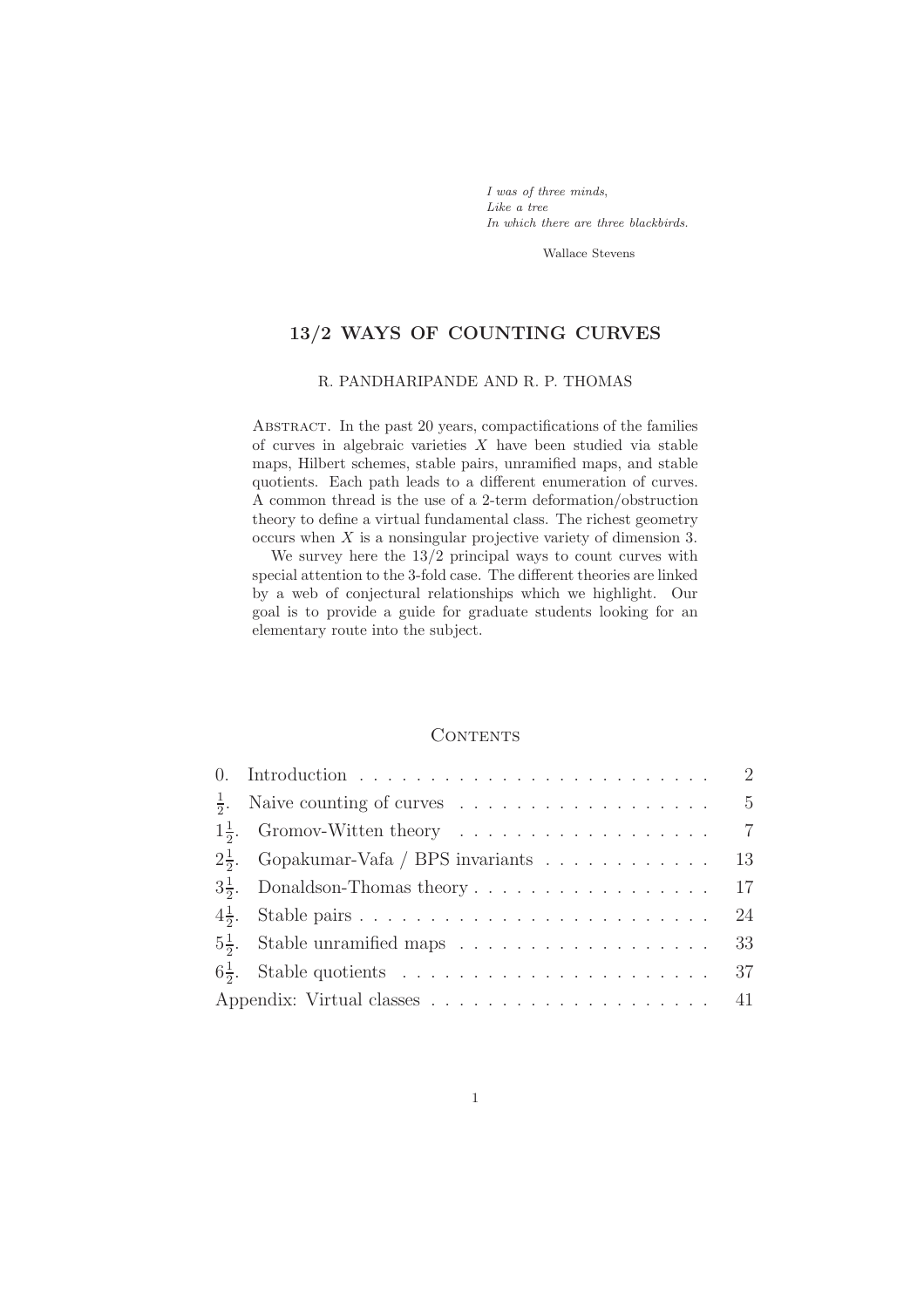*I was of three minds,*
*Like a tree*
*In which there are three blackbirds.*

Wallace Stevens

# 13/2 WAYS OF COUNTING CURVES

R. PANDHARIPANDE AND R. P. THOMAS

Abstract. In the past 20 years, compactifications of the families of curves in algebraic varieties $X$ have been studied via stable maps, Hilbert schemes, stable pairs, unramified maps, and stable quotients. Each path leads to a different enumeration of curves. A common thread is the use of a 2-term deformation/obstruction theory to define a virtual fundamental class. The richest geometry occurs when $X$ is a nonsingular projective variety of dimension 3.

We survey here the 13/2 principal ways to count curves with special attention to the 3-fold case. The different theories are linked by a web of conjectural relationships which we highlight. Our goal is to provide a guide for graduate students looking for an elementary route into the subject.

## Contents

| | | |
|---|---|---|
| 0. | Introduction | 2 |
| $\frac{1}{2}$. | Naive counting of curves | 5 |
| $1\frac{1}{2}$. | Gromov-Witten theory | 7 |
| $2\frac{1}{2}$. | Gopakumar-Vafa / BPS invariants | 13 |
| $3\frac{1}{2}$. | Donaldson-Thomas theory | 17 |
| $4\frac{1}{2}$. | Stable pairs | 24 |
| $5\frac{1}{2}$. | Stable unramified maps | 33 |
| $6\frac{1}{2}$. | Stable quotients | 37 |
| | Appendix: Virtual classes | 41 |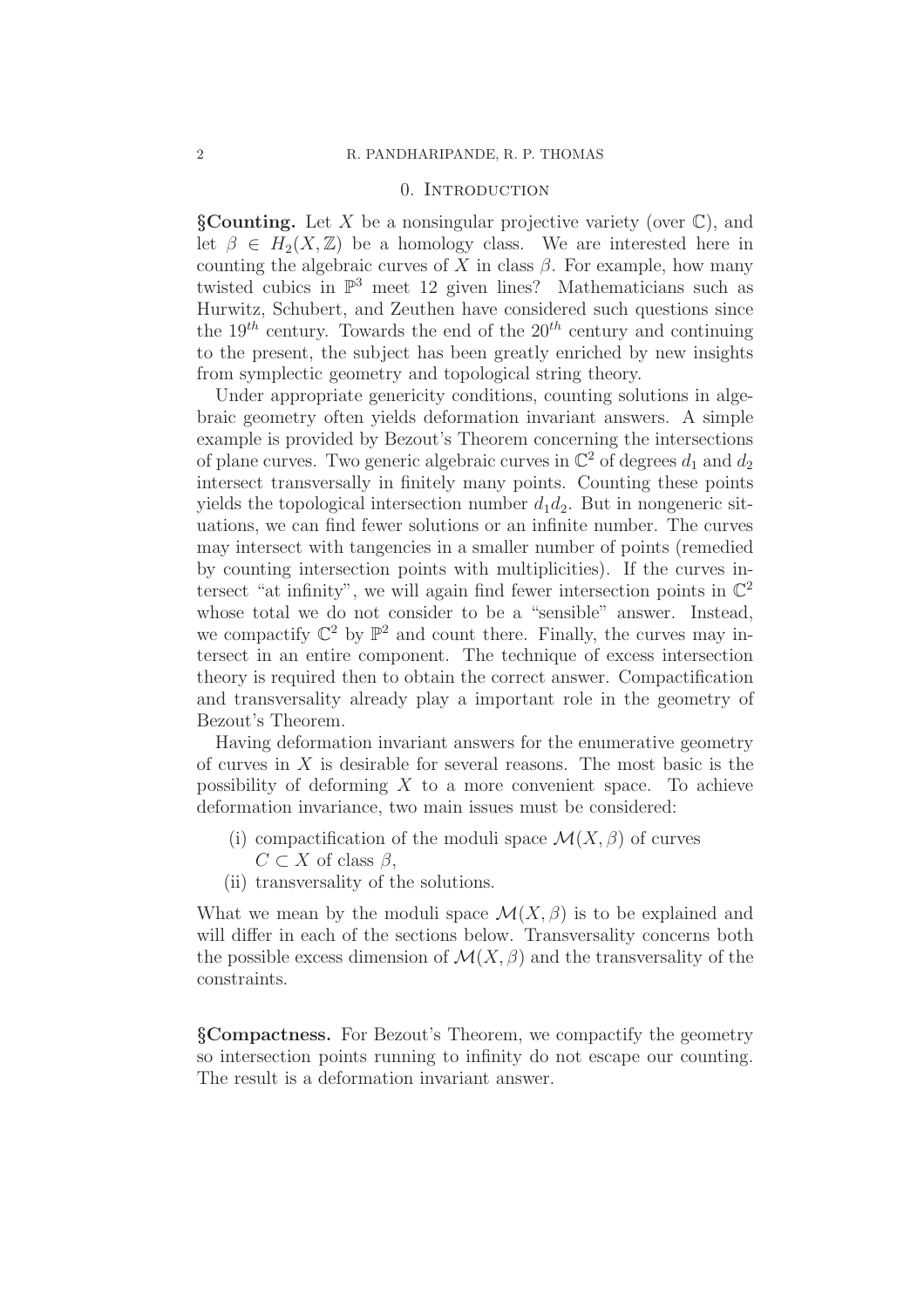## 0. Introduction

**§Counting.** Let $X$ be a nonsingular projective variety (over $\mathbb{C}$), and let $\beta \in H_2(X, \mathbb{Z})$ be a homology class. We are interested here in counting the algebraic curves of $X$ in class $\beta$. For example, how many twisted cubics in $\mathbb{P}^3$ meet 12 given lines? Mathematicians such as Hurwitz, Schubert, and Zeuthen have considered such questions since the $19^{th}$ century. Towards the end of the $20^{th}$ century and continuing to the present, the subject has been greatly enriched by new insights from symplectic geometry and topological string theory.

Under appropriate genericity conditions, counting solutions in algebraic geometry often yields deformation invariant answers. A simple example is provided by Bezout's Theorem concerning the intersections of plane curves. Two generic algebraic curves in $\mathbb{C}^2$ of degrees $d_1$ and $d_2$ intersect transversally in finitely many points. Counting these points yields the topological intersection number $d_1 d_2$. But in nongeneric situations, we can find fewer solutions or an infinite number. The curves may intersect with tangencies in a smaller number of points (remedied by counting intersection points with multiplicities). If the curves intersect "at infinity", we will again find fewer intersection points in $\mathbb{C}^2$ whose total we do not consider to be a "sensible" answer. Instead, we compactify $\mathbb{C}^2$ by $\mathbb{P}^2$ and count there. Finally, the curves may intersect in an entire component. The technique of excess intersection theory is required then to obtain the correct answer. Compactification and transversality already play a important role in the geometry of Bezout's Theorem.

Having deformation invariant answers for the enumerative geometry of curves in $X$ is desirable for several reasons. The most basic is the possibility of deforming $X$ to a more convenient space. To achieve deformation invariance, two main issues must be considered:

- (i) compactification of the moduli space $\mathcal{M}(X, \beta)$ of curves $C \subset X$ of class $\beta$,
- (ii) transversality of the solutions.

What we mean by the moduli space $\mathcal{M}(X, \beta)$ is to be explained and will differ in each of the sections below. Transversality concerns both the possible excess dimension of $\mathcal{M}(X, \beta)$ and the transversality of the constraints.

**§Compactness.** For Bezout's Theorem, we compactify the geometry so intersection points running to infinity do not escape our counting. The result is a deformation invariant answer.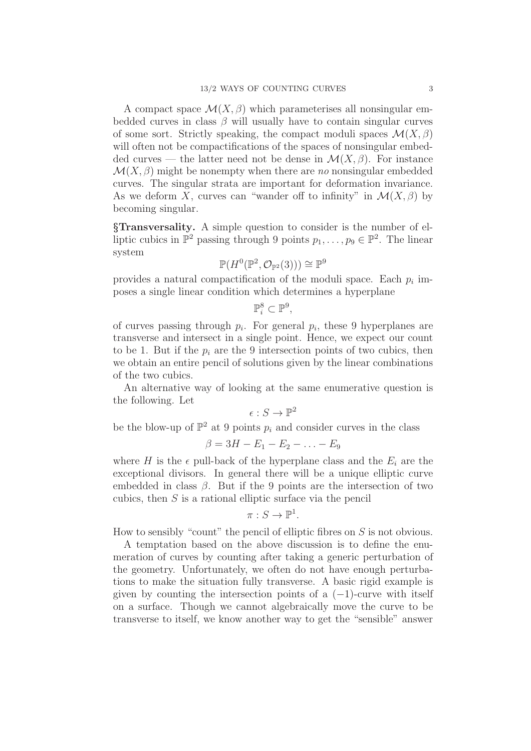A compact space $\mathcal{M}(X, \beta)$ which parameterises all nonsingular embedded curves in class $\beta$ will usually have to contain singular curves of some sort. Strictly speaking, the compact moduli spaces $\mathcal{M}(X, \beta)$ will often not be compactifications of the spaces of nonsingular embedded curves — the latter need not be dense in $\mathcal{M}(X, \beta)$. For instance $\mathcal{M}(X, \beta)$ might be nonempty when there are *no* nonsingular embedded curves. The singular strata are important for deformation invariance. As we deform $X$, curves can "wander off to infinity" in $\mathcal{M}(X, \beta)$ by becoming singular.

**§Transversality.** A simple question to consider is the number of elliptic cubics in $\mathbb{P}^2$ passing through 9 points $p_1, \ldots, p_9 \in \mathbb{P}^2$. The linear system

$$\mathbb{P}(H^0(\mathbb{P}^2, \mathcal{O}_{\mathbb{P}^2}(3))) \cong \mathbb{P}^9$$

provides a natural compactification of the moduli space. Each $p_i$ imposes a single linear condition which determines a hyperplane

$$\mathbb{P}^8_i \subset \mathbb{P}^9,$$

of curves passing through $p_i$. For general $p_i$, these 9 hyperplanes are transverse and intersect in a single point. Hence, we expect our count to be 1. But if the $p_i$ are the 9 intersection points of two cubics, then we obtain an entire pencil of solutions given by the linear combinations of the two cubics.

An alternative way of looking at the same enumerative question is the following. Let

$$\epsilon : S \to \mathbb{P}^2$$

be the blow-up of $\mathbb{P}^2$ at 9 points $p_i$ and consider curves in the class

$$\beta = 3H - E_1 - E_2 - \ldots - E_9$$

where $H$ is the $\epsilon$ pull-back of the hyperplane class and the $E_i$ are the exceptional divisors. In general there will be a unique elliptic curve embedded in class $\beta$. But if the 9 points are the intersection of two cubics, then $S$ is a rational elliptic surface via the pencil

$$\pi : S \to \mathbb{P}^1.$$

How to sensibly "count" the pencil of elliptic fibres on $S$ is not obvious.

A temptation based on the above discussion is to define the enumeration of curves by counting after taking a generic perturbation of the geometry. Unfortunately, we often do not have enough perturbations to make the situation fully transverse. A basic rigid example is given by counting the intersection points of a $(-1)$-curve with itself on a surface. Though we cannot algebraically move the curve to be transverse to itself, we know another way to get the "sensible" answer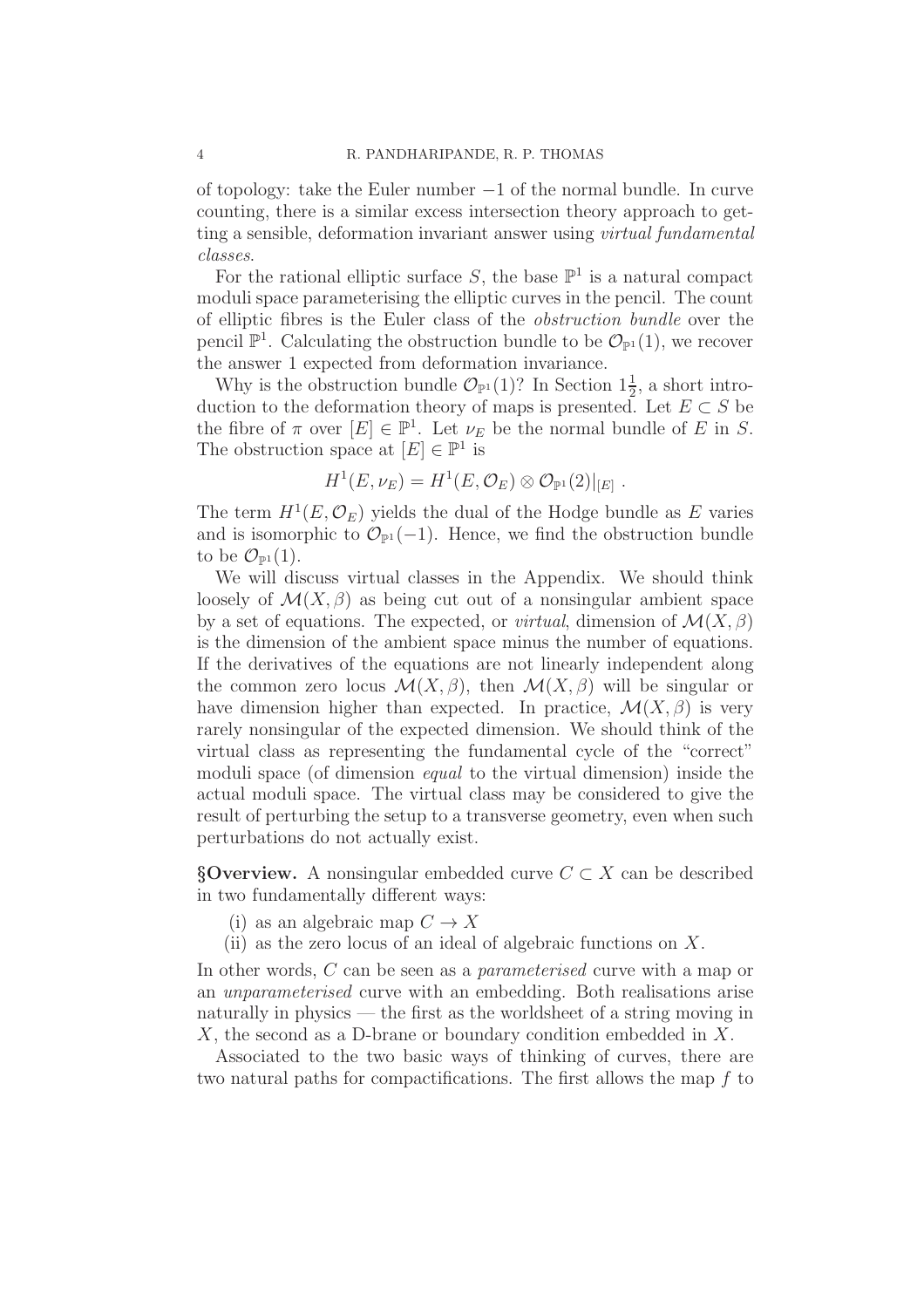of topology: take the Euler number $-1$ of the normal bundle. In curve counting, there is a similar excess intersection theory approach to getting a sensible, deformation invariant answer using *virtual fundamental classes*.

For the rational elliptic surface $S$, the base $\mathbb{P}^1$ is a natural compact moduli space parameterising the elliptic curves in the pencil. The count of elliptic fibres is the Euler class of the *obstruction bundle* over the pencil $\mathbb{P}^1$. Calculating the obstruction bundle to be $\mathcal{O}_{\mathbb{P}^1}(1)$, we recover the answer 1 expected from deformation invariance.

Why is the obstruction bundle $\mathcal{O}_{\mathbb{P}^1}(1)$? In Section $1\frac{1}{2}$, a short introduction to the deformation theory of maps is presented. Let $E \subset S$ be the fibre of $\pi$ over $[E] \in \mathbb{P}^1$. Let $\nu_E$ be the normal bundle of $E$ in $S$. The obstruction space at $[E] \in \mathbb{P}^1$ is

$$H^1(E, \nu_E) = H^1(E, \mathcal{O}_E) \otimes \mathcal{O}_{\mathbb{P}^1}(2)|_{[E]} \ .$$

The term $H^1(E, \mathcal{O}_E)$ yields the dual of the Hodge bundle as $E$ varies and is isomorphic to $\mathcal{O}_{\mathbb{P}^1}(-1)$. Hence, we find the obstruction bundle to be $\mathcal{O}_{\mathbb{P}^1}(1)$.

We will discuss virtual classes in the Appendix. We should think loosely of $\mathcal{M}(X, \beta)$ as being cut out of a nonsingular ambient space by a set of equations. The expected, or *virtual*, dimension of $\mathcal{M}(X, \beta)$ is the dimension of the ambient space minus the number of equations. If the derivatives of the equations are not linearly independent along the common zero locus $\mathcal{M}(X, \beta)$, then $\mathcal{M}(X, \beta)$ will be singular or have dimension higher than expected. In practice, $\mathcal{M}(X, \beta)$ is very rarely nonsingular of the expected dimension. We should think of the virtual class as representing the fundamental cycle of the "correct" moduli space (of dimension *equal* to the virtual dimension) inside the actual moduli space. The virtual class may be considered to give the result of perturbing the setup to a transverse geometry, even when such perturbations do not actually exist.

**§Overview.** A nonsingular embedded curve $C \subset X$ can be described in two fundamentally different ways:

(i) as an algebraic map $C \to X$
(ii) as the zero locus of an ideal of algebraic functions on $X$.

In other words, $C$ can be seen as a *parameterised* curve with a map or an *unparameterised* curve with an embedding. Both realisations arise naturally in physics — the first as the worldsheet of a string moving in $X$, the second as a D-brane or boundary condition embedded in $X$.

Associated to the two basic ways of thinking of curves, there are two natural paths for compactifications. The first allows the map $f$ to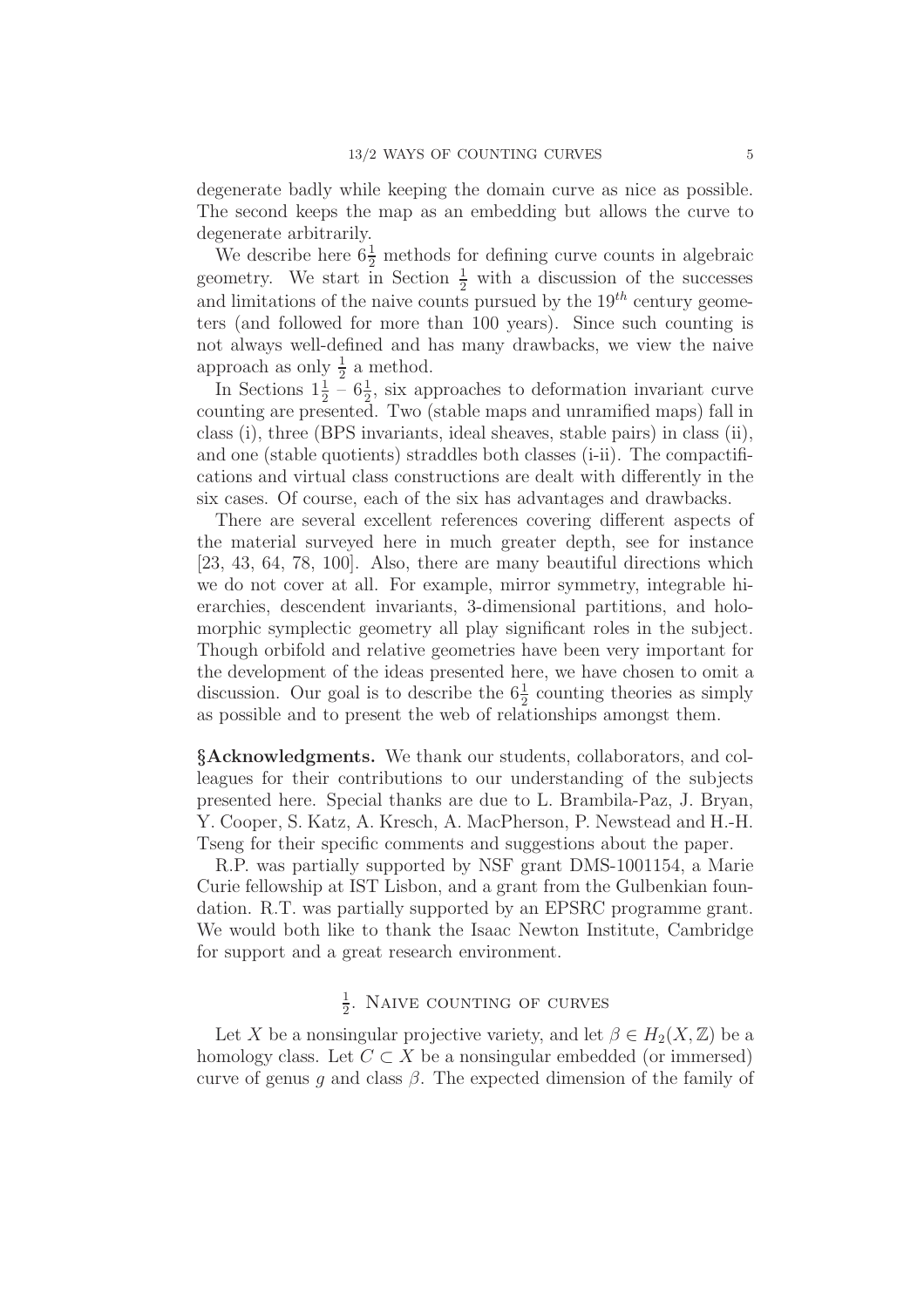degenerate badly while keeping the domain curve as nice as possible. The second keeps the map as an embedding but allows the curve to degenerate arbitrarily.

We describe here $6\frac{1}{2}$ methods for defining curve counts in algebraic geometry. We start in Section $\frac{1}{2}$ with a discussion of the successes and limitations of the naive counts pursued by the $19^{th}$ century geometers (and followed for more than 100 years). Since such counting is not always well-defined and has many drawbacks, we view the naive approach as only $\frac{1}{2}$ a method.

In Sections $1\frac{1}{2}$ – $6\frac{1}{2}$, six approaches to deformation invariant curve counting are presented. Two (stable maps and unramified maps) fall in class (i), three (BPS invariants, ideal sheaves, stable pairs) in class (ii), and one (stable quotients) straddles both classes (i-ii). The compactifications and virtual class constructions are dealt with differently in the six cases. Of course, each of the six has advantages and drawbacks.

There are several excellent references covering different aspects of the material surveyed here in much greater depth, see for instance [23, 43, 64, 78, 100]. Also, there are many beautiful directions which we do not cover at all. For example, mirror symmetry, integrable hierarchies, descendent invariants, 3-dimensional partitions, and holomorphic symplectic geometry all play significant roles in the subject. Though orbifold and relative geometries have been very important for the development of the ideas presented here, we have chosen to omit a discussion. Our goal is to describe the $6\frac{1}{2}$ counting theories as simply as possible and to present the web of relationships amongst them.

**§Acknowledgments.** We thank our students, collaborators, and colleagues for their contributions to our understanding of the subjects presented here. Special thanks are due to L. Brambila-Paz, J. Bryan, Y. Cooper, S. Katz, A. Kresch, A. MacPherson, P. Newstead and H.-H. Tseng for their specific comments and suggestions about the paper.

R.P. was partially supported by NSF grant DMS-1001154, a Marie Curie fellowship at IST Lisbon, and a grant from the Gulbenkian foundation. R.T. was partially supported by an EPSRC programme grant. We would both like to thank the Isaac Newton Institute, Cambridge for support and a great research environment.

## $\frac{1}{2}$. Naive counting of curves

Let $X$ be a nonsingular projective variety, and let $\beta \in H_2(X,\mathbb{Z})$ be a homology class. Let $C \subset X$ be a nonsingular embedded (or immersed) curve of genus $g$ and class $\beta$. The expected dimension of the family of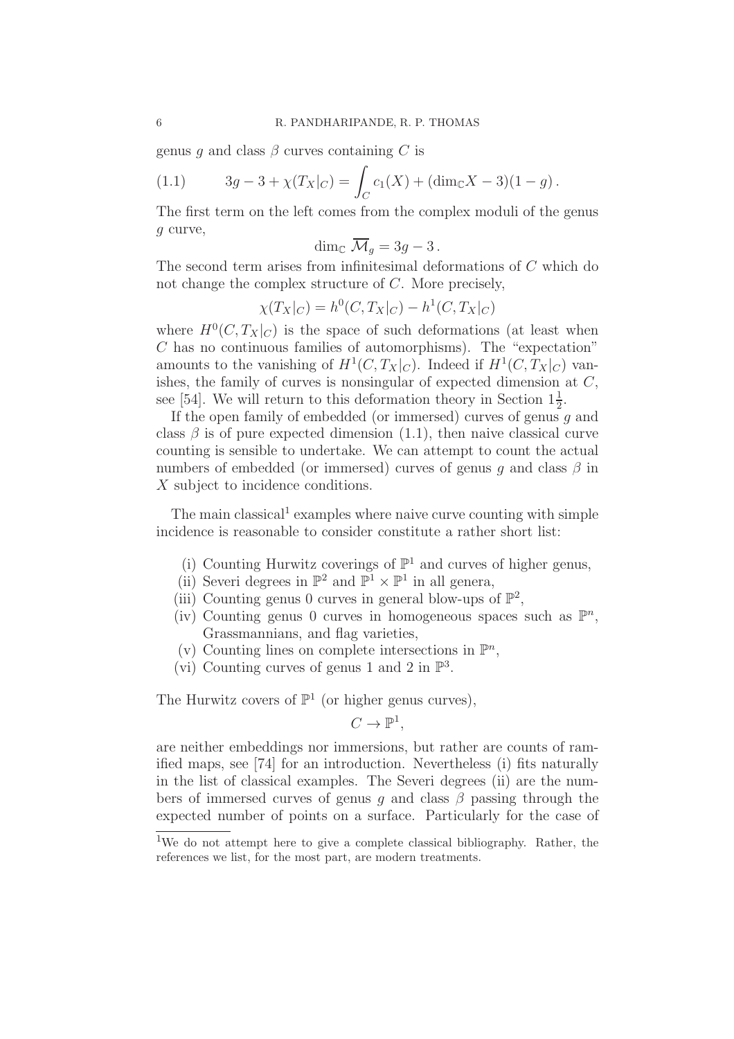genus $g$ and class $\beta$ curves containing $C$ is

$$3g - 3 + \chi(T_X|_C) = \int_C c_1(X) + (\dim_{\mathbb{C}} X - 3)(1 - g)\,. \tag{1.1}$$

The first term on the left comes from the complex moduli of the genus $g$ curve,

$$\dim_{\mathbb{C}} \overline{\mathcal{M}}_g = 3g - 3\,.$$

The second term arises from infinitesimal deformations of $C$ which do not change the complex structure of $C$. More precisely,

$$\chi(T_X|_C) = h^0(C, T_X|_C) - h^1(C, T_X|_C)$$

where $H^0(C, T_X|_C)$ is the space of such deformations (at least when $C$ has no continuous families of automorphisms). The "expectation" amounts to the vanishing of $H^1(C, T_X|_C)$. Indeed if $H^1(C, T_X|_C)$ vanishes, the family of curves is nonsingular of expected dimension at $C$, see [54]. We will return to this deformation theory in Section $1\frac{1}{2}$.

If the open family of embedded (or immersed) curves of genus $g$ and class $\beta$ is of pure expected dimension (1.1), then naive classical curve counting is sensible to undertake. We can attempt to count the actual numbers of embedded (or immersed) curves of genus $g$ and class $\beta$ in $X$ subject to incidence conditions.

The main classical[1] examples where naive curve counting with simple incidence is reasonable to consider constitute a rather short list:

- (i) Counting Hurwitz coverings of $\mathbb{P}^1$ and curves of higher genus,
- (ii) Severi degrees in $\mathbb{P}^2$ and $\mathbb{P}^1 \times \mathbb{P}^1$ in all genera,
- (iii) Counting genus 0 curves in general blow-ups of $\mathbb{P}^2$,
- (iv) Counting genus 0 curves in homogeneous spaces such as $\mathbb{P}^n$, Grassmannians, and flag varieties,
- (v) Counting lines on complete intersections in $\mathbb{P}^n$,
- (vi) Counting curves of genus 1 and 2 in $\mathbb{P}^3$.

The Hurwitz covers of $\mathbb{P}^1$ (or higher genus curves),

$$C \to \mathbb{P}^1,$$

are neither embeddings nor immersions, but rather are counts of ramified maps, see [74] for an introduction. Nevertheless (i) fits naturally in the list of classical examples. The Severi degrees (ii) are the numbers of immersed curves of genus $g$ and class $\beta$ passing through the expected number of points on a surface. Particularly for the case of

[1] We do not attempt here to give a complete classical bibliography. Rather, the references we list, for the most part, are modern treatments.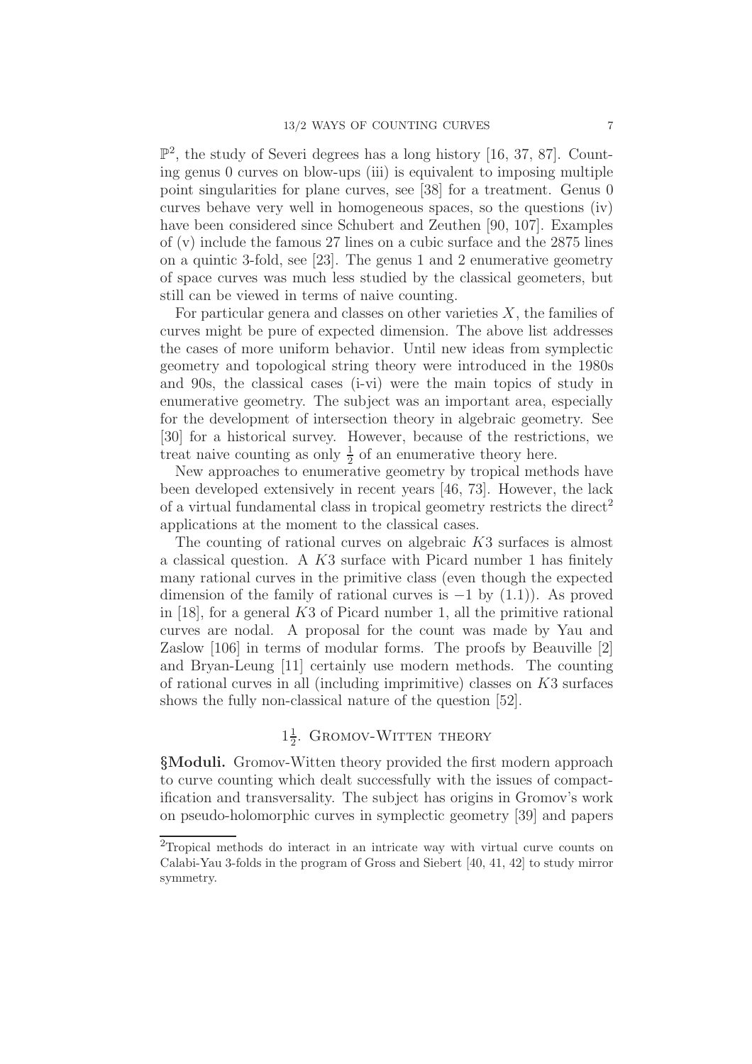$\mathbb{P}^2$, the study of Severi degrees has a long history [16, 37, 87]. Counting genus 0 curves on blow-ups (iii) is equivalent to imposing multiple point singularities for plane curves, see [38] for a treatment. Genus 0 curves behave very well in homogeneous spaces, so the questions (iv) have been considered since Schubert and Zeuthen [90, 107]. Examples of (v) include the famous 27 lines on a cubic surface and the 2875 lines on a quintic 3-fold, see [23]. The genus 1 and 2 enumerative geometry of space curves was much less studied by the classical geometers, but still can be viewed in terms of naive counting.

For particular genera and classes on other varieties $X$, the families of curves might be pure of expected dimension. The above list addresses the cases of more uniform behavior. Until new ideas from symplectic geometry and topological string theory were introduced in the 1980s and 90s, the classical cases (i-vi) were the main topics of study in enumerative geometry. The subject was an important area, especially for the development of intersection theory in algebraic geometry. See [30] for a historical survey. However, because of the restrictions, we treat naive counting as only $\frac{1}{2}$ of an enumerative theory here.

New approaches to enumerative geometry by tropical methods have been developed extensively in recent years [46, 73]. However, the lack of a virtual fundamental class in tropical geometry restricts the direct[2] applications at the moment to the classical cases.

The counting of rational curves on algebraic $K3$ surfaces is almost a classical question. A $K3$ surface with Picard number 1 has finitely many rational curves in the primitive class (even though the expected dimension of the family of rational curves is $-1$ by (1.1)). As proved in [18], for a general $K3$ of Picard number 1, all the primitive rational curves are nodal. A proposal for the count was made by Yau and Zaslow [106] in terms of modular forms. The proofs by Beauville [2] and Bryan-Leung [11] certainly use modern methods. The counting of rational curves in all (including imprimitive) classes on $K3$ surfaces shows the fully non-classical nature of the question [52].

## $1\frac{1}{2}$. Gromov-Witten theory

**§Moduli.** Gromov-Witten theory provided the first modern approach to curve counting which dealt successfully with the issues of compactification and transversality. The subject has origins in Gromov's work on pseudo-holomorphic curves in symplectic geometry [39] and papers

[2] Tropical methods do interact in an intricate way with virtual curve counts on Calabi-Yau 3-folds in the program of Gross and Siebert [40, 41, 42] to study mirror symmetry.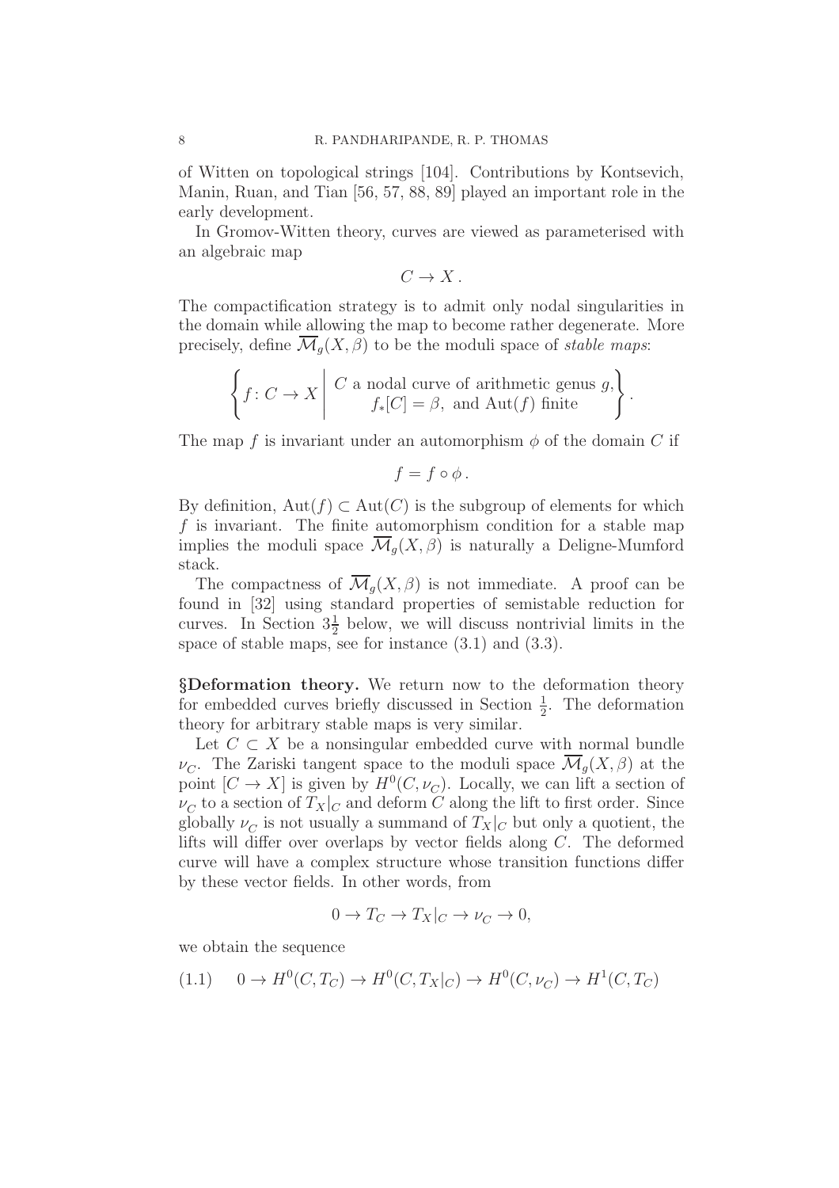of Witten on topological strings [104]. Contributions by Kontsevich, Manin, Ruan, and Tian [56, 57, 88, 89] played an important role in the early development.

In Gromov-Witten theory, curves are viewed as parameterised with an algebraic map

$$C \to X\,.$$

The compactification strategy is to admit only nodal singularities in the domain while allowing the map to become rather degenerate. More precisely, define $\overline{\mathcal{M}}_g(X,\beta)$ to be the moduli space of *stable maps*:

$$\left\{ f\colon C \to X \;\middle|\; \begin{array}{c} C \text{ a nodal curve of arithmetic genus } g, \\ f_*[C] = \beta, \text{ and } \mathrm{Aut}(f) \text{ finite} \end{array} \right\}.$$

The map $f$ is invariant under an automorphism $\phi$ of the domain $C$ if

$$f = f \circ \phi\,.$$

By definition, $\mathrm{Aut}(f) \subset \mathrm{Aut}(C)$ is the subgroup of elements for which $f$ is invariant. The finite automorphism condition for a stable map implies the moduli space $\overline{\mathcal{M}}_g(X,\beta)$ is naturally a Deligne-Mumford stack.

The compactness of $\overline{\mathcal{M}}_g(X,\beta)$ is not immediate. A proof can be found in [32] using standard properties of semistable reduction for curves. In Section $3\frac{1}{2}$ below, we will discuss nontrivial limits in the space of stable maps, see for instance (3.1) and (3.3).

**§Deformation theory.** We return now to the deformation theory for embedded curves briefly discussed in Section $\frac{1}{2}$. The deformation theory for arbitrary stable maps is very similar.

Let $C \subset X$ be a nonsingular embedded curve with normal bundle $\nu_C$. The Zariski tangent space to the moduli space $\overline{\mathcal{M}}_g(X,\beta)$ at the point $[C \to X]$ is given by $H^0(C,\nu_C)$. Locally, we can lift a section of $\nu_C$ to a section of $T_X|_C$ and deform $C$ along the lift to first order. Since globally $\nu_C$ is not usually a summand of $T_X|_C$ but only a quotient, the lifts will differ over overlaps by vector fields along $C$. The deformed curve will have a complex structure whose transition functions differ by these vector fields. In other words, from

$$0 \to T_C \to T_X|_C \to \nu_C \to 0,$$

we obtain the sequence

$$0 \to H^0(C,T_C) \to H^0(C,T_X|_C) \to H^0(C,\nu_C) \to H^1(C,T_C) \tag{1.1}$$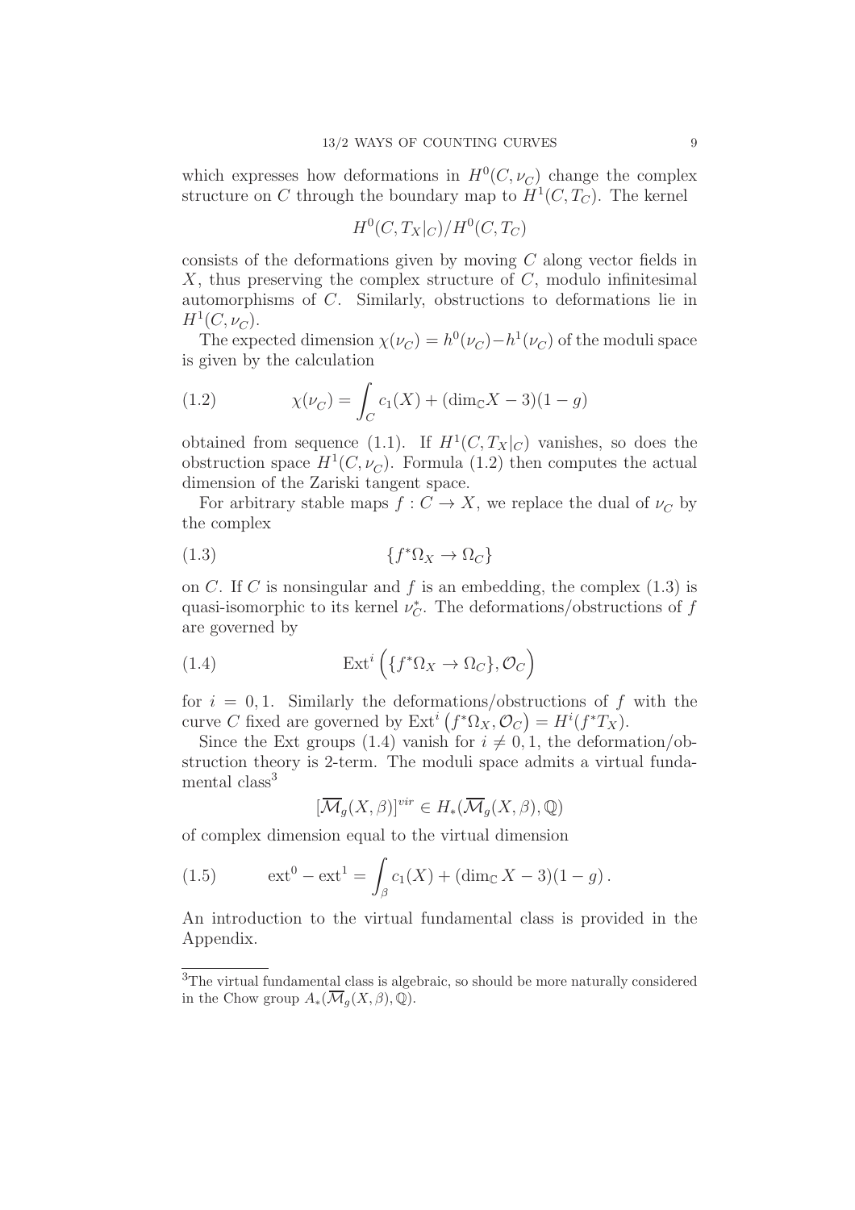which expresses how deformations in $H^0(C, \nu_C)$ change the complex structure on $C$ through the boundary map to $H^1(C, T_C)$. The kernel

$$H^0(C, T_X|_C)/H^0(C, T_C)$$

consists of the deformations given by moving $C$ along vector fields in $X$, thus preserving the complex structure of $C$, modulo infinitesimal automorphisms of $C$. Similarly, obstructions to deformations lie in $H^1(C, \nu_C)$.

The expected dimension $\chi(\nu_C) = h^0(\nu_C) - h^1(\nu_C)$ of the moduli space is given by the calculation

$$\chi(\nu_C) = \int_C c_1(X) + (\dim_{\mathbb{C}} X - 3)(1 - g) \tag{1.2}$$

obtained from sequence (1.1). If $H^1(C, T_X|_C)$ vanishes, so does the obstruction space $H^1(C, \nu_C)$. Formula (1.2) then computes the actual dimension of the Zariski tangent space.

For arbitrary stable maps $f : C \to X$, we replace the dual of $\nu_C$ by the complex

$$\{f^*\Omega_X \to \Omega_C\} \tag{1.3}$$

on $C$. If $C$ is nonsingular and $f$ is an embedding, the complex (1.3) is quasi-isomorphic to its kernel $\nu_C^*$. The deformations/obstructions of $f$ are governed by

$$\mathrm{Ext}^i\left(\{f^*\Omega_X \to \Omega_C\}, \mathcal{O}_C\right) \tag{1.4}$$

for $i = 0, 1$. Similarly the deformations/obstructions of $f$ with the curve $C$ fixed are governed by $\mathrm{Ext}^i\left(f^*\Omega_X, \mathcal{O}_C\right) = H^i(f^*T_X)$.

Since the Ext groups (1.4) vanish for $i \neq 0, 1$, the deformation/obstruction theory is 2-term. The moduli space admits a virtual fundamental class[3]

$$[\overline{\mathcal{M}}_g(X, \beta)]^{vir} \in H_*(\overline{\mathcal{M}}_g(X, \beta), \mathbb{Q})$$

of complex dimension equal to the virtual dimension

$$\mathrm{ext}^0 - \mathrm{ext}^1 = \int_\beta c_1(X) + (\dim_{\mathbb{C}} X - 3)(1 - g)\,. \tag{1.5}$$

An introduction to the virtual fundamental class is provided in the Appendix.

[3] The virtual fundamental class is algebraic, so should be more naturally considered in the Chow group $A_*(\overline{\mathcal{M}}_g(X, \beta), \mathbb{Q})$.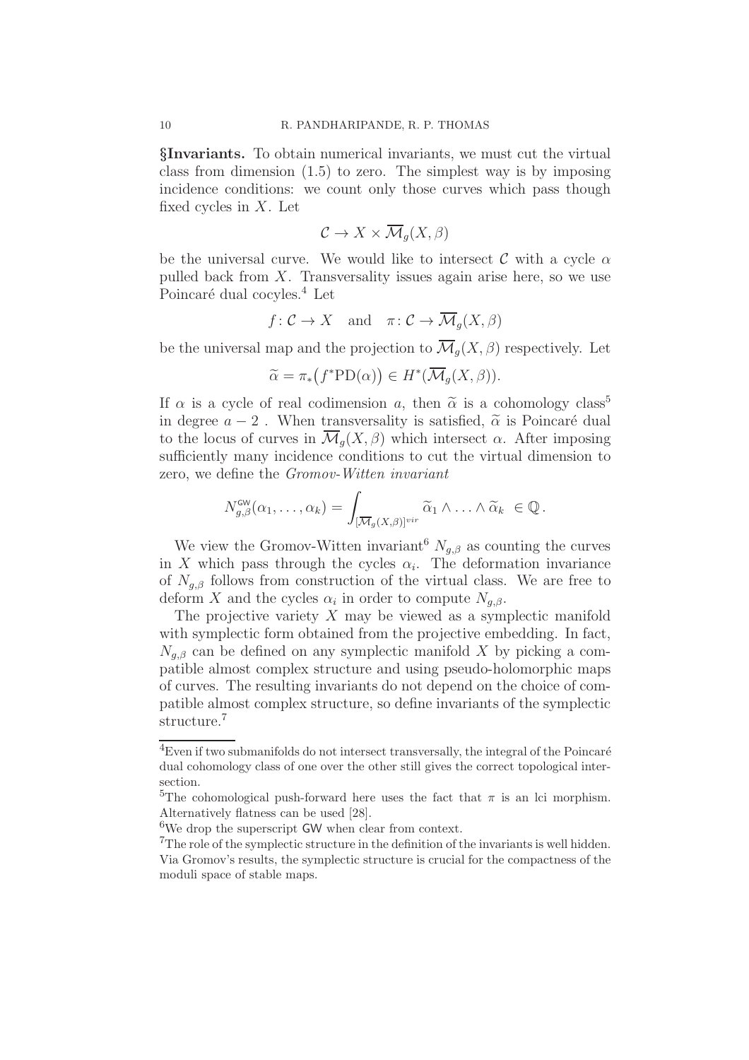**§Invariants.** To obtain numerical invariants, we must cut the virtual class from dimension (1.5) to zero. The simplest way is by imposing incidence conditions: we count only those curves which pass though fixed cycles in $X$. Let

$$\mathcal{C} \to X \times \overline{\mathcal{M}}_g(X, \beta)$$

be the universal curve. We would like to intersect $\mathcal{C}$ with a cycle $\alpha$ pulled back from $X$. Transversality issues again arise here, so we use Poincaré dual cocyles.[4] Let

$$f \colon \mathcal{C} \to X \quad \text{and} \quad \pi \colon \mathcal{C} \to \overline{\mathcal{M}}_g(X, \beta)$$

be the universal map and the projection to $\overline{\mathcal{M}}_g(X, \beta)$ respectively. Let

$$\widetilde{\alpha} = \pi_*\big(f^*\mathrm{PD}(\alpha)\big) \in H^*(\overline{\mathcal{M}}_g(X, \beta)).$$

If $\alpha$ is a cycle of real codimension $a$, then $\widetilde{\alpha}$ is a cohomology class[5] in degree $a - 2$ . When transversality is satisfied, $\widetilde{\alpha}$ is Poincaré dual to the locus of curves in $\overline{\mathcal{M}}_g(X, \beta)$ which intersect $\alpha$. After imposing sufficiently many incidence conditions to cut the virtual dimension to zero, we define the *Gromov-Witten invariant*

$$N^{\mathsf{GW}}_{g,\beta}(\alpha_1, \ldots, \alpha_k) = \int_{[\overline{\mathcal{M}}_g(X,\beta)]^{vir}} \widetilde{\alpha}_1 \wedge \ldots \wedge \widetilde{\alpha}_k \ \in \mathbb{Q}\,.$$

We view the Gromov-Witten invariant[6] $N_{g,\beta}$ as counting the curves in $X$ which pass through the cycles $\alpha_i$. The deformation invariance of $N_{g,\beta}$ follows from construction of the virtual class. We are free to deform $X$ and the cycles $\alpha_i$ in order to compute $N_{g,\beta}$.

The projective variety $X$ may be viewed as a symplectic manifold with symplectic form obtained from the projective embedding. In fact, $N_{g,\beta}$ can be defined on any symplectic manifold $X$ by picking a compatible almost complex structure and using pseudo-holomorphic maps of curves. The resulting invariants do not depend on the choice of compatible almost complex structure, so define invariants of the symplectic structure.[7]

---

[4] Even if two submanifolds do not intersect transversally, the integral of the Poincaré dual cohomology class of one over the other still gives the correct topological intersection.

[5] The cohomological push-forward here uses the fact that $\pi$ is an lci morphism. Alternatively flatness can be used [28].

[6] We drop the superscript $\mathsf{GW}$ when clear from context.

[7] The role of the symplectic structure in the definition of the invariants is well hidden. Via Gromov's results, the symplectic structure is crucial for the compactness of the moduli space of stable maps.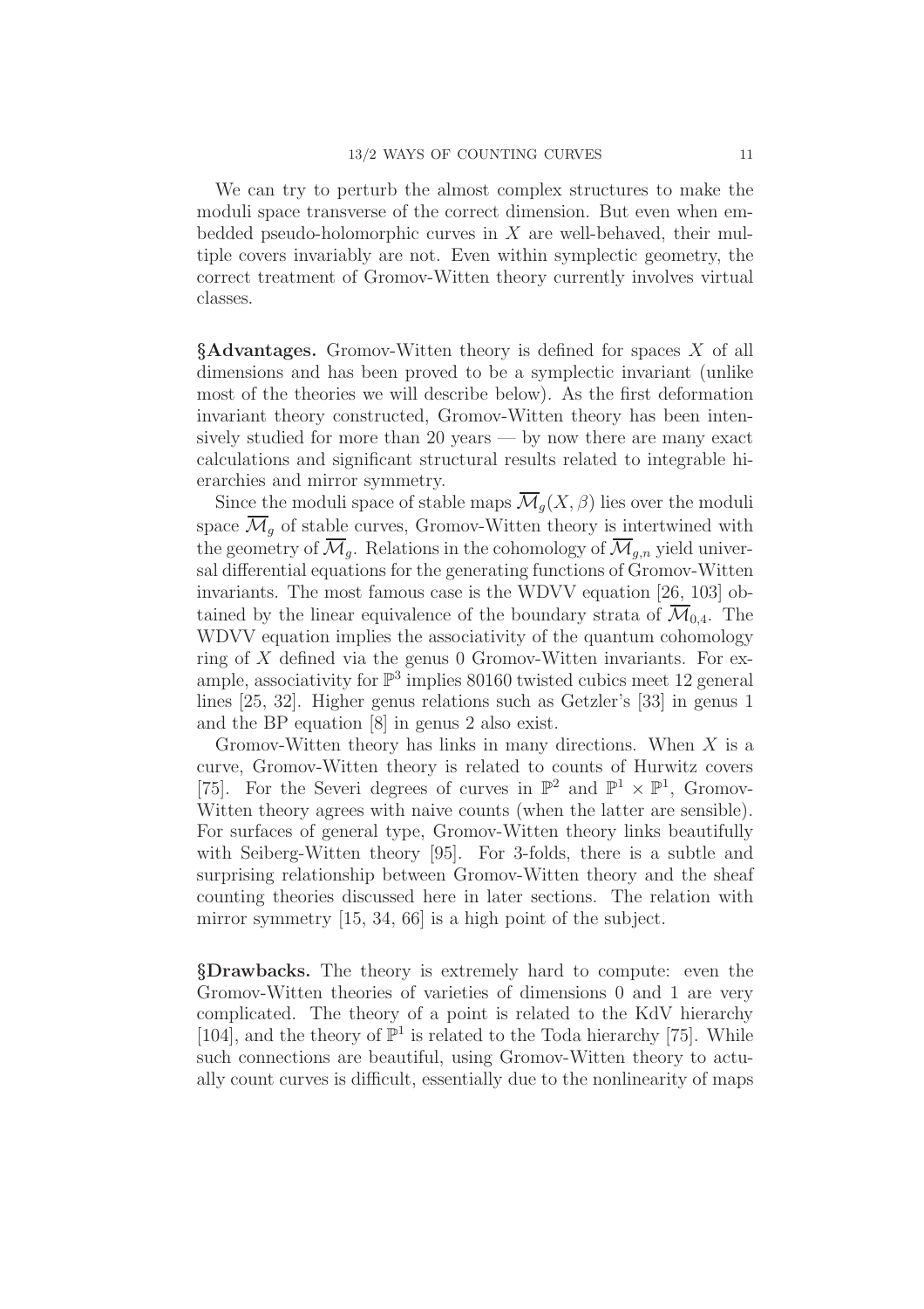We can try to perturb the almost complex structures to make the moduli space transverse of the correct dimension. But even when embedded pseudo-holomorphic curves in $X$ are well-behaved, their multiple covers invariably are not. Even within symplectic geometry, the correct treatment of Gromov-Witten theory currently involves virtual classes.

**§Advantages.** Gromov-Witten theory is defined for spaces $X$ of all dimensions and has been proved to be a symplectic invariant (unlike most of the theories we will describe below). As the first deformation invariant theory constructed, Gromov-Witten theory has been intensively studied for more than 20 years — by now there are many exact calculations and significant structural results related to integrable hierarchies and mirror symmetry.

Since the moduli space of stable maps $\overline{\mathcal{M}}_g(X, \beta)$ lies over the moduli space $\overline{\mathcal{M}}_g$ of stable curves, Gromov-Witten theory is intertwined with the geometry of $\overline{\mathcal{M}}_g$. Relations in the cohomology of $\overline{\mathcal{M}}_{g,n}$ yield universal differential equations for the generating functions of Gromov-Witten invariants. The most famous case is the WDVV equation [26, 103] obtained by the linear equivalence of the boundary strata of $\overline{\mathcal{M}}_{0,4}$. The WDVV equation implies the associativity of the quantum cohomology ring of $X$ defined via the genus 0 Gromov-Witten invariants. For example, associativity for $\mathbb{P}^3$ implies 80160 twisted cubics meet 12 general lines [25, 32]. Higher genus relations such as Getzler's [33] in genus 1 and the BP equation [8] in genus 2 also exist.

Gromov-Witten theory has links in many directions. When $X$ is a curve, Gromov-Witten theory is related to counts of Hurwitz covers [75]. For the Severi degrees of curves in $\mathbb{P}^2$ and $\mathbb{P}^1 \times \mathbb{P}^1$, Gromov-Witten theory agrees with naive counts (when the latter are sensible). For surfaces of general type, Gromov-Witten theory links beautifully with Seiberg-Witten theory [95]. For 3-folds, there is a subtle and surprising relationship between Gromov-Witten theory and the sheaf counting theories discussed here in later sections. The relation with mirror symmetry [15, 34, 66] is a high point of the subject.

**§Drawbacks.** The theory is extremely hard to compute: even the Gromov-Witten theories of varieties of dimensions 0 and 1 are very complicated. The theory of a point is related to the KdV hierarchy [104], and the theory of $\mathbb{P}^1$ is related to the Toda hierarchy [75]. While such connections are beautiful, using Gromov-Witten theory to actually count curves is difficult, essentially due to the nonlinearity of maps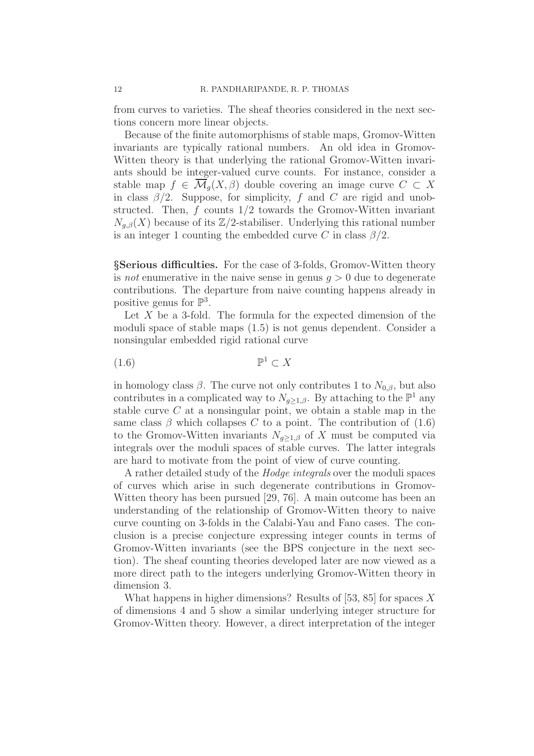from curves to varieties. The sheaf theories considered in the next sections concern more linear objects.

Because of the finite automorphisms of stable maps, Gromov-Witten invariants are typically rational numbers. An old idea in Gromov-Witten theory is that underlying the rational Gromov-Witten invariants should be integer-valued curve counts. For instance, consider a stable map $f \in \overline{\mathcal{M}}_g(X, \beta)$ double covering an image curve $C \subset X$ in class $\beta/2$. Suppose, for simplicity, $f$ and $C$ are rigid and unobstructed. Then, $f$ counts $1/2$ towards the Gromov-Witten invariant $N_{g,\beta}(X)$ because of its $\mathbb{Z}/2$-stabiliser. Underlying this rational number is an integer 1 counting the embedded curve $C$ in class $\beta/2$.

**§Serious difficulties.** For the case of 3-folds, Gromov-Witten theory is *not* enumerative in the naive sense in genus $g > 0$ due to degenerate contributions. The departure from naive counting happens already in positive genus for $\mathbb{P}^3$.

Let $X$ be a 3-fold. The formula for the expected dimension of the moduli space of stable maps (1.5) is not genus dependent. Consider a nonsingular embedded rigid rational curve

$$\mathbb{P}^1 \subset X \tag{1.6}$$

in homology class $\beta$. The curve not only contributes 1 to $N_{0,\beta}$, but also contributes in a complicated way to $N_{g \geq 1,\beta}$. By attaching to the $\mathbb{P}^1$ any stable curve $C$ at a nonsingular point, we obtain a stable map in the same class $\beta$ which collapses $C$ to a point. The contribution of (1.6) to the Gromov-Witten invariants $N_{g \geq 1,\beta}$ of $X$ must be computed via integrals over the moduli spaces of stable curves. The latter integrals are hard to motivate from the point of view of curve counting.

A rather detailed study of the *Hodge integrals* over the moduli spaces of curves which arise in such degenerate contributions in Gromov-Witten theory has been pursued [29, 76]. A main outcome has been an understanding of the relationship of Gromov-Witten theory to naive curve counting on 3-folds in the Calabi-Yau and Fano cases. The conclusion is a precise conjecture expressing integer counts in terms of Gromov-Witten invariants (see the BPS conjecture in the next section). The sheaf counting theories developed later are now viewed as a more direct path to the integers underlying Gromov-Witten theory in dimension 3.

What happens in higher dimensions? Results of [53, 85] for spaces $X$ of dimensions 4 and 5 show a similar underlying integer structure for Gromov-Witten theory. However, a direct interpretation of the integer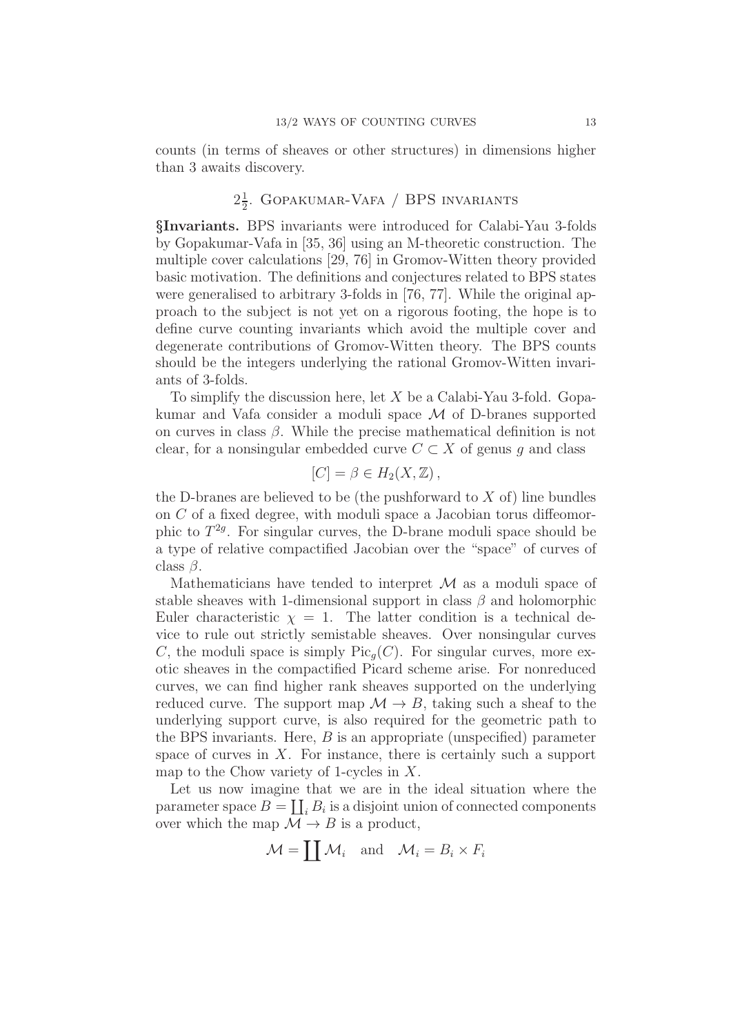counts (in terms of sheaves or other structures) in dimensions higher than 3 awaits discovery.

## $2\frac{1}{2}$. Gopakumar-Vafa / BPS invariants

**§Invariants.** BPS invariants were introduced for Calabi-Yau 3-folds by Gopakumar-Vafa in [35, 36] using an M-theoretic construction. The multiple cover calculations [29, 76] in Gromov-Witten theory provided basic motivation. The definitions and conjectures related to BPS states were generalised to arbitrary 3-folds in [76, 77]. While the original approach to the subject is not yet on a rigorous footing, the hope is to define curve counting invariants which avoid the multiple cover and degenerate contributions of Gromov-Witten theory. The BPS counts should be the integers underlying the rational Gromov-Witten invariants of 3-folds.

To simplify the discussion here, let $X$ be a Calabi-Yau 3-fold. Gopakumar and Vafa consider a moduli space $\mathcal{M}$ of D-branes supported on curves in class $\beta$. While the precise mathematical definition is not clear, for a nonsingular embedded curve $C \subset X$ of genus $g$ and class

$$[C] = \beta \in H_2(X, \mathbb{Z}),$$

the D-branes are believed to be (the pushforward to $X$ of) line bundles on $C$ of a fixed degree, with moduli space a Jacobian torus diffeomorphic to $T^{2g}$. For singular curves, the D-brane moduli space should be a type of relative compactified Jacobian over the "space" of curves of class $\beta$.

Mathematicians have tended to interpret $\mathcal{M}$ as a moduli space of stable sheaves with 1-dimensional support in class $\beta$ and holomorphic Euler characteristic $\chi = 1$. The latter condition is a technical device to rule out strictly semistable sheaves. Over nonsingular curves $C$, the moduli space is simply $\text{Pic}_g(C)$. For singular curves, more exotic sheaves in the compactified Picard scheme arise. For nonreduced curves, we can find higher rank sheaves supported on the underlying reduced curve. The support map $\mathcal{M} \to B$, taking such a sheaf to the underlying support curve, is also required for the geometric path to the BPS invariants. Here, $B$ is an appropriate (unspecified) parameter space of curves in $X$. For instance, there is certainly such a support map to the Chow variety of 1-cycles in $X$.

Let us now imagine that we are in the ideal situation where the parameter space $B = \coprod_i B_i$ is a disjoint union of connected components over which the map $\mathcal{M} \to B$ is a product,

$$\mathcal{M} = \coprod \mathcal{M}_i \quad \text{and} \quad \mathcal{M}_i = B_i \times F_i$$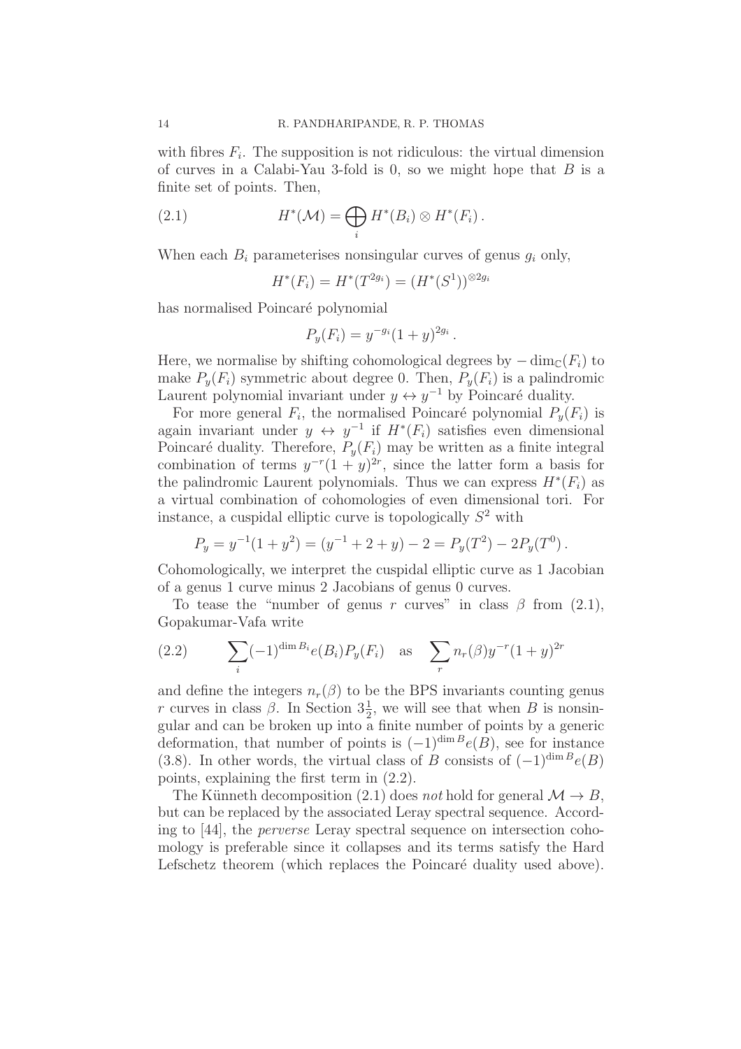with fibres $F_i$. The supposition is not ridiculous: the virtual dimension of curves in a Calabi-Yau 3-fold is 0, so we might hope that $B$ is a finite set of points. Then,

$$H^*(\mathcal{M}) = \bigoplus_i H^*(B_i) \otimes H^*(F_i)\,. \tag{2.1}$$

When each $B_i$ parameterises nonsingular curves of genus $g_i$ only,

$$H^*(F_i) = H^*(T^{2g_i}) = (H^*(S^1))^{\otimes 2g_i}$$

has normalised Poincaré polynomial

$$P_y(F_i) = y^{-g_i}(1+y)^{2g_i}\,.$$

Here, we normalise by shifting cohomological degrees by $-\dim_{\mathbb{C}}(F_i)$ to make $P_y(F_i)$ symmetric about degree 0. Then, $P_y(F_i)$ is a palindromic Laurent polynomial invariant under $y \leftrightarrow y^{-1}$ by Poincaré duality.

For more general $F_i$, the normalised Poincaré polynomial $P_y(F_i)$ is again invariant under $y \leftrightarrow y^{-1}$ if $H^*(F_i)$ satisfies even dimensional Poincaré duality. Therefore, $P_y(F_i)$ may be written as a finite integral combination of terms $y^{-r}(1+y)^{2r}$, since the latter form a basis for the palindromic Laurent polynomials. Thus we can express $H^*(F_i)$ as a virtual combination of cohomologies of even dimensional tori. For instance, a cuspidal elliptic curve is topologically $S^2$ with

$$P_y = y^{-1}(1+y^2) = (y^{-1}+2+y) - 2 = P_y(T^2) - 2P_y(T^0)\,.$$

Cohomologically, we interpret the cuspidal elliptic curve as 1 Jacobian of a genus 1 curve minus 2 Jacobians of genus 0 curves.

To tease the "number of genus $r$ curves" in class $\beta$ from (2.1), Gopakumar-Vafa write

$$\sum_i (-1)^{\dim B_i} e(B_i) P_y(F_i) \quad \text{as} \quad \sum_r n_r(\beta) y^{-r}(1+y)^{2r} \tag{2.2}$$

and define the integers $n_r(\beta)$ to be the BPS invariants counting genus $r$ curves in class $\beta$. In Section $3\frac{1}{2}$, we will see that when $B$ is nonsingular and can be broken up into a finite number of points by a generic deformation, that number of points is $(-1)^{\dim B}e(B)$, see for instance (3.8). In other words, the virtual class of $B$ consists of $(-1)^{\dim B}e(B)$ points, explaining the first term in (2.2).

The Künneth decomposition (2.1) does *not* hold for general $\mathcal{M} \to B$, but can be replaced by the associated Leray spectral sequence. According to [44], the *perverse* Leray spectral sequence on intersection cohomology is preferable since it collapses and its terms satisfy the Hard Lefschetz theorem (which replaces the Poincaré duality used above).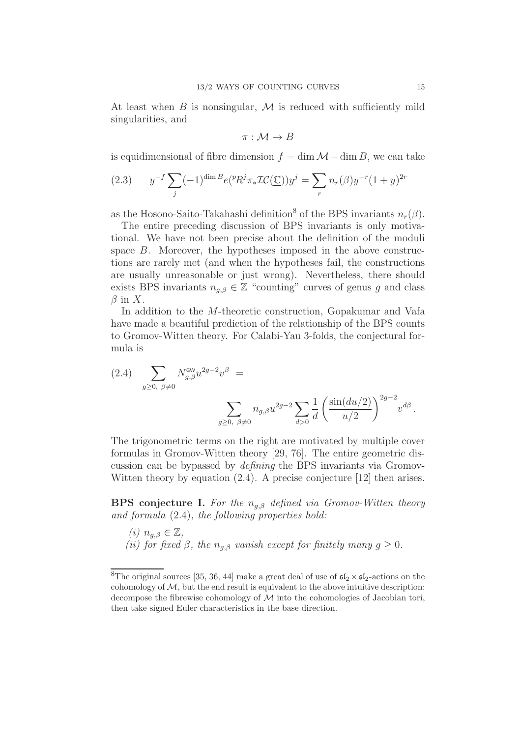At least when $B$ is nonsingular, $\mathcal{M}$ is reduced with sufficiently mild singularities, and

$$\pi : \mathcal{M} \to B$$

is equidimensional of fibre dimension $f = \dim \mathcal{M} - \dim B$, we can take

$$y^{-f} \sum_j (-1)^{\dim B} e({}^p R^j \pi_* \mathcal{IC}(\underline{\mathbb{C}})) y^j = \sum_r n_r(\beta) y^{-r}(1+y)^{2r} \tag{2.3}$$

as the Hosono-Saito-Takahashi definition[8] of the BPS invariants $n_r(\beta)$.

The entire preceding discussion of BPS invariants is only motivational. We have not been precise about the definition of the moduli space $B$. Moreover, the hypotheses imposed in the above constructions are rarely met (and when the hypotheses fail, the constructions are usually unreasonable or just wrong). Nevertheless, there should exists BPS invariants $n_{g,\beta} \in \mathbb{Z}$ "counting" curves of genus $g$ and class $\beta$ in $X$.

In addition to the $M$-theoretic construction, Gopakumar and Vafa have made a beautiful prediction of the relationship of the BPS counts to Gromov-Witten theory. For Calabi-Yau 3-folds, the conjectural formula is

$$\sum_{g \geq 0,\ \beta \neq 0} N^{\mathsf{GW}}_{g,\beta} u^{2g-2} v^\beta = \sum_{g \geq 0,\ \beta \neq 0} n_{g,\beta} u^{2g-2} \sum_{d>0} \frac{1}{d} \left( \frac{\sin(du/2)}{u/2} \right)^{2g-2} v^{d\beta}. \tag{2.4}$$

The trigonometric terms on the right are motivated by multiple cover formulas in Gromov-Witten theory [29, 76]. The entire geometric discussion can be bypassed by *defining* the BPS invariants via Gromov-Witten theory by equation (2.4). A precise conjecture [12] then arises.

**BPS conjecture I.** *For the $n_{g,\beta}$ defined via Gromov-Witten theory and formula* (2.4)*, the following properties hold:*

*(i)* $n_{g,\beta} \in \mathbb{Z}$,

*(ii) for fixed $\beta$, the $n_{g,\beta}$ vanish except for finitely many $g \geq 0$.*

[8]The original sources [35, 36, 44] make a great deal of use of $\mathfrak{sl}_2 \times \mathfrak{sl}_2$-actions on the cohomology of $\mathcal{M}$, but the end result is equivalent to the above intuitive description: decompose the fibrewise cohomology of $\mathcal{M}$ into the cohomologies of Jacobian tori, then take signed Euler characteristics in the base direction.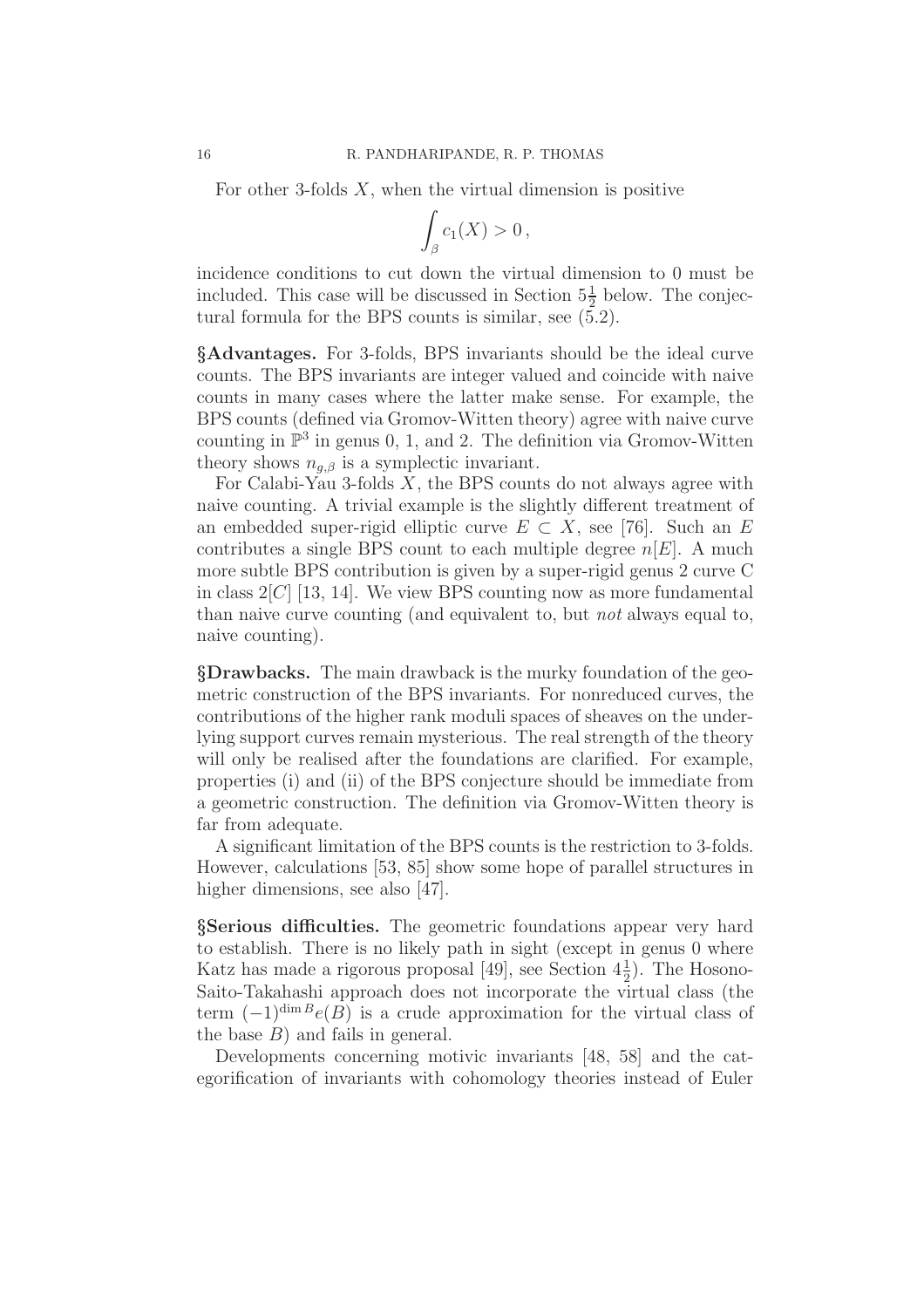For other 3-folds $X$, when the virtual dimension is positive

$$\int_\beta c_1(X) > 0\,,$$

incidence conditions to cut down the virtual dimension to 0 must be included. This case will be discussed in Section $5\frac{1}{2}$ below. The conjectural formula for the BPS counts is similar, see (5.2).

**§Advantages.** For 3-folds, BPS invariants should be the ideal curve counts. The BPS invariants are integer valued and coincide with naive counts in many cases where the latter make sense. For example, the BPS counts (defined via Gromov-Witten theory) agree with naive curve counting in $\mathbb{P}^3$ in genus 0, 1, and 2. The definition via Gromov-Witten theory shows $n_{g,\beta}$ is a symplectic invariant.

For Calabi-Yau 3-folds $X$, the BPS counts do not always agree with naive counting. A trivial example is the slightly different treatment of an embedded super-rigid elliptic curve $E \subset X$, see [76]. Such an $E$ contributes a single BPS count to each multiple degree $n[E]$. A much more subtle BPS contribution is given by a super-rigid genus 2 curve C in class $2[C]$ [13, 14]. We view BPS counting now as more fundamental than naive curve counting (and equivalent to, but *not* always equal to, naive counting).

**§Drawbacks.** The main drawback is the murky foundation of the geometric construction of the BPS invariants. For nonreduced curves, the contributions of the higher rank moduli spaces of sheaves on the underlying support curves remain mysterious. The real strength of the theory will only be realised after the foundations are clarified. For example, properties (i) and (ii) of the BPS conjecture should be immediate from a geometric construction. The definition via Gromov-Witten theory is far from adequate.

A significant limitation of the BPS counts is the restriction to 3-folds. However, calculations [53, 85] show some hope of parallel structures in higher dimensions, see also [47].

**§Serious difficulties.** The geometric foundations appear very hard to establish. There is no likely path in sight (except in genus 0 where Katz has made a rigorous proposal [49], see Section $4\frac{1}{2}$). The Hosono-Saito-Takahashi approach does not incorporate the virtual class (the term $(-1)^{\dim B} e(B)$ is a crude approximation for the virtual class of the base $B$) and fails in general.

Developments concerning motivic invariants [48, 58] and the categorification of invariants with cohomology theories instead of Euler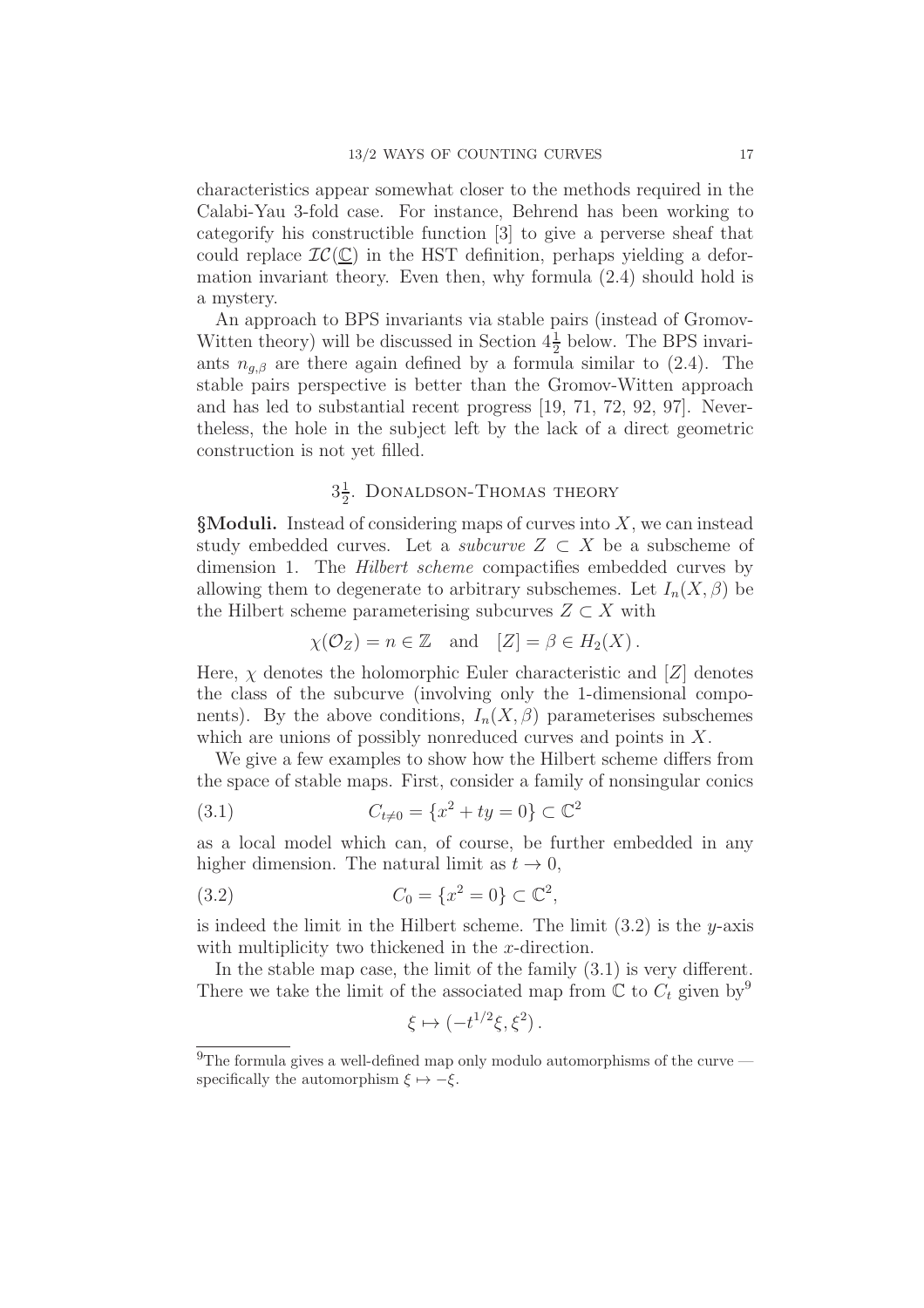characteristics appear somewhat closer to the methods required in the Calabi-Yau 3-fold case. For instance, Behrend has been working to categorify his constructible function [3] to give a perverse sheaf that could replace $\mathcal{IC}(\underline{\mathbb{C}})$ in the HST definition, perhaps yielding a deformation invariant theory. Even then, why formula (2.4) should hold is a mystery.

An approach to BPS invariants via stable pairs (instead of Gromov-Witten theory) will be discussed in Section $4\frac{1}{2}$ below. The BPS invariants $n_{g,\beta}$ are there again defined by a formula similar to (2.4). The stable pairs perspective is better than the Gromov-Witten approach and has led to substantial recent progress [19, 71, 72, 92, 97]. Nevertheless, the hole in the subject left by the lack of a direct geometric construction is not yet filled.

## $3\frac{1}{2}$. Donaldson-Thomas theory

**§Moduli.** Instead of considering maps of curves into $X$, we can instead study embedded curves. Let a *subcurve* $Z \subset X$ be a subscheme of dimension 1. The *Hilbert scheme* compactifies embedded curves by allowing them to degenerate to arbitrary subschemes. Let $I_n(X, \beta)$ be the Hilbert scheme parameterising subcurves $Z \subset X$ with

$$\chi(\mathcal{O}_Z) = n \in \mathbb{Z} \quad \text{and} \quad [Z] = \beta \in H_2(X)\,.$$

Here, $\chi$ denotes the holomorphic Euler characteristic and $[Z]$ denotes the class of the subcurve (involving only the 1-dimensional components). By the above conditions, $I_n(X, \beta)$ parameterises subschemes which are unions of possibly nonreduced curves and points in $X$.

We give a few examples to show how the Hilbert scheme differs from the space of stable maps. First, consider a family of nonsingular conics

$$C_{t\neq 0} = \{x^2 + ty = 0\} \subset \mathbb{C}^2 \tag{3.1}$$

as a local model which can, of course, be further embedded in any higher dimension. The natural limit as $t \to 0$,

$$C_0 = \{x^2 = 0\} \subset \mathbb{C}^2, \tag{3.2}$$

is indeed the limit in the Hilbert scheme. The limit (3.2) is the $y$-axis with multiplicity two thickened in the $x$-direction.

In the stable map case, the limit of the family (3.1) is very different. There we take the limit of the associated map from $\mathbb{C}$ to $C_t$ given by[9]

$$\xi \mapsto (-t^{1/2}\xi, \xi^2)\,.$$

[9] The formula gives a well-defined map only modulo automorphisms of the curve — specifically the automorphism $\xi \mapsto -\xi$.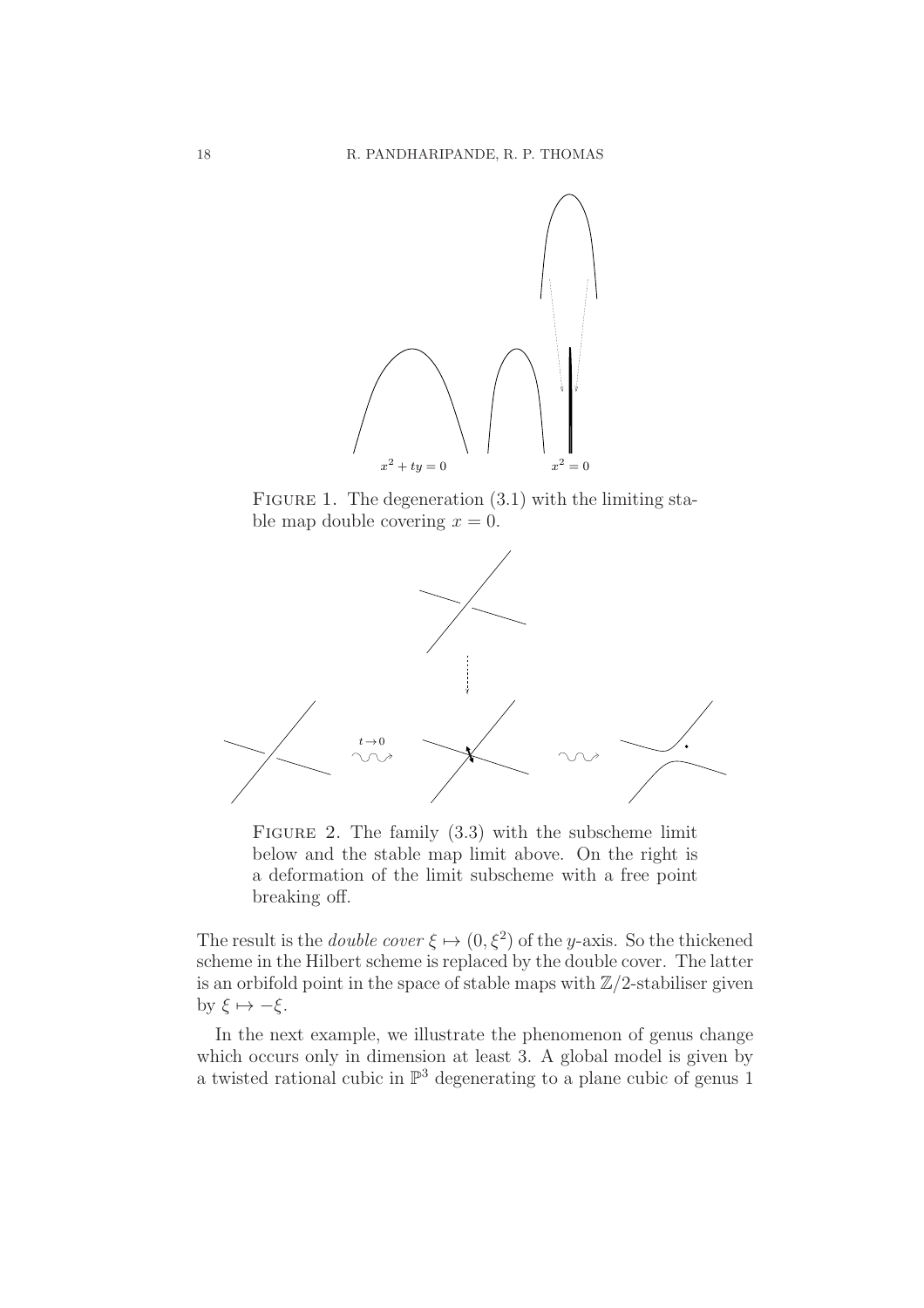$x^2 + ty = 0$ $\qquad$ $x^2 = 0$

FIGURE 1. The degeneration (3.1) with the limiting stable map double covering $x = 0$.

$t \to 0$

FIGURE 2. The family (3.3) with the subscheme limit below and the stable map limit above. On the right is a deformation of the limit subscheme with a free point breaking off.

The result is the *double cover* $\xi \mapsto (0, \xi^2)$ of the $y$-axis. So the thickened scheme in the Hilbert scheme is replaced by the double cover. The latter is an orbifold point in the space of stable maps with $\mathbb{Z}/2$-stabiliser given by $\xi \mapsto -\xi$.

In the next example, we illustrate the phenomenon of genus change which occurs only in dimension at least 3. A global model is given by a twisted rational cubic in $\mathbb{P}^3$ degenerating to a plane cubic of genus 1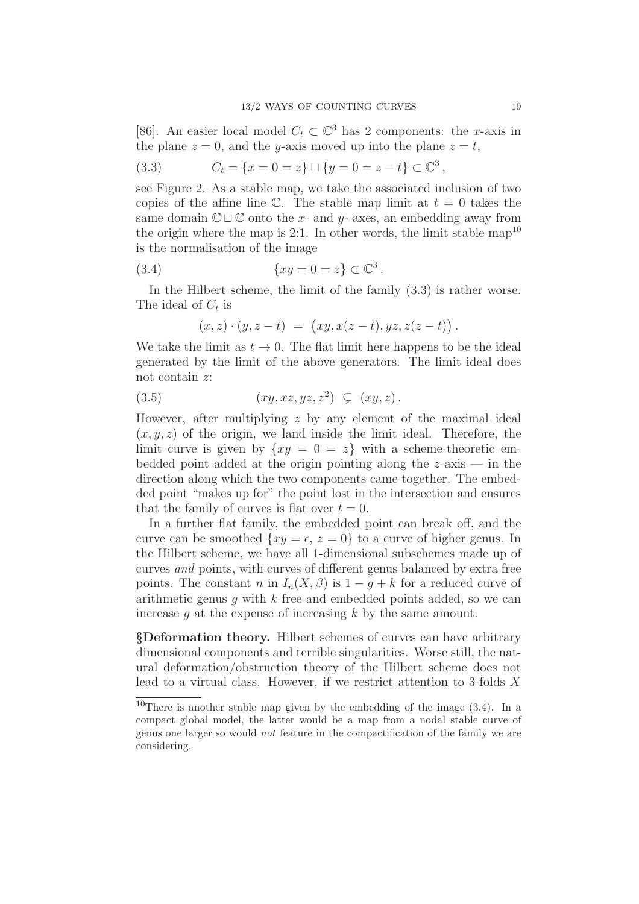[86]. An easier local model $C_t \subset \mathbb{C}^3$ has 2 components: the $x$-axis in the plane $z = 0$, and the $y$-axis moved up into the plane $z = t$,

$$C_t = \{x = 0 = z\} \sqcup \{y = 0 = z - t\} \subset \mathbb{C}^3\,, \tag{3.3}$$

see Figure 2. As a stable map, we take the associated inclusion of two copies of the affine line $\mathbb{C}$. The stable map limit at $t = 0$ takes the same domain $\mathbb{C} \sqcup \mathbb{C}$ onto the $x$- and $y$- axes, an embedding away from the origin where the map is 2:1. In other words, the limit stable map[10] is the normalisation of the image

$$\{xy = 0 = z\} \subset \mathbb{C}^3\,. \tag{3.4}$$

In the Hilbert scheme, the limit of the family (3.3) is rather worse. The ideal of $C_t$ is

$$(x, z) \cdot (y, z - t) \;=\; \big(xy, x(z - t), yz, z(z - t)\big)\,.$$

We take the limit as $t \to 0$. The flat limit here happens to be the ideal generated by the limit of the above generators. The limit ideal does not contain $z$:

$$(xy, xz, yz, z^2) \;\subsetneq\; (xy, z)\,. \tag{3.5}$$

However, after multiplying $z$ by any element of the maximal ideal $(x, y, z)$ of the origin, we land inside the limit ideal. Therefore, the limit curve is given by $\{xy = 0 = z\}$ with a scheme-theoretic embedded point added at the origin pointing along the $z$-axis — in the direction along which the two components came together. The embedded point "makes up for" the point lost in the intersection and ensures that the family of curves is flat over $t = 0$.

In a further flat family, the embedded point can break off, and the curve can be smoothed $\{xy = \epsilon,\, z = 0\}$ to a curve of higher genus. In the Hilbert scheme, we have all 1-dimensional subschemes made up of curves *and* points, with curves of different genus balanced by extra free points. The constant $n$ in $I_n(X, \beta)$ is $1 - g + k$ for a reduced curve of arithmetic genus $g$ with $k$ free and embedded points added, so we can increase $g$ at the expense of increasing $k$ by the same amount.

**§Deformation theory.** Hilbert schemes of curves can have arbitrary dimensional components and terrible singularities. Worse still, the natural deformation/obstruction theory of the Hilbert scheme does not lead to a virtual class. However, if we restrict attention to 3-folds $X$

[10] There is another stable map given by the embedding of the image (3.4). In a compact global model, the latter would be a map from a nodal stable curve of genus one larger so would *not* feature in the compactification of the family we are considering.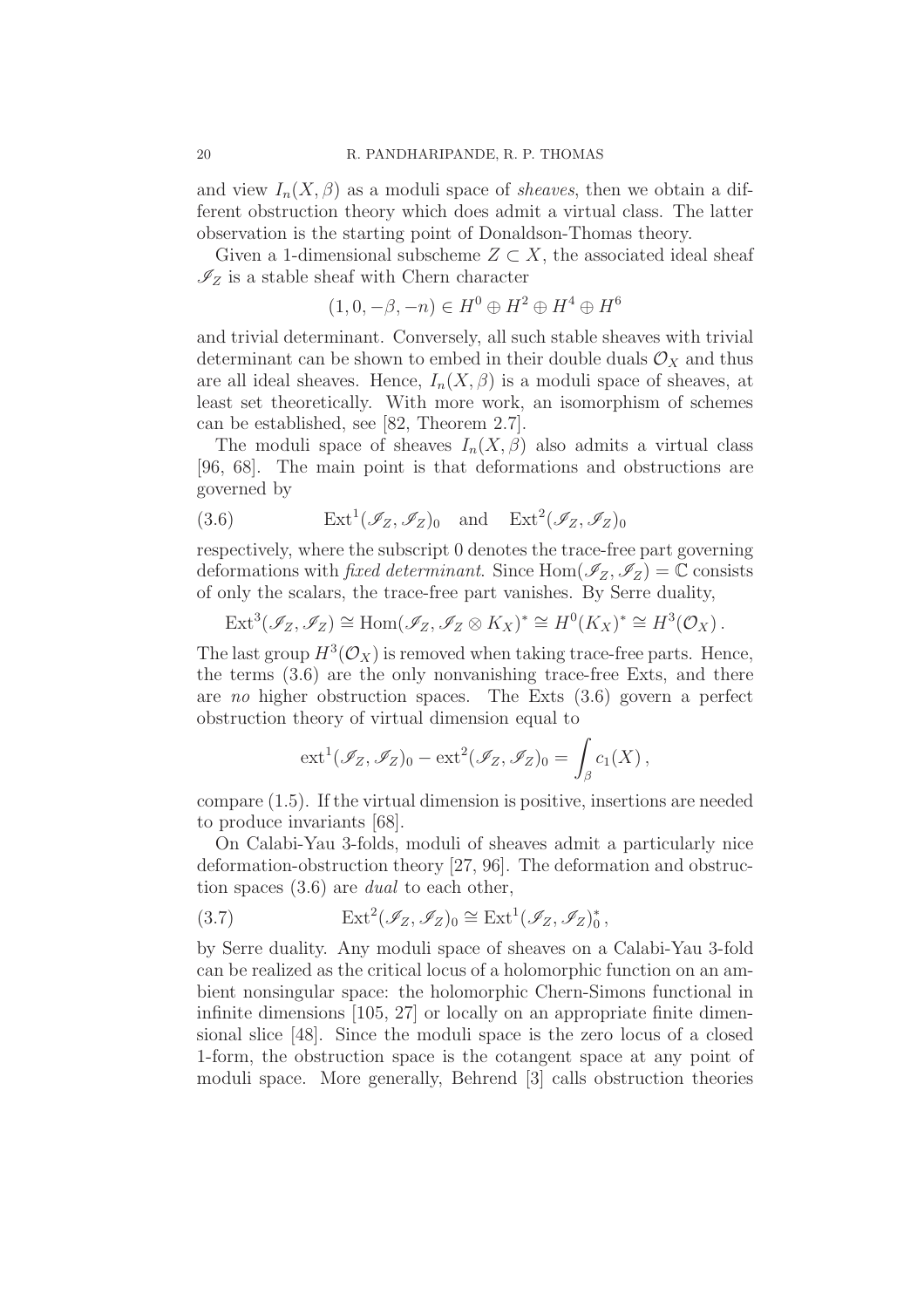and view $I_n(X, \beta)$ as a moduli space of *sheaves*, then we obtain a different obstruction theory which does admit a virtual class. The latter observation is the starting point of Donaldson-Thomas theory.

Given a 1-dimensional subscheme $Z \subset X$, the associated ideal sheaf $\mathscr{I}_Z$ is a stable sheaf with Chern character

$$(1, 0, -\beta, -n) \in H^0 \oplus H^2 \oplus H^4 \oplus H^6$$

and trivial determinant. Conversely, all such stable sheaves with trivial determinant can be shown to embed in their double duals $\mathcal{O}_X$ and thus are all ideal sheaves. Hence, $I_n(X, \beta)$ is a moduli space of sheaves, at least set theoretically. With more work, an isomorphism of schemes can be established, see [82, Theorem 2.7].

The moduli space of sheaves $I_n(X, \beta)$ also admits a virtual class [96, 68]. The main point is that deformations and obstructions are governed by

$$\mathrm{Ext}^1(\mathscr{I}_Z, \mathscr{I}_Z)_0 \quad \text{and} \quad \mathrm{Ext}^2(\mathscr{I}_Z, \mathscr{I}_Z)_0 \tag{3.6}$$

respectively, where the subscript 0 denotes the trace-free part governing deformations with *fixed determinant*. Since $\mathrm{Hom}(\mathscr{I}_Z, \mathscr{I}_Z) = \mathbb{C}$ consists of only the scalars, the trace-free part vanishes. By Serre duality,

$$\mathrm{Ext}^3(\mathscr{I}_Z, \mathscr{I}_Z) \cong \mathrm{Hom}(\mathscr{I}_Z, \mathscr{I}_Z \otimes K_X)^* \cong H^0(K_X)^* \cong H^3(\mathcal{O}_X)\,.$$

The last group $H^3(\mathcal{O}_X)$ is removed when taking trace-free parts. Hence, the terms (3.6) are the only nonvanishing trace-free Exts, and there are *no* higher obstruction spaces. The Exts (3.6) govern a perfect obstruction theory of virtual dimension equal to

$$\mathrm{ext}^1(\mathscr{I}_Z, \mathscr{I}_Z)_0 - \mathrm{ext}^2(\mathscr{I}_Z, \mathscr{I}_Z)_0 = \int_\beta c_1(X)\,,$$

compare (1.5). If the virtual dimension is positive, insertions are needed to produce invariants [68].

On Calabi-Yau 3-folds, moduli of sheaves admit a particularly nice deformation-obstruction theory [27, 96]. The deformation and obstruction spaces (3.6) are *dual* to each other,

$$\mathrm{Ext}^2(\mathscr{I}_Z, \mathscr{I}_Z)_0 \cong \mathrm{Ext}^1(\mathscr{I}_Z, \mathscr{I}_Z)_0^*\,, \tag{3.7}$$

by Serre duality. Any moduli space of sheaves on a Calabi-Yau 3-fold can be realized as the critical locus of a holomorphic function on an ambient nonsingular space: the holomorphic Chern-Simons functional in infinite dimensions [105, 27] or locally on an appropriate finite dimensional slice [48]. Since the moduli space is the zero locus of a closed 1-form, the obstruction space is the cotangent space at any point of moduli space. More generally, Behrend [3] calls obstruction theories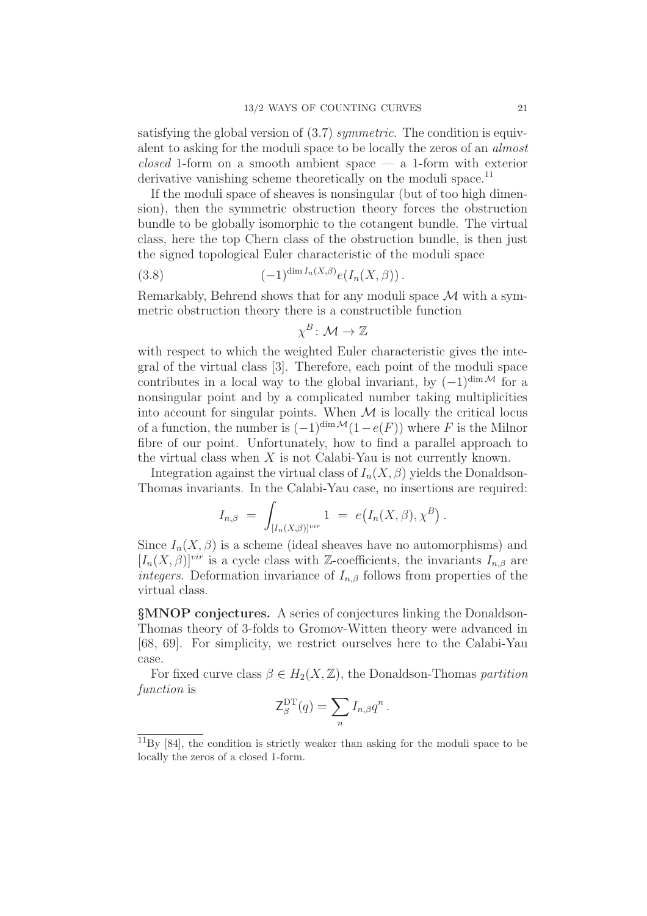satisfying the global version of (3.7) *symmetric*. The condition is equivalent to asking for the moduli space to be locally the zeros of an *almost closed* 1-form on a smooth ambient space — a 1-form with exterior derivative vanishing scheme theoretically on the moduli space.[11]

If the moduli space of sheaves is nonsingular (but of too high dimension), then the symmetric obstruction theory forces the obstruction bundle to be globally isomorphic to the cotangent bundle. The virtual class, here the top Chern class of the obstruction bundle, is then just the signed topological Euler characteristic of the moduli space

$$(-1)^{\dim I_n(X,\beta)} e(I_n(X,\beta)) . \tag{3.8}$$

Remarkably, Behrend shows that for any moduli space $\mathcal{M}$ with a symmetric obstruction theory there is a constructible function

$$\chi^B \colon \mathcal{M} \to \mathbb{Z}$$

with respect to which the weighted Euler characteristic gives the integral of the virtual class [3]. Therefore, each point of the moduli space contributes in a local way to the global invariant, by $(-1)^{\dim \mathcal{M}}$ for a nonsingular point and by a complicated number taking multiplicities into account for singular points. When $\mathcal{M}$ is locally the critical locus of a function, the number is $(-1)^{\dim \mathcal{M}}(1-e(F))$ where $F$ is the Milnor fibre of our point. Unfortunately, how to find a parallel approach to the virtual class when $X$ is not Calabi-Yau is not currently known.

Integration against the virtual class of $I_n(X,\beta)$ yields the Donaldson-Thomas invariants. In the Calabi-Yau case, no insertions are required:

$$I_{n,\beta} \;=\; \int_{[I_n(X,\beta)]^{vir}} 1 \;=\; e\big(I_n(X,\beta), \chi^B\big) .$$

Since $I_n(X,\beta)$ is a scheme (ideal sheaves have no automorphisms) and $[I_n(X,\beta)]^{vir}$ is a cycle class with $\mathbb{Z}$-coefficients, the invariants $I_{n,\beta}$ are *integers*. Deformation invariance of $I_{n,\beta}$ follows from properties of the virtual class.

**§MNOP conjectures.** A series of conjectures linking the Donaldson-Thomas theory of 3-folds to Gromov-Witten theory were advanced in [68, 69]. For simplicity, we restrict ourselves here to the Calabi-Yau case.

For fixed curve class $\beta \in H_2(X,\mathbb{Z})$, the Donaldson-Thomas *partition function* is

$$\mathsf{Z}^{\mathrm{DT}}_\beta(q) = \sum_n I_{n,\beta} q^n .$$

[11] By [84], the condition is strictly weaker than asking for the moduli space to be locally the zeros of a closed 1-form.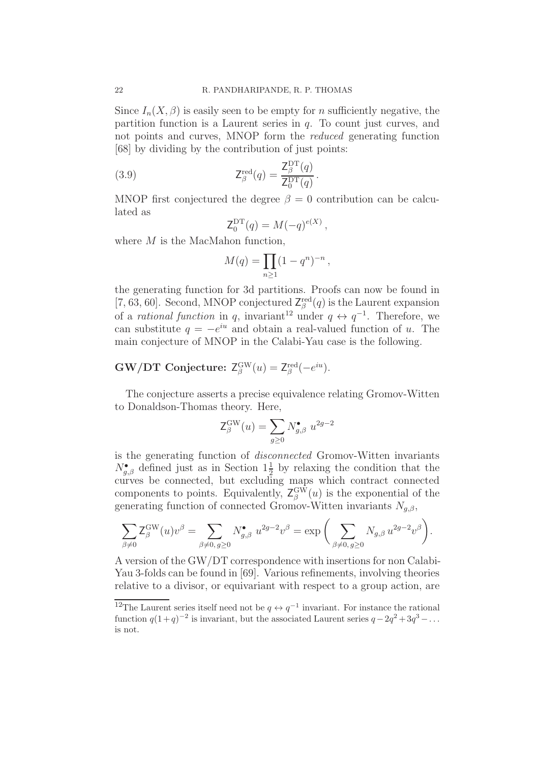Since $I_n(X, \beta)$ is easily seen to be empty for $n$ sufficiently negative, the partition function is a Laurent series in $q$. To count just curves, and not points and curves, MNOP form the *reduced* generating function [68] by dividing by the contribution of just points:

$$\mathsf{Z}^{\rm red}_\beta(q) = \frac{\mathsf{Z}^{\rm DT}_\beta(q)}{\mathsf{Z}^{\rm DT}_0(q)}\,. \tag{3.9}$$

MNOP first conjectured the degree $\beta = 0$ contribution can be calculated as

$$\mathsf{Z}^{\rm DT}_0(q) = M(-q)^{e(X)}\,,$$

where $M$ is the MacMahon function,

$$M(q) = \prod_{n \geq 1} (1 - q^n)^{-n}\,,$$

the generating function for 3d partitions. Proofs can now be found in [7, 63, 60]. Second, MNOP conjectured $\mathsf{Z}^{\rm red}_\beta(q)$ is the Laurent expansion of a *rational function* in $q$, invariant[12] under $q \leftrightarrow q^{-1}$. Therefore, we can substitute $q = -e^{iu}$ and obtain a real-valued function of $u$. The main conjecture of MNOP in the Calabi-Yau case is the following.

**GW/DT Conjecture:** $\mathsf{Z}^{\rm GW}_\beta(u) = \mathsf{Z}^{\rm red}_\beta(-e^{iu})$.

The conjecture asserts a precise equivalence relating Gromov-Witten to Donaldson-Thomas theory. Here,

$$\mathsf{Z}^{\rm GW}_\beta(u) = \sum_{g \geq 0} N^\bullet_{g,\beta}\; u^{2g-2}$$

is the generating function of *disconnected* Gromov-Witten invariants $N^\bullet_{g,\beta}$ defined just as in Section $1\frac{1}{2}$ by relaxing the condition that the curves be connected, but excluding maps which contract connected components to points. Equivalently, $\mathsf{Z}^{\rm GW}_\beta(u)$ is the exponential of the generating function of connected Gromov-Witten invariants $N_{g,\beta}$,

$$\sum_{\beta \neq 0} \mathsf{Z}^{\rm GW}_\beta(u) v^\beta = \sum_{\beta \neq 0,\, g \geq 0} N^\bullet_{g,\beta}\; u^{2g-2} v^\beta = \exp\bigg( \sum_{\beta \neq 0,\, g \geq 0} N_{g,\beta}\, u^{2g-2} v^\beta \bigg).$$

A version of the GW/DT correspondence with insertions for non Calabi-Yau 3-folds can be found in [69]. Various refinements, involving theories relative to a divisor, or equivariant with respect to a group action, are

[12] The Laurent series itself need not be $q \leftrightarrow q^{-1}$ invariant. For instance the rational function $q(1+q)^{-2}$ is invariant, but the associated Laurent series $q - 2q^2 + 3q^3 - \ldots$ is not.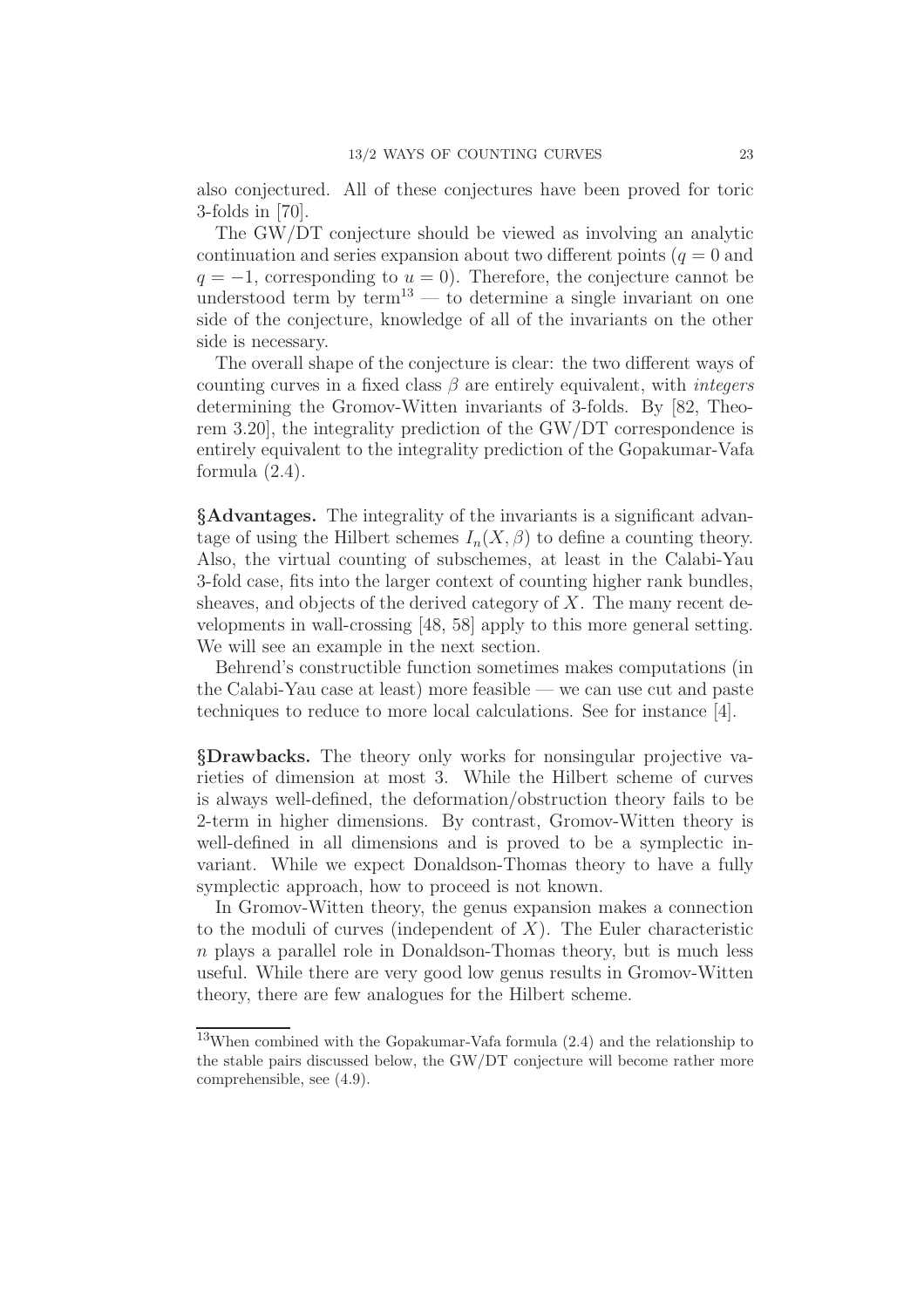also conjectured. All of these conjectures have been proved for toric 3-folds in [70].

The GW/DT conjecture should be viewed as involving an analytic continuation and series expansion about two different points ($q = 0$ and $q = -1$, corresponding to $u = 0$). Therefore, the conjecture cannot be understood term by term[13] — to determine a single invariant on one side of the conjecture, knowledge of all of the invariants on the other side is necessary.

The overall shape of the conjecture is clear: the two different ways of counting curves in a fixed class $\beta$ are entirely equivalent, with *integers* determining the Gromov-Witten invariants of 3-folds. By [82, Theorem 3.20], the integrality prediction of the GW/DT correspondence is entirely equivalent to the integrality prediction of the Gopakumar-Vafa formula (2.4).

**§Advantages.** The integrality of the invariants is a significant advantage of using the Hilbert schemes $I_n(X, \beta)$ to define a counting theory. Also, the virtual counting of subschemes, at least in the Calabi-Yau 3-fold case, fits into the larger context of counting higher rank bundles, sheaves, and objects of the derived category of $X$. The many recent developments in wall-crossing [48, 58] apply to this more general setting. We will see an example in the next section.

Behrend's constructible function sometimes makes computations (in the Calabi-Yau case at least) more feasible — we can use cut and paste techniques to reduce to more local calculations. See for instance [4].

**§Drawbacks.** The theory only works for nonsingular projective varieties of dimension at most 3. While the Hilbert scheme of curves is always well-defined, the deformation/obstruction theory fails to be 2-term in higher dimensions. By contrast, Gromov-Witten theory is well-defined in all dimensions and is proved to be a symplectic invariant. While we expect Donaldson-Thomas theory to have a fully symplectic approach, how to proceed is not known.

In Gromov-Witten theory, the genus expansion makes a connection to the moduli of curves (independent of $X$). The Euler characteristic $n$ plays a parallel role in Donaldson-Thomas theory, but is much less useful. While there are very good low genus results in Gromov-Witten theory, there are few analogues for the Hilbert scheme.

---

[13] When combined with the Gopakumar-Vafa formula (2.4) and the relationship to the stable pairs discussed below, the GW/DT conjecture will become rather more comprehensible, see (4.9).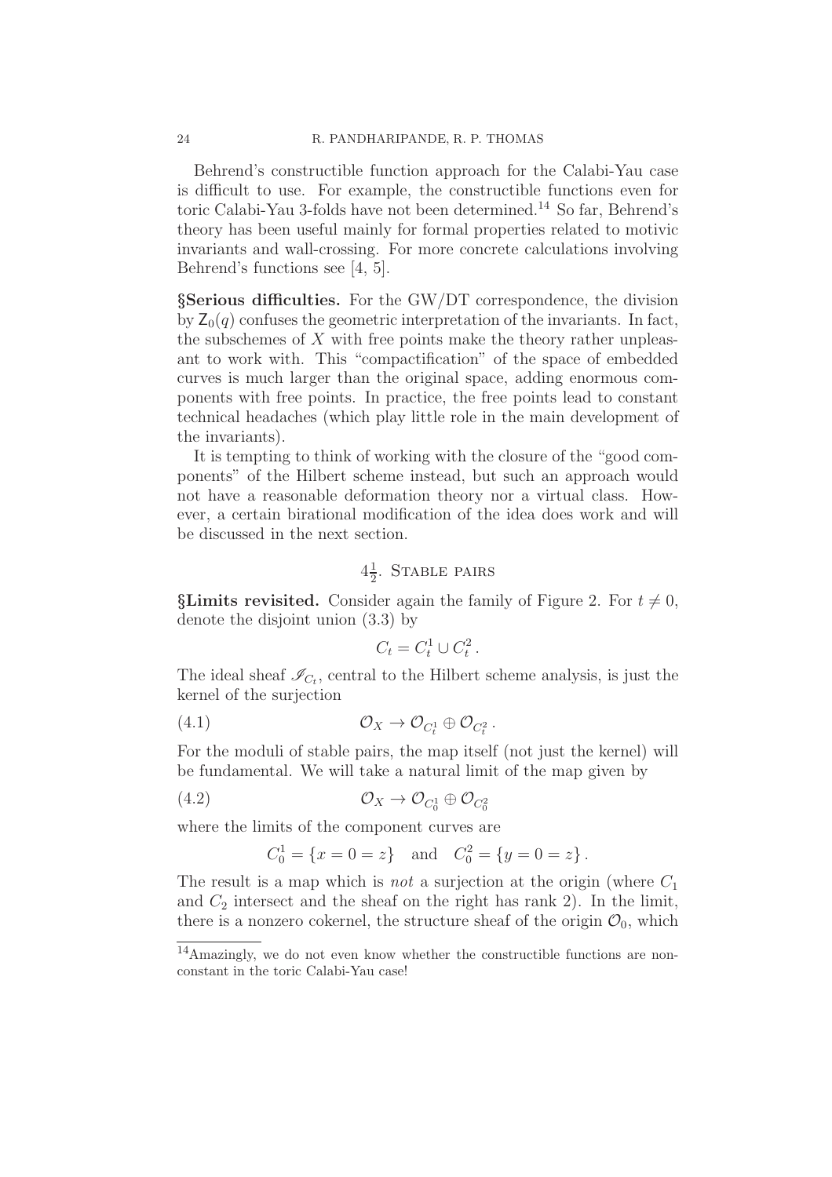Behrend's constructible function approach for the Calabi-Yau case is difficult to use. For example, the constructible functions even for toric Calabi-Yau 3-folds have not been determined.[14] So far, Behrend's theory has been useful mainly for formal properties related to motivic invariants and wall-crossing. For more concrete calculations involving Behrend's functions see [4, 5].

**§Serious difficulties.** For the GW/DT correspondence, the division by $\mathsf{Z}_0(q)$ confuses the geometric interpretation of the invariants. In fact, the subschemes of $X$ with free points make the theory rather unpleasant to work with. This "compactification" of the space of embedded curves is much larger than the original space, adding enormous components with free points. In practice, the free points lead to constant technical headaches (which play little role in the main development of the invariants).

It is tempting to think of working with the closure of the "good components" of the Hilbert scheme instead, but such an approach would not have a reasonable deformation theory nor a virtual class. However, a certain birational modification of the idea does work and will be discussed in the next section.

## $4\frac{1}{2}$. Stable pairs

**§Limits revisited.** Consider again the family of Figure 2. For $t \neq 0$, denote the disjoint union (3.3) by

$$C_t = C_t^1 \cup C_t^2 \,.$$

The ideal sheaf $\mathscr{I}_{C_t}$, central to the Hilbert scheme analysis, is just the kernel of the surjection

$$\mathcal{O}_X \to \mathcal{O}_{C_t^1} \oplus \mathcal{O}_{C_t^2} \,. \tag{4.1}$$

For the moduli of stable pairs, the map itself (not just the kernel) will be fundamental. We will take a natural limit of the map given by

$$\mathcal{O}_X \to \mathcal{O}_{C_0^1} \oplus \mathcal{O}_{C_0^2} \tag{4.2}$$

where the limits of the component curves are

$$C_0^1 = \{x = 0 = z\} \quad \text{and} \quad C_0^2 = \{y = 0 = z\} \,.$$

The result is a map which is *not* a surjection at the origin (where $C_1$ and $C_2$ intersect and the sheaf on the right has rank 2). In the limit, there is a nonzero cokernel, the structure sheaf of the origin $\mathcal{O}_0$, which

[14] Amazingly, we do not even know whether the constructible functions are nonconstant in the toric Calabi-Yau case!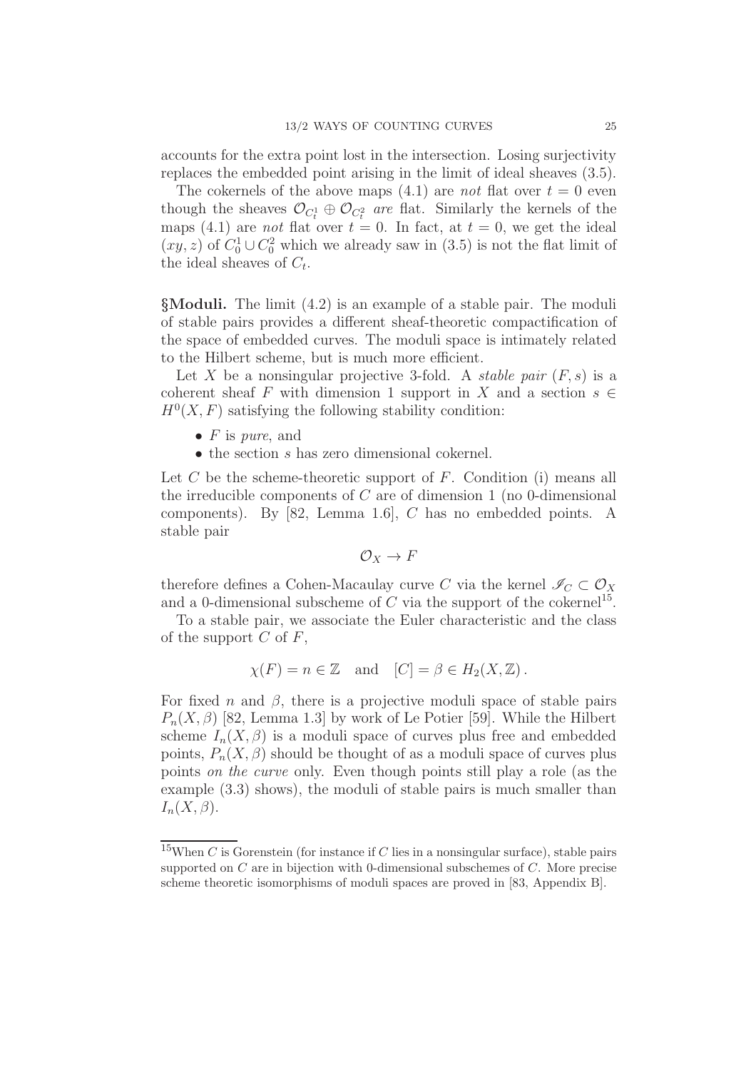accounts for the extra point lost in the intersection. Losing surjectivity replaces the embedded point arising in the limit of ideal sheaves (3.5).

The cokernels of the above maps (4.1) are *not* flat over $t = 0$ even though the sheaves $\mathcal{O}_{C_t^1} \oplus \mathcal{O}_{C_t^2}$ *are* flat. Similarly the kernels of the maps (4.1) are *not* flat over $t = 0$. In fact, at $t = 0$, we get the ideal $(xy, z)$ of $C_0^1 \cup C_0^2$ which we already saw in (3.5) is not the flat limit of the ideal sheaves of $C_t$.

**§Moduli.** The limit (4.2) is an example of a stable pair. The moduli of stable pairs provides a different sheaf-theoretic compactification of the space of embedded curves. The moduli space is intimately related to the Hilbert scheme, but is much more efficient.

Let $X$ be a nonsingular projective 3-fold. A *stable pair* $(F, s)$ is a coherent sheaf $F$ with dimension 1 support in $X$ and a section $s \in H^0(X, F)$ satisfying the following stability condition:

- $F$ is *pure*, and
- the section $s$ has zero dimensional cokernel.

Let $C$ be the scheme-theoretic support of $F$. Condition (i) means all the irreducible components of $C$ are of dimension 1 (no 0-dimensional components). By [82, Lemma 1.6], $C$ has no embedded points. A stable pair

$$\mathcal{O}_X \to F$$

therefore defines a Cohen-Macaulay curve $C$ via the kernel $\mathscr{I}_C \subset \mathcal{O}_X$ and a 0-dimensional subscheme of $C$ via the support of the cokernel[15].

To a stable pair, we associate the Euler characteristic and the class of the support $C$ of $F$,

$$\chi(F) = n \in \mathbb{Z} \quad \text{and} \quad [C] = \beta \in H_2(X, \mathbb{Z}) \,.$$

For fixed $n$ and $\beta$, there is a projective moduli space of stable pairs $P_n(X, \beta)$ [82, Lemma 1.3] by work of Le Potier [59]. While the Hilbert scheme $I_n(X, \beta)$ is a moduli space of curves plus free and embedded points, $P_n(X, \beta)$ should be thought of as a moduli space of curves plus points *on the curve* only. Even though points still play a role (as the example (3.3) shows), the moduli of stable pairs is much smaller than $I_n(X, \beta)$.

[15]When $C$ is Gorenstein (for instance if $C$ lies in a nonsingular surface), stable pairs supported on $C$ are in bijection with 0-dimensional subschemes of $C$. More precise scheme theoretic isomorphisms of moduli spaces are proved in [83, Appendix B].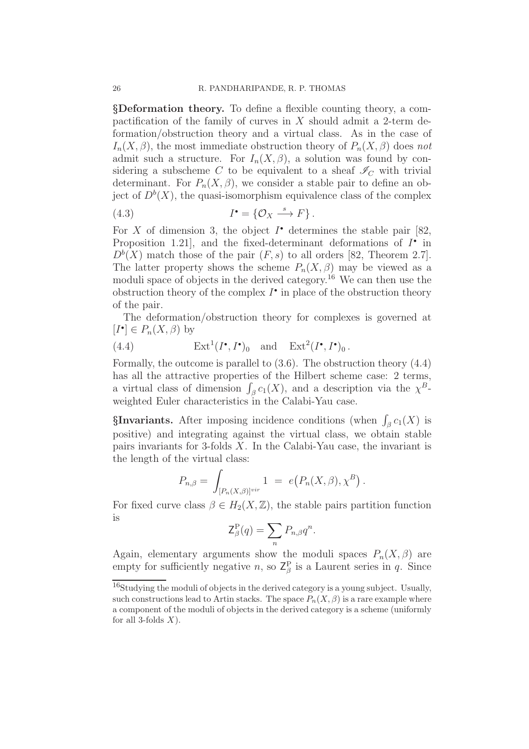**§Deformation theory.** To define a flexible counting theory, a compactification of the family of curves in $X$ should admit a 2-term deformation/obstruction theory and a virtual class. As in the case of $I_n(X, \beta)$, the most immediate obstruction theory of $P_n(X, \beta)$ does *not* admit such a structure. For $I_n(X, \beta)$, a solution was found by considering a subscheme $C$ to be equivalent to a sheaf $\mathscr{I}_C$ with trivial determinant. For $P_n(X, \beta)$, we consider a stable pair to define an object of $D^b(X)$, the quasi-isomorphism equivalence class of the complex

$$I^\bullet = \{\mathcal{O}_X \xrightarrow{s} F\}. \tag{4.3}$$

For $X$ of dimension 3, the object $I^\bullet$ determines the stable pair [82, Proposition 1.21], and the fixed-determinant deformations of $I^\bullet$ in $D^b(X)$ match those of the pair $(F, s)$ to all orders [82, Theorem 2.7]. The latter property shows the scheme $P_n(X, \beta)$ may be viewed as a moduli space of objects in the derived category.[16] We can then use the obstruction theory of the complex $I^\bullet$ in place of the obstruction theory of the pair.

The deformation/obstruction theory for complexes is governed at $[I^\bullet] \in P_n(X, \beta)$ by

$$\operatorname{Ext}^1(I^\bullet, I^\bullet)_0 \quad \text{and} \quad \operatorname{Ext}^2(I^\bullet, I^\bullet)_0. \tag{4.4}$$

Formally, the outcome is parallel to (3.6). The obstruction theory (4.4) has all the attractive properties of the Hilbert scheme case: 2 terms, a virtual class of dimension $\int_\beta c_1(X)$, and a description via the $\chi^B$-weighted Euler characteristics in the Calabi-Yau case.

**§Invariants.** After imposing incidence conditions (when $\int_\beta c_1(X)$ is positive) and integrating against the virtual class, we obtain stable pairs invariants for 3-folds $X$. In the Calabi-Yau case, the invariant is the length of the virtual class:

$$P_{n,\beta} = \int_{[P_n(X,\beta)]^{vir}} 1 \;=\; e\big(P_n(X, \beta), \chi^B\big).$$

For fixed curve class $\beta \in H_2(X, \mathbb{Z})$, the stable pairs partition function is

$$\mathsf{Z}^{\mathrm{P}}_\beta(q) = \sum_n P_{n,\beta} q^n.$$

Again, elementary arguments show the moduli spaces $P_n(X, \beta)$ are empty for sufficiently negative $n$, so $\mathsf{Z}^{\mathrm{P}}_\beta$ is a Laurent series in $q$. Since

[16] Studying the moduli of objects in the derived category is a young subject. Usually, such constructions lead to Artin stacks. The space $P_n(X, \beta)$ is a rare example where a component of the moduli of objects in the derived category is a scheme (uniformly for all 3-folds $X$).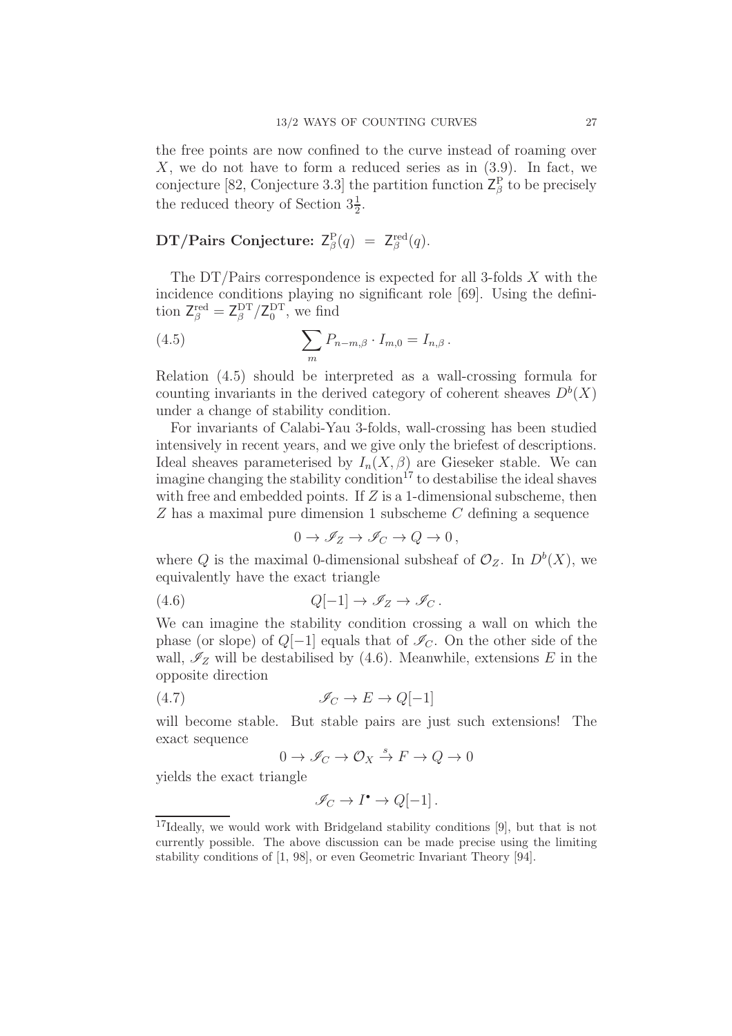the free points are now confined to the curve instead of roaming over $X$, we do not have to form a reduced series as in (3.9). In fact, we conjecture [82, Conjecture 3.3] the partition function $\mathsf{Z}^{\mathrm{P}}_\beta$ to be precisely the reduced theory of Section $3\frac{1}{2}$.

**DT/Pairs Conjecture:** $\mathsf{Z}^{\mathrm{P}}_\beta(q) \;=\; \mathsf{Z}^{\mathrm{red}}_\beta(q)$.

The DT/Pairs correspondence is expected for all 3-folds $X$ with the incidence conditions playing no significant role [69]. Using the definition $\mathsf{Z}^{\mathrm{red}}_\beta = \mathsf{Z}^{\mathrm{DT}}_\beta / \mathsf{Z}^{\mathrm{DT}}_0$, we find

$$\sum_m P_{n-m,\beta} \cdot I_{m,0} = I_{n,\beta}\,. \tag{4.5}$$

Relation (4.5) should be interpreted as a wall-crossing formula for counting invariants in the derived category of coherent sheaves $D^b(X)$ under a change of stability condition.

For invariants of Calabi-Yau 3-folds, wall-crossing has been studied intensively in recent years, and we give only the briefest of descriptions. Ideal sheaves parameterised by $I_n(X, \beta)$ are Gieseker stable. We can imagine changing the stability condition[17] to destabilise the ideal shaves with free and embedded points. If $Z$ is a 1-dimensional subscheme, then $Z$ has a maximal pure dimension 1 subscheme $C$ defining a sequence

$$0 \to \mathscr{I}_Z \to \mathscr{I}_C \to Q \to 0\,,$$

where $Q$ is the maximal 0-dimensional subsheaf of $\mathcal{O}_Z$. In $D^b(X)$, we equivalently have the exact triangle

$$Q[-1] \to \mathscr{I}_Z \to \mathscr{I}_C\,. \tag{4.6}$$

We can imagine the stability condition crossing a wall on which the phase (or slope) of $Q[-1]$ equals that of $\mathscr{I}_C$. On the other side of the wall, $\mathscr{I}_Z$ will be destabilised by (4.6). Meanwhile, extensions $E$ in the opposite direction

$$\mathscr{I}_C \to E \to Q[-1] \tag{4.7}$$

will become stable. But stable pairs are just such extensions! The exact sequence

$$0 \to \mathscr{I}_C \to \mathcal{O}_X \xrightarrow{s} F \to Q \to 0$$

yields the exact triangle

$$\mathscr{I}_C \to I^\bullet \to Q[-1]\,.$$

[17]Ideally, we would work with Bridgeland stability conditions [9], but that is not currently possible. The above discussion can be made precise using the limiting stability conditions of [1, 98], or even Geometric Invariant Theory [94].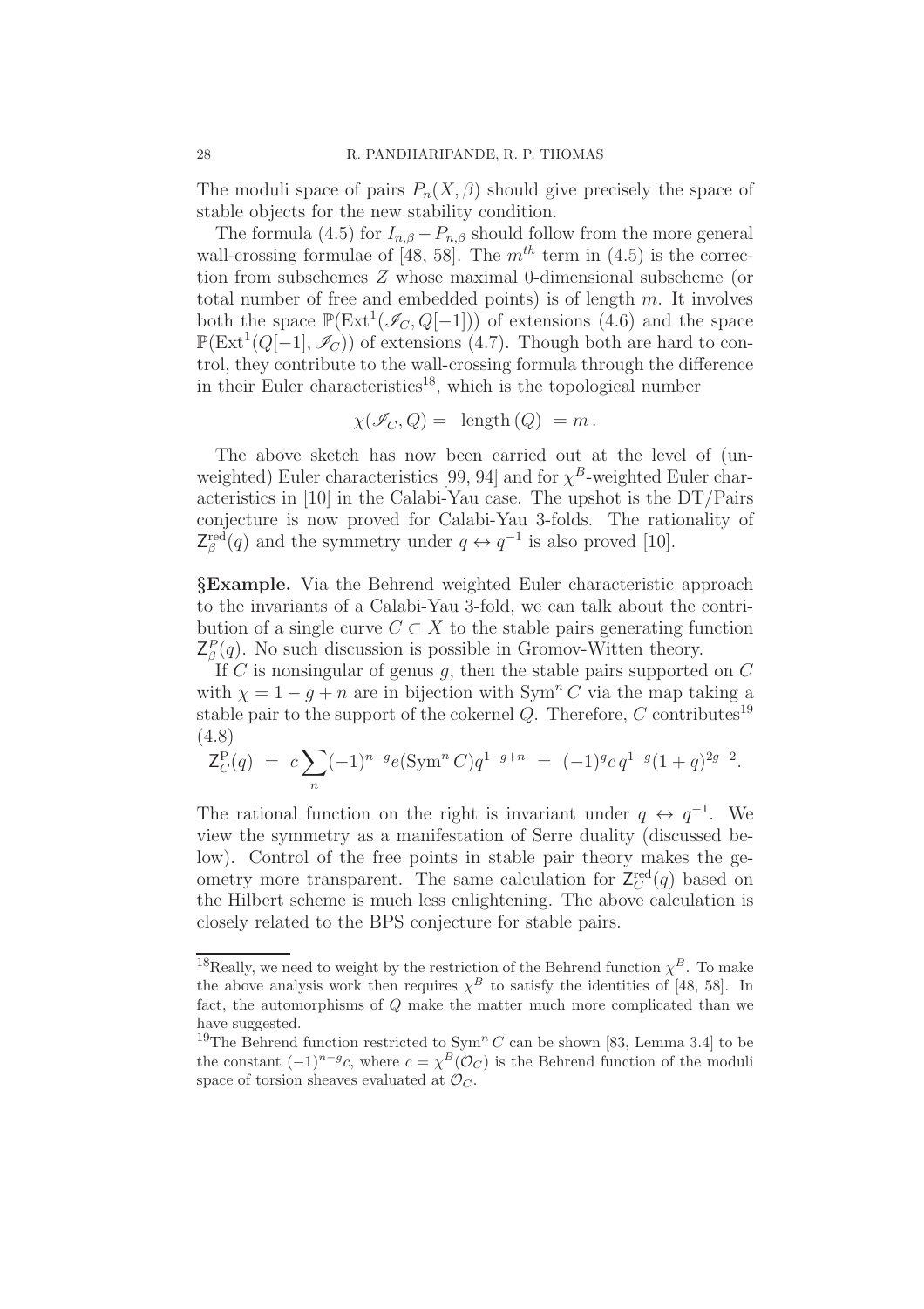The moduli space of pairs $P_n(X, \beta)$ should give precisely the space of stable objects for the new stability condition.

The formula (4.5) for $I_{n,\beta} - P_{n,\beta}$ should follow from the more general wall-crossing formulae of [48, 58]. The $m^{th}$ term in (4.5) is the correction from subschemes $Z$ whose maximal 0-dimensional subscheme (or total number of free and embedded points) is of length $m$. It involves both the space $\mathbb{P}(\mathrm{Ext}^1(\mathscr{I}_C, Q[-1]))$ of extensions (4.6) and the space $\mathbb{P}(\mathrm{Ext}^1(Q[-1], \mathscr{I}_C))$ of extensions (4.7). Though both are hard to control, they contribute to the wall-crossing formula through the difference in their Euler characteristics[18], which is the topological number

$$\chi(\mathscr{I}_C, Q) = \ \mathrm{length}\,(Q) \ = m\,.$$

The above sketch has now been carried out at the level of (unweighted) Euler characteristics [99, 94] and for $\chi^B$-weighted Euler characteristics in [10] in the Calabi-Yau case. The upshot is the DT/Pairs conjecture is now proved for Calabi-Yau 3-folds. The rationality of $\mathsf{Z}^{\mathrm{red}}_\beta(q)$ and the symmetry under $q \leftrightarrow q^{-1}$ is also proved [10].

**§Example.** Via the Behrend weighted Euler characteristic approach to the invariants of a Calabi-Yau 3-fold, we can talk about the contribution of a single curve $C \subset X$ to the stable pairs generating function $\mathsf{Z}^P_\beta(q)$. No such discussion is possible in Gromov-Witten theory.

If $C$ is nonsingular of genus $g$, then the stable pairs supported on $C$ with $\chi = 1 - g + n$ are in bijection with $\mathrm{Sym}^n C$ via the map taking a stable pair to the support of the cokernel $Q$. Therefore, $C$ contributes[19]

$$\mathsf{Z}^{\mathrm{P}}_C(q) \ = \ c \sum_n (-1)^{n-g} e(\mathrm{Sym}^n C) q^{1-g+n} \ = \ (-1)^g c\, q^{1-g}(1+q)^{2g-2}. \tag{4.8}$$

The rational function on the right is invariant under $q \leftrightarrow q^{-1}$. We view the symmetry as a manifestation of Serre duality (discussed below). Control of the free points in stable pair theory makes the geometry more transparent. The same calculation for $\mathsf{Z}^{\mathrm{red}}_C(q)$ based on the Hilbert scheme is much less enlightening. The above calculation is closely related to the BPS conjecture for stable pairs.

---

[18] Really, we need to weight by the restriction of the Behrend function $\chi^B$. To make the above analysis work then requires $\chi^B$ to satisfy the identities of [48, 58]. In fact, the automorphisms of $Q$ make the matter much more complicated than we have suggested.

[19] The Behrend function restricted to $\mathrm{Sym}^n C$ can be shown [83, Lemma 3.4] to be the constant $(-1)^{n-g}c$, where $c = \chi^B(\mathcal{O}_C)$ is the Behrend function of the moduli space of torsion sheaves evaluated at $\mathcal{O}_C$.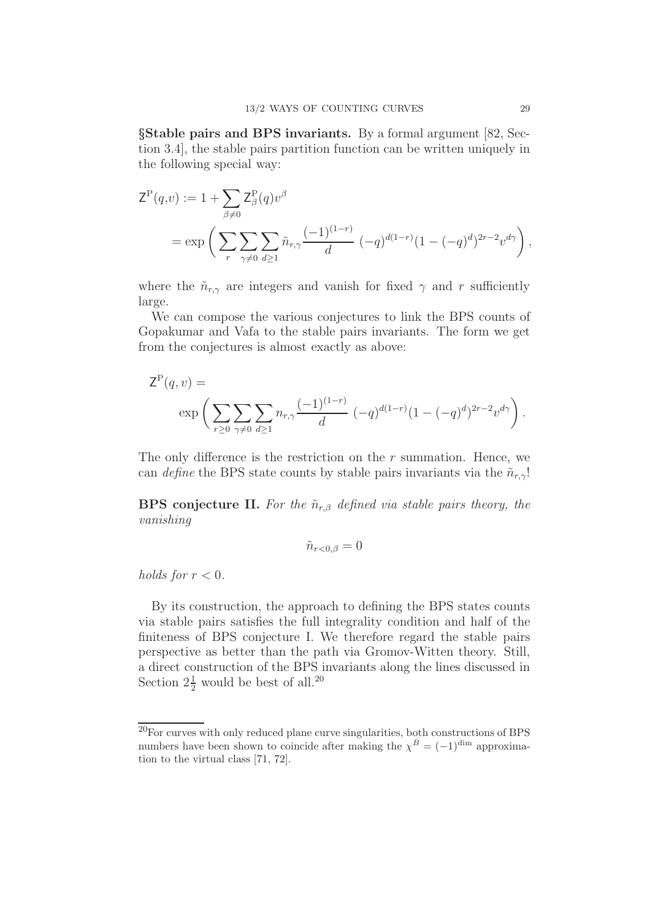**§Stable pairs and BPS invariants.** By a formal argument [82, Section 3.4], the stable pairs partition function can be written uniquely in the following special way:

$$
\begin{aligned}
\mathsf{Z}^{\mathrm{P}}(q,v) &:= 1 + \sum_{\beta \neq 0} \mathsf{Z}^{\mathrm{P}}_{\beta}(q) v^{\beta} \\
&= \exp\left( \sum_{r} \sum_{\gamma \neq 0} \sum_{d \geq 1} \tilde{n}_{r,\gamma} \frac{(-1)^{(1-r)}}{d} \, (-q)^{d(1-r)} (1-(-q)^d)^{2r-2} v^{d\gamma} \right),
\end{aligned}
$$

where the $\tilde{n}_{r,\gamma}$ are integers and vanish for fixed $\gamma$ and $r$ sufficiently large.

We can compose the various conjectures to link the BPS counts of Gopakumar and Vafa to the stable pairs invariants. The form we get from the conjectures is almost exactly as above:

$$
\mathsf{Z}^{\mathrm{P}}(q,v) = \exp\left( \sum_{r \geq 0} \sum_{\gamma \neq 0} \sum_{d \geq 1} n_{r,\gamma} \frac{(-1)^{(1-r)}}{d} \, (-q)^{d(1-r)} (1-(-q)^d)^{2r-2} v^{d\gamma} \right).
$$

The only difference is the restriction on the $r$ summation. Hence, we can *define* the BPS state counts by stable pairs invariants via the $\tilde{n}_{r,\gamma}$!

**BPS conjecture II.** *For the $\tilde{n}_{r,\beta}$ defined via stable pairs theory, the vanishing*

$$
\tilde{n}_{r<0,\beta} = 0
$$

*holds for $r < 0$.*

By its construction, the approach to defining the BPS states counts via stable pairs satisfies the full integrality condition and half of the finiteness of BPS conjecture I. We therefore regard the stable pairs perspective as better than the path via Gromov-Witten theory. Still, a direct construction of the BPS invariants along the lines discussed in Section $2\frac{1}{2}$ would be best of all.[20]

[20] For curves with only reduced plane curve singularities, both constructions of BPS numbers have been shown to coincide after making the $\chi^B = (-1)^{\dim}$ approximation to the virtual class [71, 72].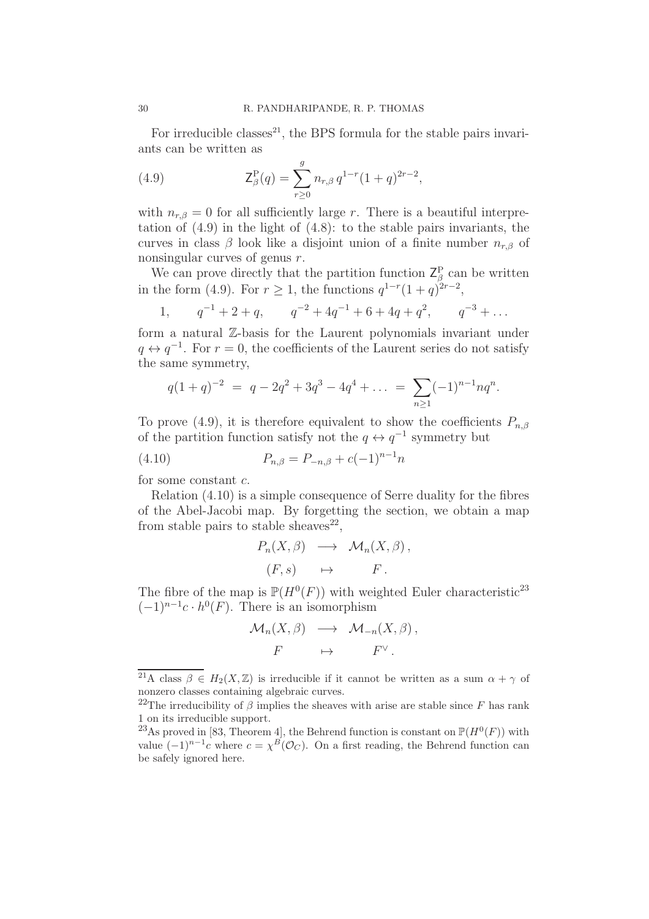For irreducible classes[21], the BPS formula for the stable pairs invariants can be written as

$$\mathsf{Z}^{\mathrm{P}}_\beta(q) = \sum_{r\geq 0}^{g} n_{r,\beta}\, q^{1-r}(1+q)^{2r-2}, \tag{4.9}$$

with $n_{r,\beta} = 0$ for all sufficiently large $r$. There is a beautiful interpretation of (4.9) in the light of (4.8): to the stable pairs invariants, the curves in class $\beta$ look like a disjoint union of a finite number $n_{r,\beta}$ of nonsingular curves of genus $r$.

We can prove directly that the partition function $\mathsf{Z}^{\mathrm{P}}_\beta$ can be written in the form (4.9). For $r \geq 1$, the functions $q^{1-r}(1+q)^{2r-2}$,

$$1, \qquad q^{-1}+2+q, \qquad q^{-2}+4q^{-1}+6+4q+q^2, \qquad q^{-3}+\dots$$

form a natural $\mathbb{Z}$-basis for the Laurent polynomials invariant under $q \leftrightarrow q^{-1}$. For $r = 0$, the coefficients of the Laurent series do not satisfy the same symmetry,

$$q(1+q)^{-2} \;=\; q - 2q^2 + 3q^3 - 4q^4 + \dots \;=\; \sum_{n\geq 1} (-1)^{n-1} n q^n.$$

To prove (4.9), it is therefore equivalent to show the coefficients $P_{n,\beta}$ of the partition function satisfy not the $q \leftrightarrow q^{-1}$ symmetry but

$$P_{n,\beta} = P_{-n,\beta} + c(-1)^{n-1}n \tag{4.10}$$

for some constant $c$.

Relation (4.10) is a simple consequence of Serre duality for the fibres of the Abel-Jacobi map. By forgetting the section, we obtain a map from stable pairs to stable sheaves[22],

$$\begin{aligned} P_n(X,\beta) &\;\longrightarrow\; \mathcal{M}_n(X,\beta)\,, \\ (F,s) &\;\;\mapsto\;\; F\,. \end{aligned}$$

The fibre of the map is $\mathbb{P}(H^0(F))$ with weighted Euler characteristic[23] $(-1)^{n-1}c \cdot h^0(F)$. There is an isomorphism

$$\begin{aligned} \mathcal{M}_n(X,\beta) &\;\longrightarrow\; \mathcal{M}_{-n}(X,\beta)\,, \\ F &\;\;\mapsto\;\; F^\vee\,. \end{aligned}$$

[21] A class $\beta \in H_2(X,\mathbb{Z})$ is irreducible if it cannot be written as a sum $\alpha+\gamma$ of nonzero classes containing algebraic curves.

[22] The irreducibility of $\beta$ implies the sheaves with arise are stable since $F$ has rank 1 on its irreducible support.

[23] As proved in [83, Theorem 4], the Behrend function is constant on $\mathbb{P}(H^0(F))$ with value $(-1)^{n-1}c$ where $c = \chi^B(\mathcal{O}_C)$. On a first reading, the Behrend function can be safely ignored here.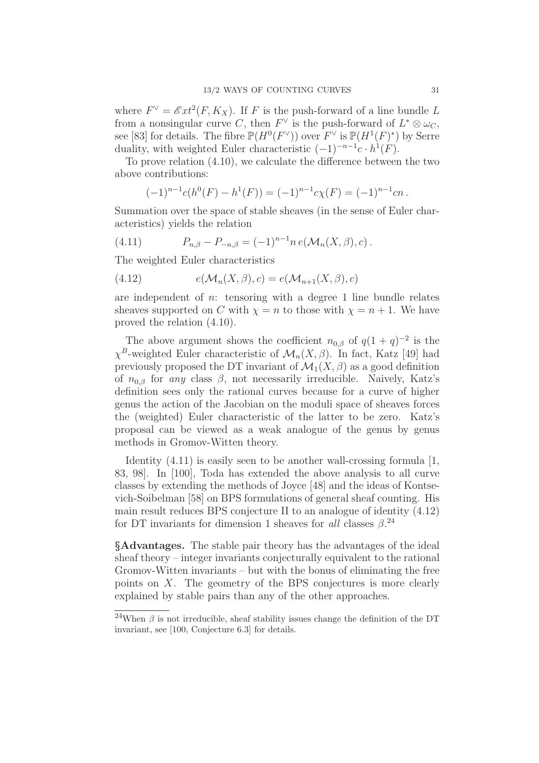where $F^\vee = \mathscr{E}xt^2(F, K_X)$. If $F$ is the push-forward of a line bundle $L$ from a nonsingular curve $C$, then $F^\vee$ is the push-forward of $L^* \otimes \omega_C$, see [83] for details. The fibre $\mathbb{P}(H^0(F^\vee))$ over $F^\vee$ is $\mathbb{P}(H^1(F)^*)$ by Serre duality, with weighted Euler characteristic $(-1)^{-n-1}c \cdot h^1(F)$.

To prove relation (4.10), we calculate the difference between the two above contributions:

$$(-1)^{n-1}c(h^0(F) - h^1(F)) = (-1)^{n-1}c\chi(F) = (-1)^{n-1}cn\,.$$

Summation over the space of stable sheaves (in the sense of Euler characteristics) yields the relation

$$P_{n,\beta} - P_{-n,\beta} = (-1)^{n-1}n\, e(\mathcal{M}_n(X,\beta), c)\,. \tag{4.11}$$

The weighted Euler characteristics

$$e(\mathcal{M}_n(X,\beta), c) = e(\mathcal{M}_{n+1}(X,\beta), c) \tag{4.12}$$

are independent of $n$: tensoring with a degree 1 line bundle relates sheaves supported on $C$ with $\chi = n$ to those with $\chi = n+1$. We have proved the relation (4.10).

The above argument shows the coefficient $n_{0,\beta}$ of $q(1+q)^{-2}$ is the $\chi^B$-weighted Euler characteristic of $\mathcal{M}_n(X,\beta)$. In fact, Katz [49] had previously proposed the DT invariant of $\mathcal{M}_1(X,\beta)$ as a good definition of $n_{0,\beta}$ for *any* class $\beta$, not necessarily irreducible. Naively, Katz's definition sees only the rational curves because for a curve of higher genus the action of the Jacobian on the moduli space of sheaves forces the (weighted) Euler characteristic of the latter to be zero. Katz's proposal can be viewed as a weak analogue of the genus by genus methods in Gromov-Witten theory.

Identity (4.11) is easily seen to be another wall-crossing formula [1, 83, 98]. In [100], Toda has extended the above analysis to all curve classes by extending the methods of Joyce [48] and the ideas of Kontsevich-Soibelman [58] on BPS formulations of general sheaf counting. His main result reduces BPS conjecture II to an analogue of identity (4.12) for DT invariants for dimension 1 sheaves for *all* classes $\beta$.[24]

**§Advantages.** The stable pair theory has the advantages of the ideal sheaf theory – integer invariants conjecturally equivalent to the rational Gromov-Witten invariants – but with the bonus of eliminating the free points on $X$. The geometry of the BPS conjectures is more clearly explained by stable pairs than any of the other approaches.

[24] When $\beta$ is not irreducible, sheaf stability issues change the definition of the DT invariant, see [100, Conjecture 6.3] for details.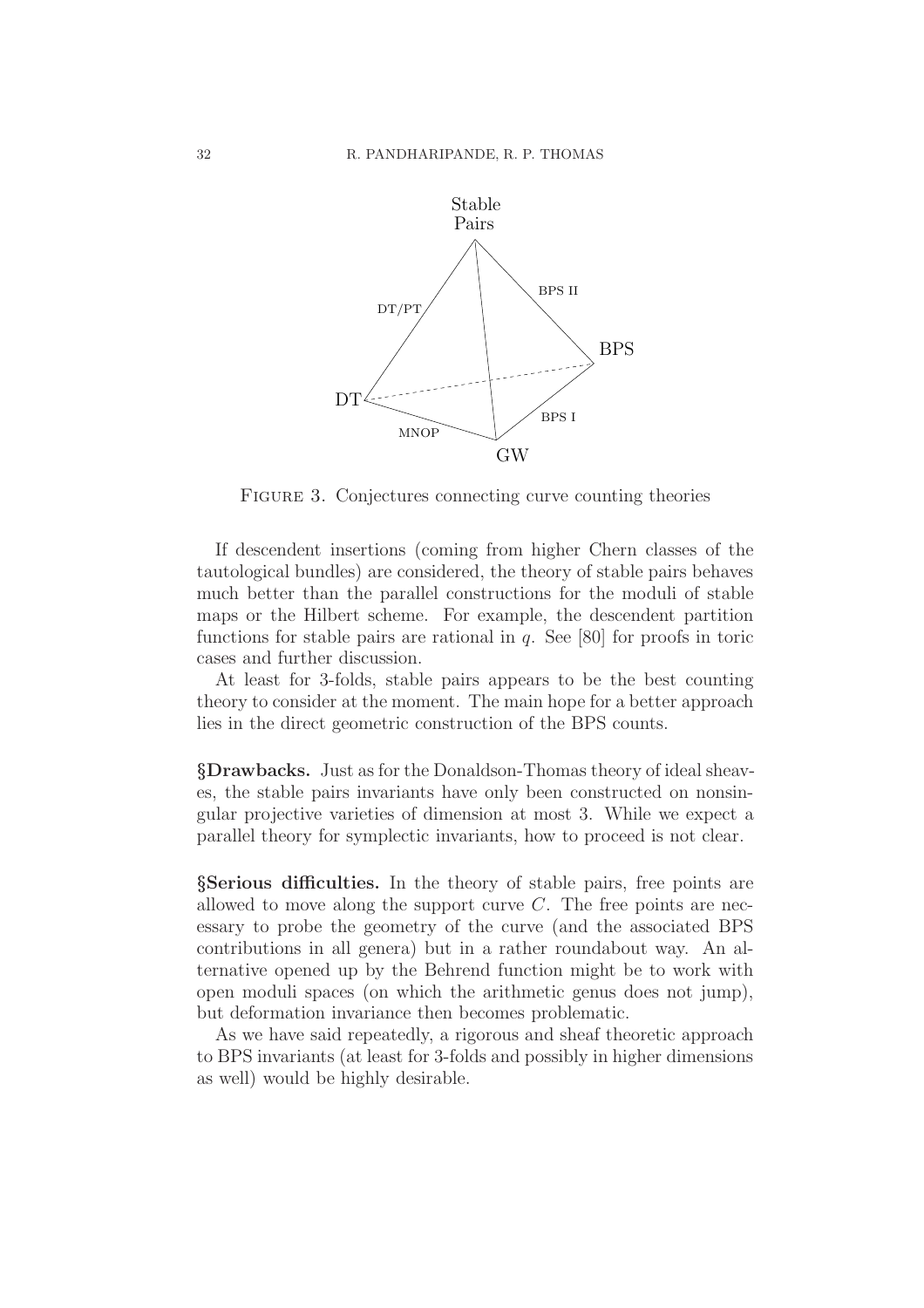Figure 3. Conjectures connecting curve counting theories

If descendent insertions (coming from higher Chern classes of the tautological bundles) are considered, the theory of stable pairs behaves much better than the parallel constructions for the moduli of stable maps or the Hilbert scheme. For example, the descendent partition functions for stable pairs are rational in $q$. See [80] for proofs in toric cases and further discussion.

At least for 3-folds, stable pairs appears to be the best counting theory to consider at the moment. The main hope for a better approach lies in the direct geometric construction of the BPS counts.

**§Drawbacks.** Just as for the Donaldson-Thomas theory of ideal sheaves, the stable pairs invariants have only been constructed on nonsingular projective varieties of dimension at most 3. While we expect a parallel theory for symplectic invariants, how to proceed is not clear.

**§Serious difficulties.** In the theory of stable pairs, free points are allowed to move along the support curve $C$. The free points are necessary to probe the geometry of the curve (and the associated BPS contributions in all genera) but in a rather roundabout way. An alternative opened up by the Behrend function might be to work with open moduli spaces (on which the arithmetic genus does not jump), but deformation invariance then becomes problematic.

As we have said repeatedly, a rigorous and sheaf theoretic approach to BPS invariants (at least for 3-folds and possibly in higher dimensions as well) would be highly desirable.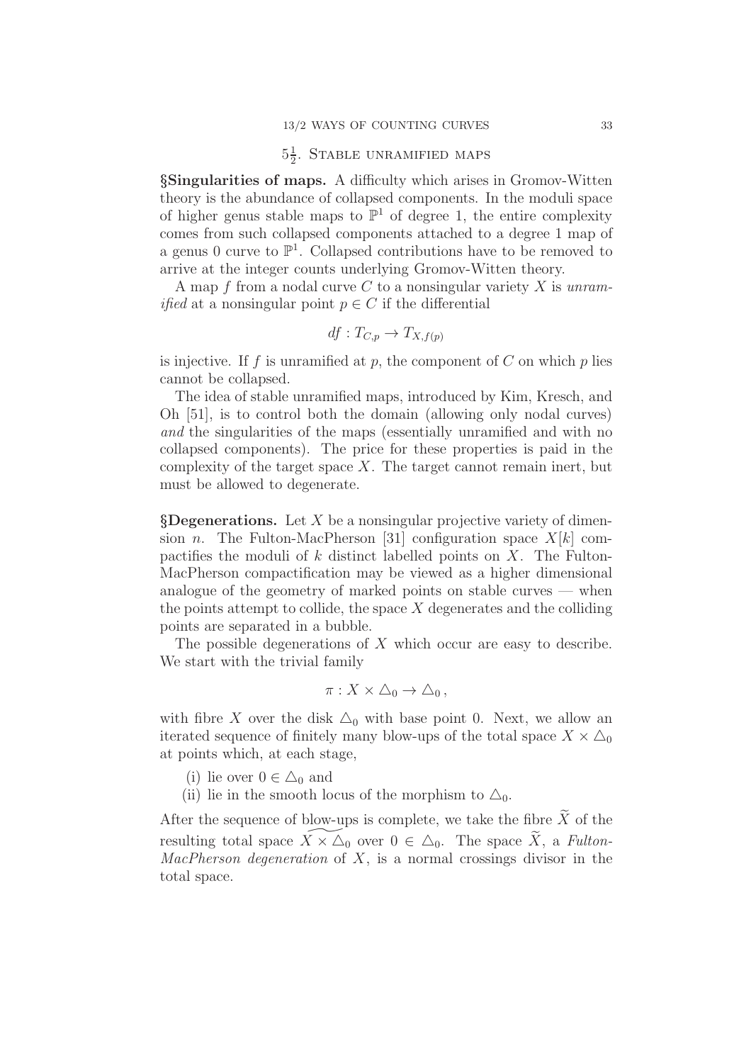## $5\frac{1}{2}$. Stable unramified maps

**§Singularities of maps.** A difficulty which arises in Gromov-Witten theory is the abundance of collapsed components. In the moduli space of higher genus stable maps to $\mathbb{P}^1$ of degree 1, the entire complexity comes from such collapsed components attached to a degree 1 map of a genus 0 curve to $\mathbb{P}^1$. Collapsed contributions have to be removed to arrive at the integer counts underlying Gromov-Witten theory.

A map $f$ from a nodal curve $C$ to a nonsingular variety $X$ is *unramified* at a nonsingular point $p \in C$ if the differential

$$df : T_{C,p} \to T_{X,f(p)}$$

is injective. If $f$ is unramified at $p$, the component of $C$ on which $p$ lies cannot be collapsed.

The idea of stable unramified maps, introduced by Kim, Kresch, and Oh [51], is to control both the domain (allowing only nodal curves) *and* the singularities of the maps (essentially unramified and with no collapsed components). The price for these properties is paid in the complexity of the target space $X$. The target cannot remain inert, but must be allowed to degenerate.

**§Degenerations.** Let $X$ be a nonsingular projective variety of dimension $n$. The Fulton-MacPherson [31] configuration space $X[k]$ compactifies the moduli of $k$ distinct labelled points on $X$. The Fulton-MacPherson compactification may be viewed as a higher dimensional analogue of the geometry of marked points on stable curves — when the points attempt to collide, the space $X$ degenerates and the colliding points are separated in a bubble.

The possible degenerations of $X$ which occur are easy to describe. We start with the trivial family

$$\pi : X \times \triangle_0 \to \triangle_0 \,,$$

with fibre $X$ over the disk $\triangle_0$ with base point 0. Next, we allow an iterated sequence of finitely many blow-ups of the total space $X \times \triangle_0$ at points which, at each stage,

- (i) lie over $0 \in \triangle_0$ and
- (ii) lie in the smooth locus of the morphism to $\triangle_0$.

After the sequence of blow-ups is complete, we take the fibre $\widetilde{X}$ of the resulting total space $\widetilde{X \times \triangle_0}$ over $0 \in \triangle_0$. The space $\widetilde{X}$, a *Fulton-MacPherson degeneration* of $X$, is a normal crossings divisor in the total space.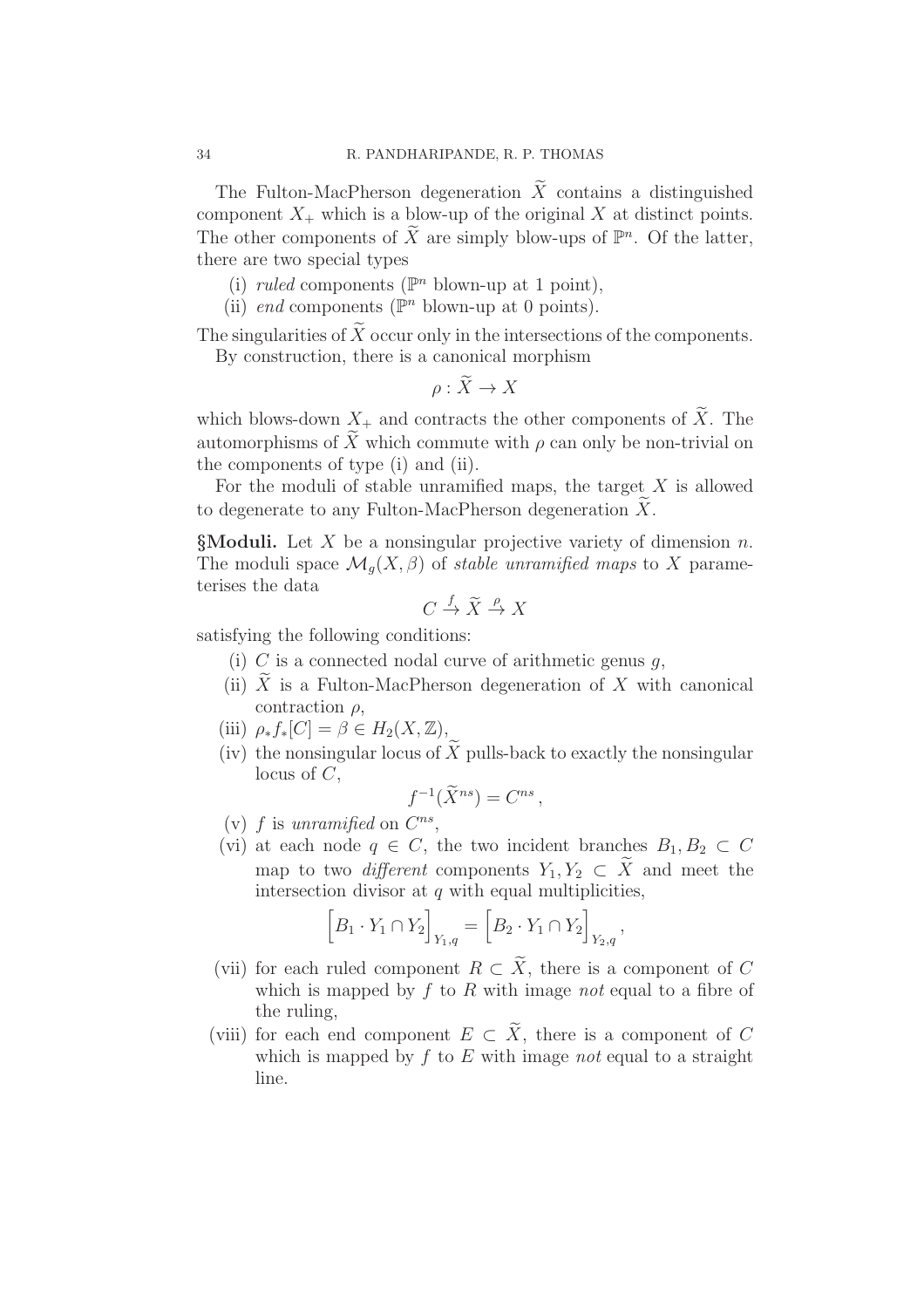The Fulton-MacPherson degeneration $\widetilde{X}$ contains a distinguished component $X_+$ which is a blow-up of the original $X$ at distinct points. The other components of $\widetilde{X}$ are simply blow-ups of $\mathbb{P}^n$. Of the latter, there are two special types

(i) *ruled* components ($\mathbb{P}^n$ blown-up at 1 point),

(ii) *end* components ($\mathbb{P}^n$ blown-up at 0 points).

The singularities of $\widetilde{X}$ occur only in the intersections of the components.

By construction, there is a canonical morphism

$$\rho : \widetilde{X} \to X$$

which blows-down $X_+$ and contracts the other components of $\widetilde{X}$. The automorphisms of $\widetilde{X}$ which commute with $\rho$ can only be non-trivial on the components of type (i) and (ii).

For the moduli of stable unramified maps, the target $X$ is allowed to degenerate to any Fulton-MacPherson degeneration $\widetilde{X}$.

**§Moduli.** Let $X$ be a nonsingular projective variety of dimension $n$. The moduli space $\mathcal{M}_g(X, \beta)$ of *stable unramified maps* to $X$ parameterises the data

$$C \xrightarrow{f} \widetilde{X} \xrightarrow{\rho} X$$

satisfying the following conditions:

(i) $C$ is a connected nodal curve of arithmetic genus $g$,

(ii) $\widetilde{X}$ is a Fulton-MacPherson degeneration of $X$ with canonical contraction $\rho$,

(iii) $\rho_* f_*[C] = \beta \in H_2(X, \mathbb{Z})$,

(iv) the nonsingular locus of $\widetilde{X}$ pulls-back to exactly the nonsingular locus of $C$,

$$f^{-1}(\widetilde{X}^{ns}) = C^{ns},$$

(v) $f$ is *unramified* on $C^{ns}$,

(vi) at each node $q \in C$, the two incident branches $B_1, B_2 \subset C$ map to two *different* components $Y_1, Y_2 \subset \widetilde{X}$ and meet the intersection divisor at $q$ with equal multiplicities,

$$\Big[B_1 \cdot Y_1 \cap Y_2\Big]_{Y_1, q} = \Big[B_2 \cdot Y_1 \cap Y_2\Big]_{Y_2, q},$$

(vii) for each ruled component $R \subset \widetilde{X}$, there is a component of $C$ which is mapped by $f$ to $R$ with image *not* equal to a fibre of the ruling,

(viii) for each end component $E \subset \widetilde{X}$, there is a component of $C$ which is mapped by $f$ to $E$ with image *not* equal to a straight line.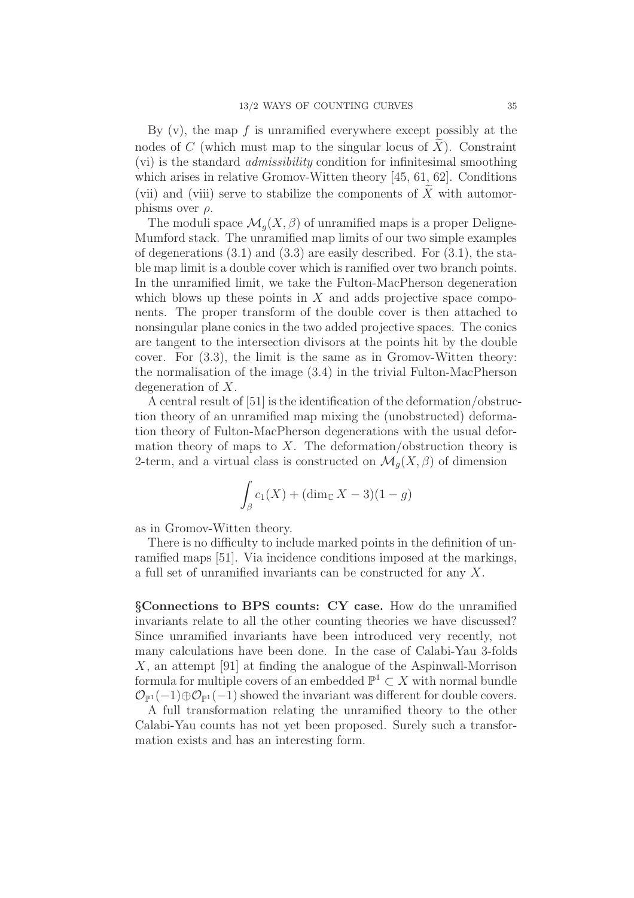By (v), the map $f$ is unramified everywhere except possibly at the nodes of $C$ (which must map to the singular locus of $\widetilde{X}$). Constraint (vi) is the standard *admissibility* condition for infinitesimal smoothing which arises in relative Gromov-Witten theory [45, 61, 62]. Conditions (vii) and (viii) serve to stabilize the components of $\widetilde{X}$ with automorphisms over $\rho$.

The moduli space $\mathcal{M}_g(X, \beta)$ of unramified maps is a proper Deligne-Mumford stack. The unramified map limits of our two simple examples of degenerations (3.1) and (3.3) are easily described. For (3.1), the stable map limit is a double cover which is ramified over two branch points. In the unramified limit, we take the Fulton-MacPherson degeneration which blows up these points in $X$ and adds projective space components. The proper transform of the double cover is then attached to nonsingular plane conics in the two added projective spaces. The conics are tangent to the intersection divisors at the points hit by the double cover. For (3.3), the limit is the same as in Gromov-Witten theory: the normalisation of the image (3.4) in the trivial Fulton-MacPherson degeneration of $X$.

A central result of [51] is the identification of the deformation/obstruction theory of an unramified map mixing the (unobstructed) deformation theory of Fulton-MacPherson degenerations with the usual deformation theory of maps to $X$. The deformation/obstruction theory is 2-term, and a virtual class is constructed on $\mathcal{M}_g(X, \beta)$ of dimension

$$\int_\beta c_1(X) + (\dim_{\mathbb{C}} X - 3)(1 - g)$$

as in Gromov-Witten theory.

There is no difficulty to include marked points in the definition of unramified maps [51]. Via incidence conditions imposed at the markings, a full set of unramified invariants can be constructed for any $X$.

**§Connections to BPS counts: CY case.** How do the unramified invariants relate to all the other counting theories we have discussed? Since unramified invariants have been introduced very recently, not many calculations have been done. In the case of Calabi-Yau 3-folds $X$, an attempt [91] at finding the analogue of the Aspinwall-Morrison formula for multiple covers of an embedded $\mathbb{P}^1 \subset X$ with normal bundle $\mathcal{O}_{\mathbb{P}^1}(-1) \oplus \mathcal{O}_{\mathbb{P}^1}(-1)$ showed the invariant was different for double covers.

A full transformation relating the unramified theory to the other Calabi-Yau counts has not yet been proposed. Surely such a transformation exists and has an interesting form.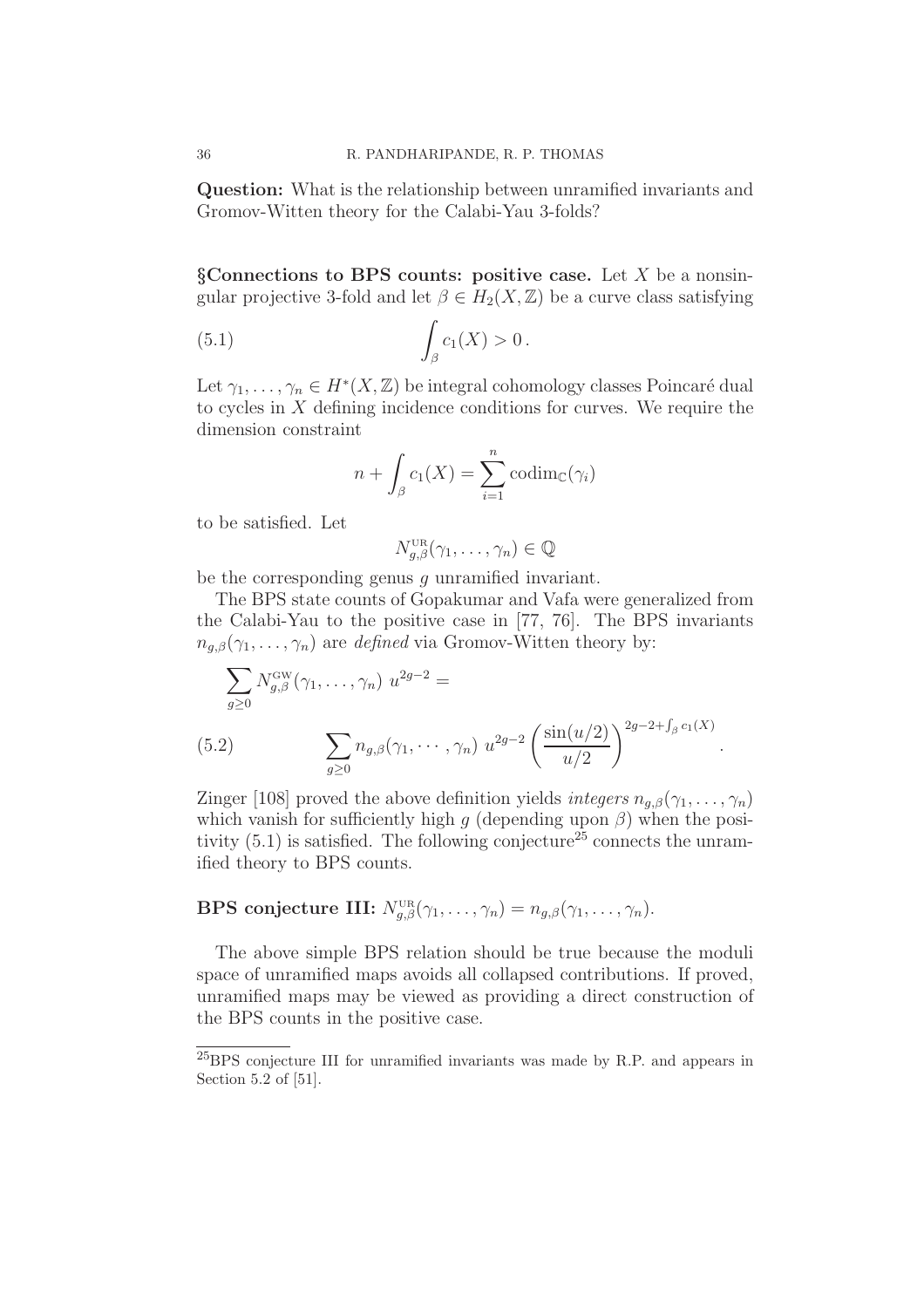**Question:** What is the relationship between unramified invariants and Gromov-Witten theory for the Calabi-Yau 3-folds?

**§Connections to BPS counts: positive case.** Let $X$ be a nonsingular projective 3-fold and let $\beta \in H_2(X, \mathbb{Z})$ be a curve class satisfying

$$\int_\beta c_1(X) > 0\,. \tag{5.1}$$

Let $\gamma_1, \ldots, \gamma_n \in H^*(X, \mathbb{Z})$ be integral cohomology classes Poincaré dual to cycles in $X$ defining incidence conditions for curves. We require the dimension constraint

$$n + \int_\beta c_1(X) = \sum_{i=1}^n \mathrm{codim}_{\mathbb{C}}(\gamma_i)$$

to be satisfied. Let

$$N^{\mathrm{UR}}_{g,\beta}(\gamma_1, \ldots, \gamma_n) \in \mathbb{Q}$$

be the corresponding genus $g$ unramified invariant.

The BPS state counts of Gopakumar and Vafa were generalized from the Calabi-Yau to the positive case in [77, 76]. The BPS invariants $n_{g,\beta}(\gamma_1, \ldots, \gamma_n)$ are *defined* via Gromov-Witten theory by:

$$\sum_{g \geq 0} N^{\mathrm{GW}}_{g,\beta}(\gamma_1, \ldots, \gamma_n)\ u^{2g-2} =$$

$$\sum_{g \geq 0} n_{g,\beta}(\gamma_1, \cdots, \gamma_n)\ u^{2g-2} \left( \frac{\sin(u/2)}{u/2} \right)^{2g-2+\int_\beta c_1(X)}. \tag{5.2}$$

Zinger [108] proved the above definition yields *integers* $n_{g,\beta}(\gamma_1, \ldots, \gamma_n)$ which vanish for sufficiently high $g$ (depending upon $\beta$) when the positivity (5.1) is satisfied. The following conjecture[25] connects the unramified theory to BPS counts.

**BPS conjecture III:** $N^{\mathrm{UR}}_{g,\beta}(\gamma_1, \ldots, \gamma_n) = n_{g,\beta}(\gamma_1, \ldots, \gamma_n)$.

The above simple BPS relation should be true because the moduli space of unramified maps avoids all collapsed contributions. If proved, unramified maps may be viewed as providing a direct construction of the BPS counts in the positive case.

[25] BPS conjecture III for unramified invariants was made by R.P. and appears in Section 5.2 of [51].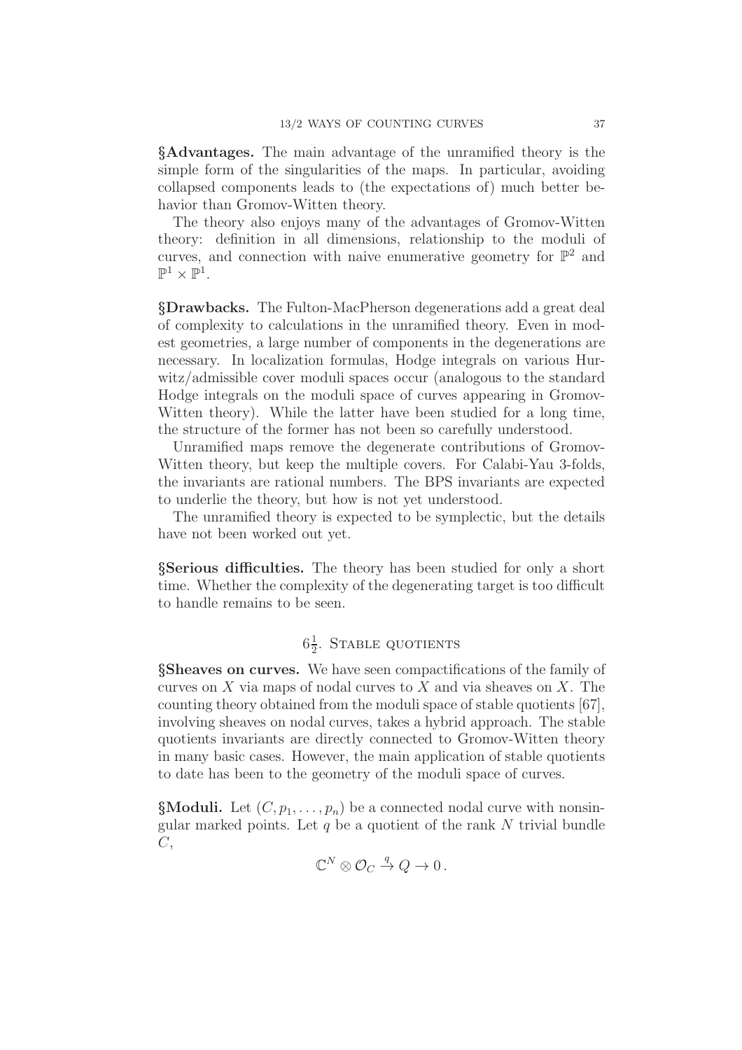**§Advantages.** The main advantage of the unramified theory is the simple form of the singularities of the maps. In particular, avoiding collapsed components leads to (the expectations of) much better behavior than Gromov-Witten theory.

The theory also enjoys many of the advantages of Gromov-Witten theory: definition in all dimensions, relationship to the moduli of curves, and connection with naive enumerative geometry for $\mathbb{P}^2$ and $\mathbb{P}^1 \times \mathbb{P}^1$.

**§Drawbacks.** The Fulton-MacPherson degenerations add a great deal of complexity to calculations in the unramified theory. Even in modest geometries, a large number of components in the degenerations are necessary. In localization formulas, Hodge integrals on various Hurwitz/admissible cover moduli spaces occur (analogous to the standard Hodge integrals on the moduli space of curves appearing in Gromov-Witten theory). While the latter have been studied for a long time, the structure of the former has not been so carefully understood.

Unramified maps remove the degenerate contributions of Gromov-Witten theory, but keep the multiple covers. For Calabi-Yau 3-folds, the invariants are rational numbers. The BPS invariants are expected to underlie the theory, but how is not yet understood.

The unramified theory is expected to be symplectic, but the details have not been worked out yet.

**§Serious difficulties.** The theory has been studied for only a short time. Whether the complexity of the degenerating target is too difficult to handle remains to be seen.

## $6\frac{1}{2}$. Stable quotients

**§Sheaves on curves.** We have seen compactifications of the family of curves on $X$ via maps of nodal curves to $X$ and via sheaves on $X$. The counting theory obtained from the moduli space of stable quotients [67], involving sheaves on nodal curves, takes a hybrid approach. The stable quotients invariants are directly connected to Gromov-Witten theory in many basic cases. However, the main application of stable quotients to date has been to the geometry of the moduli space of curves.

**§Moduli.** Let $(C, p_1, \ldots, p_n)$ be a connected nodal curve with nonsingular marked points. Let $q$ be a quotient of the rank $N$ trivial bundle $C$,

$$\mathbb{C}^N \otimes \mathcal{O}_C \xrightarrow{q} Q \to 0\,.$$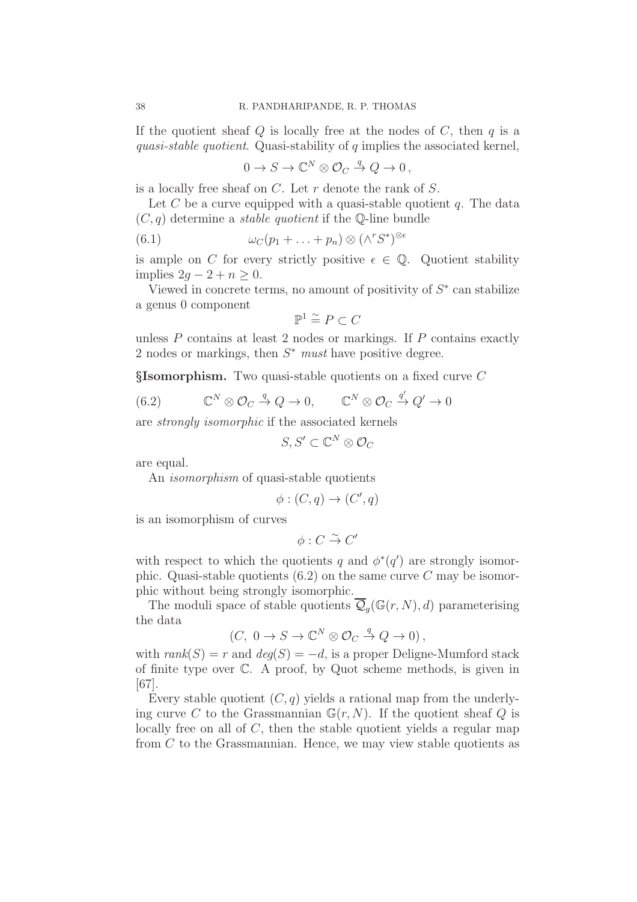If the quotient sheaf $Q$ is locally free at the nodes of $C$, then $q$ is a *quasi-stable quotient*. Quasi-stability of $q$ implies the associated kernel,

$$0 \to S \to \mathbb{C}^N \otimes \mathcal{O}_C \xrightarrow{q} Q \to 0\,,$$

is a locally free sheaf on $C$. Let $r$ denote the rank of $S$.

Let $C$ be a curve equipped with a quasi-stable quotient $q$. The data $(C, q)$ determine a *stable quotient* if the $\mathbb{Q}$-line bundle

$$\omega_C(p_1 + \ldots + p_n) \otimes (\wedge^r S^*)^{\otimes \epsilon} \tag{6.1}$$

is ample on $C$ for every strictly positive $\epsilon \in \mathbb{Q}$. Quotient stability implies $2g - 2 + n \geq 0$.

Viewed in concrete terms, no amount of positivity of $S^*$ can stabilize a genus 0 component

$$\mathbb{P}^1 \overset{\sim}{=} P \subset C$$

unless $P$ contains at least 2 nodes or markings. If $P$ contains exactly 2 nodes or markings, then $S^*$ *must* have positive degree.

**§Isomorphism.** Two quasi-stable quotients on a fixed curve $C$

$$\mathbb{C}^N \otimes \mathcal{O}_C \xrightarrow{q} Q \to 0, \qquad \mathbb{C}^N \otimes \mathcal{O}_C \xrightarrow{q'} Q' \to 0 \tag{6.2}$$

are *strongly isomorphic* if the associated kernels

$$S, S' \subset \mathbb{C}^N \otimes \mathcal{O}_C$$

are equal.

An *isomorphism* of quasi-stable quotients

$$\phi : (C, q) \to (C', q)$$

is an isomorphism of curves

$$\phi : C \xrightarrow{\sim} C'$$

with respect to which the quotients $q$ and $\phi^*(q')$ are strongly isomorphic. Quasi-stable quotients (6.2) on the same curve $C$ may be isomorphic without being strongly isomorphic.

The moduli space of stable quotients $\overline{\mathcal{Q}}_g(\mathbb{G}(r, N), d)$ parameterising the data

$$(C,\ 0 \to S \to \mathbb{C}^N \otimes \mathcal{O}_C \xrightarrow{q} Q \to 0)\,,$$

with $rank(S) = r$ and $deg(S) = -d$, is a proper Deligne-Mumford stack of finite type over $\mathbb{C}$. A proof, by Quot scheme methods, is given in [67].

Every stable quotient $(C, q)$ yields a rational map from the underlying curve $C$ to the Grassmannian $\mathbb{G}(r, N)$. If the quotient sheaf $Q$ is locally free on all of $C$, then the stable quotient yields a regular map from $C$ to the Grassmannian. Hence, we may view stable quotients as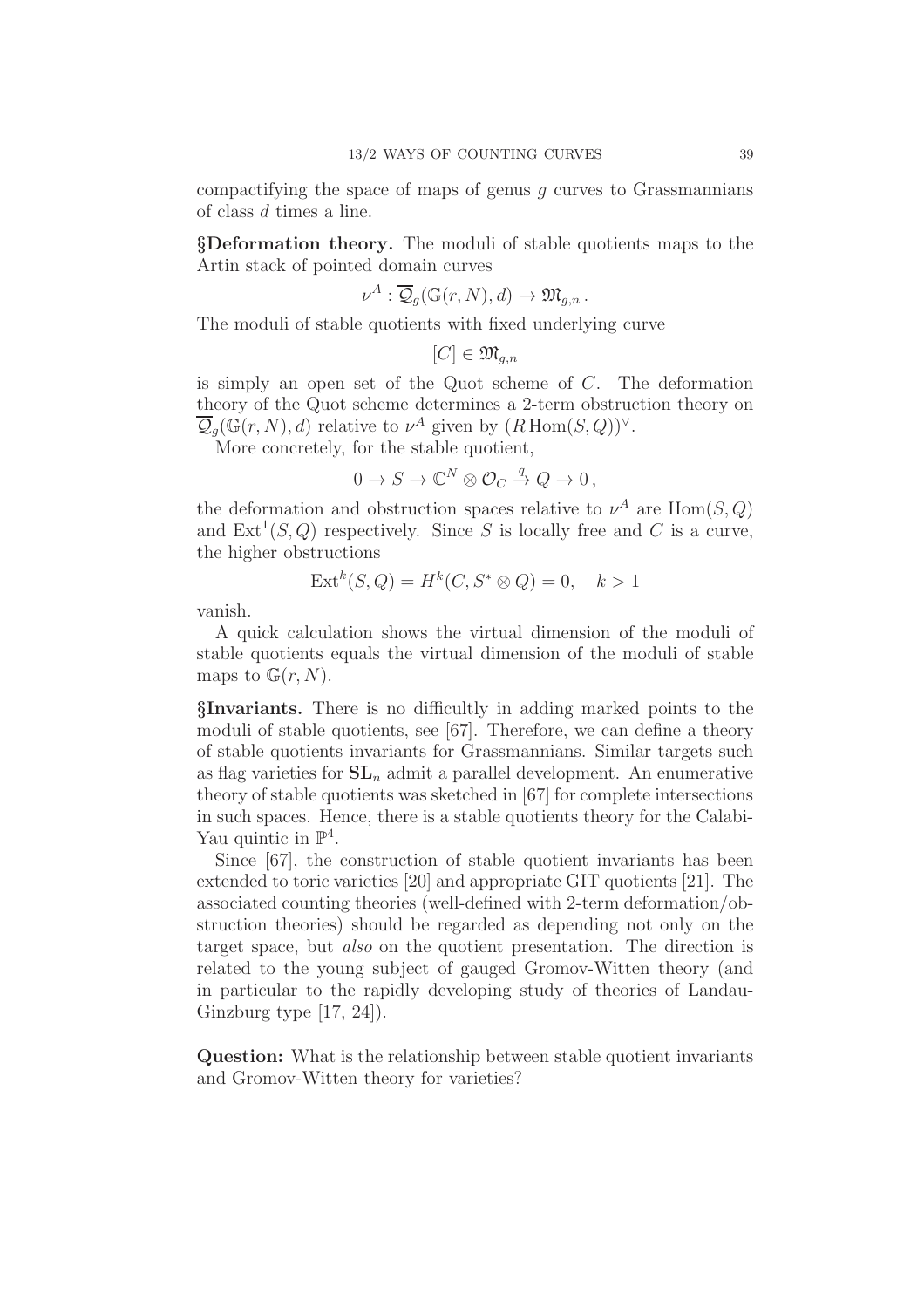compactifying the space of maps of genus $g$ curves to Grassmannians of class $d$ times a line.

**§Deformation theory.** The moduli of stable quotients maps to the Artin stack of pointed domain curves

$$\nu^A : \overline{\mathcal{Q}}_g(\mathbb{G}(r,N),d) \to \mathfrak{M}_{g,n}\,.$$

The moduli of stable quotients with fixed underlying curve

$$[C] \in \mathfrak{M}_{g,n}$$

is simply an open set of the Quot scheme of $C$. The deformation theory of the Quot scheme determines a 2-term obstruction theory on $\overline{\mathcal{Q}}_g(\mathbb{G}(r,N),d)$ relative to $\nu^A$ given by $(R\,\mathrm{Hom}(S,Q))^\vee$.

More concretely, for the stable quotient,

$$0 \to S \to \mathbb{C}^N \otimes \mathcal{O}_C \stackrel{q}{\to} Q \to 0\,,$$

the deformation and obstruction spaces relative to $\nu^A$ are $\mathrm{Hom}(S,Q)$ and $\mathrm{Ext}^1(S,Q)$ respectively. Since $S$ is locally free and $C$ is a curve, the higher obstructions

$$\mathrm{Ext}^k(S,Q) = H^k(C, S^* \otimes Q) = 0, \quad k > 1$$

vanish.

A quick calculation shows the virtual dimension of the moduli of stable quotients equals the virtual dimension of the moduli of stable maps to $\mathbb{G}(r,N)$.

**§Invariants.** There is no difficultly in adding marked points to the moduli of stable quotients, see [67]. Therefore, we can define a theory of stable quotients invariants for Grassmannians. Similar targets such as flag varieties for $\mathbf{SL}_n$ admit a parallel development. An enumerative theory of stable quotients was sketched in [67] for complete intersections in such spaces. Hence, there is a stable quotients theory for the Calabi-Yau quintic in $\mathbb{P}^4$.

Since [67], the construction of stable quotient invariants has been extended to toric varieties [20] and appropriate GIT quotients [21]. The associated counting theories (well-defined with 2-term deformation/obstruction theories) should be regarded as depending not only on the target space, but *also* on the quotient presentation. The direction is related to the young subject of gauged Gromov-Witten theory (and in particular to the rapidly developing study of theories of Landau-Ginzburg type [17, 24]).

**Question:** What is the relationship between stable quotient invariants and Gromov-Witten theory for varieties?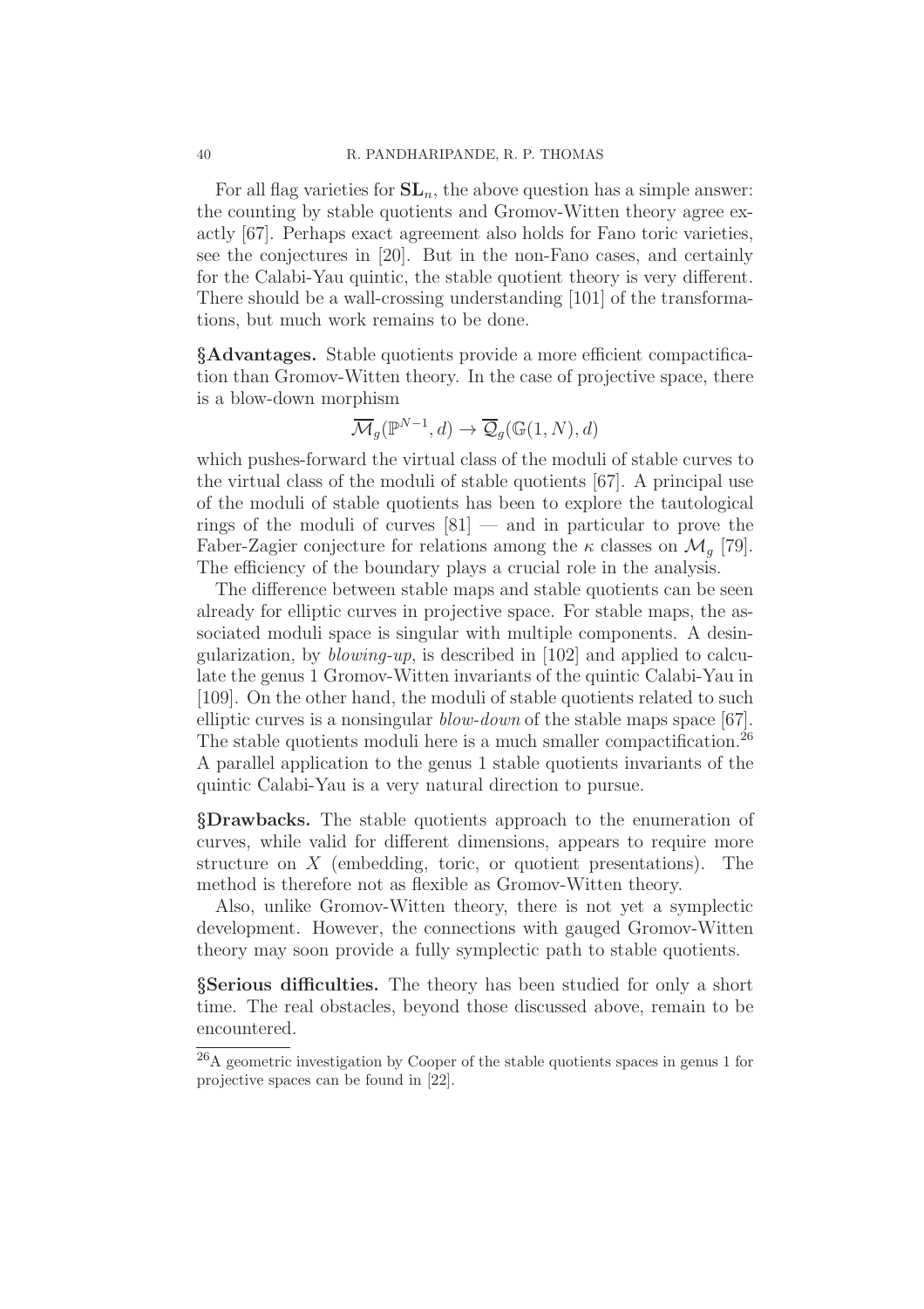For all flag varieties for $\mathbf{SL}_n$, the above question has a simple answer: the counting by stable quotients and Gromov-Witten theory agree exactly [67]. Perhaps exact agreement also holds for Fano toric varieties, see the conjectures in [20]. But in the non-Fano cases, and certainly for the Calabi-Yau quintic, the stable quotient theory is very different. There should be a wall-crossing understanding [101] of the transformations, but much work remains to be done.

**§Advantages.** Stable quotients provide a more efficient compactification than Gromov-Witten theory. In the case of projective space, there is a blow-down morphism

$$\overline{\mathcal{M}}_g(\mathbb{P}^{N-1}, d) \to \overline{\mathcal{Q}}_g(\mathbb{G}(1, N), d)$$

which pushes-forward the virtual class of the moduli of stable curves to the virtual class of the moduli of stable quotients [67]. A principal use of the moduli of stable quotients has been to explore the tautological rings of the moduli of curves [81] — and in particular to prove the Faber-Zagier conjecture for relations among the $\kappa$ classes on $\mathcal{M}_g$ [79]. The efficiency of the boundary plays a crucial role in the analysis.

The difference between stable maps and stable quotients can be seen already for elliptic curves in projective space. For stable maps, the associated moduli space is singular with multiple components. A desingularization, by *blowing-up*, is described in [102] and applied to calculate the genus 1 Gromov-Witten invariants of the quintic Calabi-Yau in [109]. On the other hand, the moduli of stable quotients related to such elliptic curves is a nonsingular *blow-down* of the stable maps space [67]. The stable quotients moduli here is a much smaller compactification.[26] A parallel application to the genus 1 stable quotients invariants of the quintic Calabi-Yau is a very natural direction to pursue.

**§Drawbacks.** The stable quotients approach to the enumeration of curves, while valid for different dimensions, appears to require more structure on $X$ (embedding, toric, or quotient presentations). The method is therefore not as flexible as Gromov-Witten theory.

Also, unlike Gromov-Witten theory, there is not yet a symplectic development. However, the connections with gauged Gromov-Witten theory may soon provide a fully symplectic path to stable quotients.

**§Serious difficulties.** The theory has been studied for only a short time. The real obstacles, beyond those discussed above, remain to be encountered.

[26] A geometric investigation by Cooper of the stable quotients spaces in genus 1 for projective spaces can be found in [22].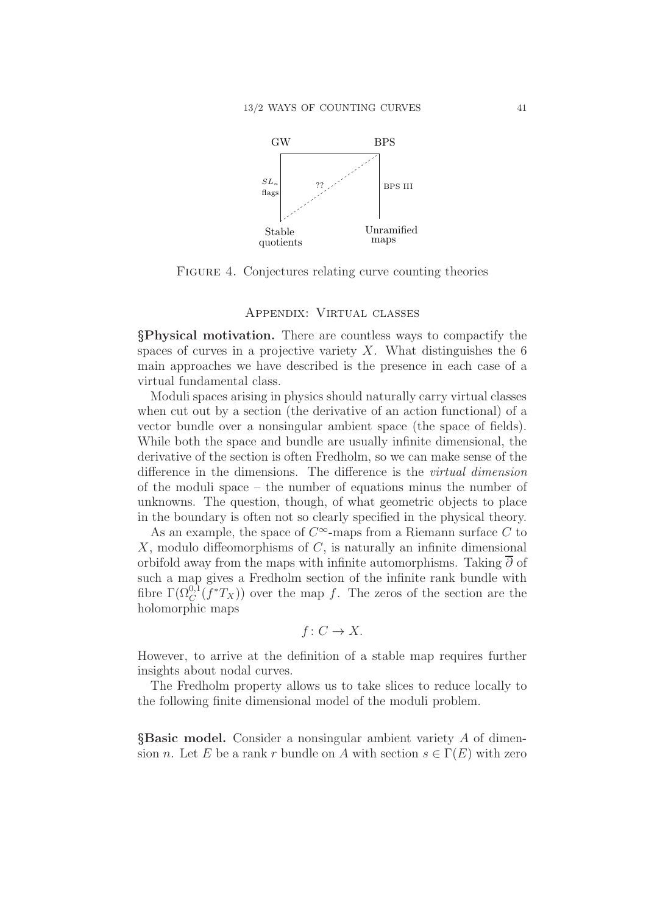GW BPS

$SL_n$ flags ?? BPS III

Stable quotients Unramified maps

FIGURE 4. Conjectures relating curve counting theories

## Appendix: Virtual classes

**§Physical motivation.** There are countless ways to compactify the spaces of curves in a projective variety $X$. What distinguishes the 6 main approaches we have described is the presence in each case of a virtual fundamental class.

Moduli spaces arising in physics should naturally carry virtual classes when cut out by a section (the derivative of an action functional) of a vector bundle over a nonsingular ambient space (the space of fields). While both the space and bundle are usually infinite dimensional, the derivative of the section is often Fredholm, so we can make sense of the difference in the dimensions. The difference is the *virtual dimension* of the moduli space – the number of equations minus the number of unknowns. The question, though, of what geometric objects to place in the boundary is often not so clearly specified in the physical theory.

As an example, the space of $C^\infty$-maps from a Riemann surface $C$ to $X$, modulo diffeomorphisms of $C$, is naturally an infinite dimensional orbifold away from the maps with infinite automorphisms. Taking $\overline{\partial}$ of such a map gives a Fredholm section of the infinite rank bundle with fibre $\Gamma(\Omega^{0,1}_C(f^*T_X))$ over the map $f$. The zeros of the section are the holomorphic maps

$$f\colon C \to X.$$

However, to arrive at the definition of a stable map requires further insights about nodal curves.

The Fredholm property allows us to take slices to reduce locally to the following finite dimensional model of the moduli problem.

**§Basic model.** Consider a nonsingular ambient variety $A$ of dimension $n$. Let $E$ be a rank $r$ bundle on $A$ with section $s \in \Gamma(E)$ with zero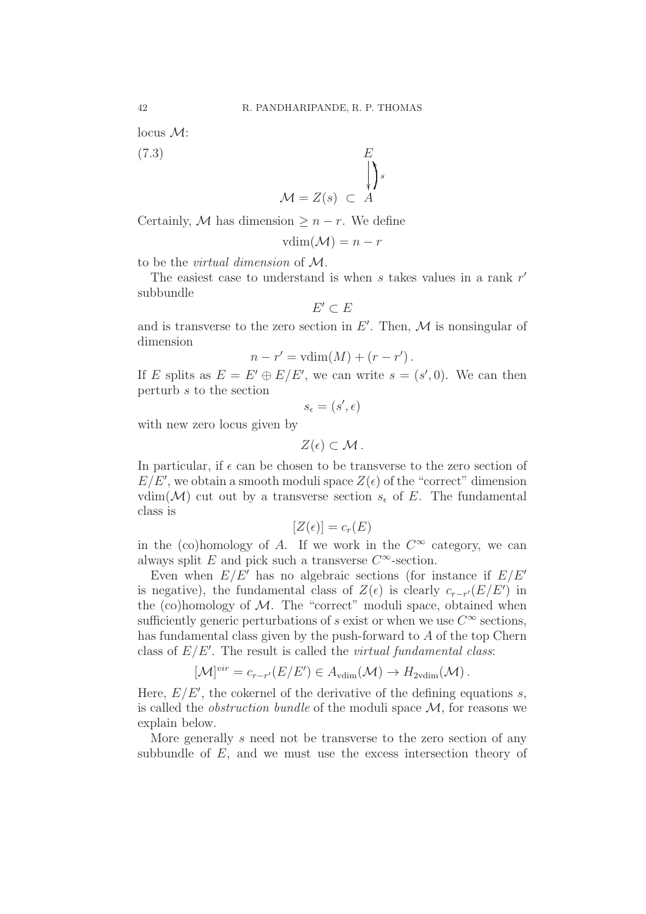locus $\mathcal{M}$:

$$
\begin{array}{ccc} & & E \\ & & \downarrow \uparrow s \\ \mathcal{M} = Z(s) & \subset & A \end{array} \tag{7.3}
$$

Certainly, $\mathcal{M}$ has dimension $\geq n - r$. We define

$$\text{vdim}(\mathcal{M}) = n - r$$

to be the *virtual dimension* of $\mathcal{M}$.

The easiest case to understand is when $s$ takes values in a rank $r'$ subbundle

$$E' \subset E$$

and is transverse to the zero section in $E'$. Then, $\mathcal{M}$ is nonsingular of dimension

$$n - r' = \text{vdim}(M) + (r - r')\,.$$

If $E$ splits as $E = E' \oplus E/E'$, we can write $s = (s', 0)$. We can then perturb $s$ to the section

$$s_\epsilon = (s', \epsilon)$$

with new zero locus given by

$$Z(\epsilon) \subset \mathcal{M}\,.$$

In particular, if $\epsilon$ can be chosen to be transverse to the zero section of $E/E'$, we obtain a smooth moduli space $Z(\epsilon)$ of the "correct" dimension $\text{vdim}(\mathcal{M})$ cut out by a transverse section $s_\epsilon$ of $E$. The fundamental class is

$$[Z(\epsilon)] = c_r(E)$$

in the (co)homology of $A$. If we work in the $C^\infty$ category, we can always split $E$ and pick such a transverse $C^\infty$-section.

Even when $E/E'$ has no algebraic sections (for instance if $E/E'$ is negative), the fundamental class of $Z(\epsilon)$ is clearly $c_{r-r'}(E/E')$ in the (co)homology of $\mathcal{M}$. The "correct" moduli space, obtained when sufficiently generic perturbations of $s$ exist or when we use $C^\infty$ sections, has fundamental class given by the push-forward to $A$ of the top Chern class of $E/E'$. The result is called the *virtual fundamental class*:

$$[\mathcal{M}]^{vir} = c_{r-r'}(E/E') \in A_{\text{vdim}}(\mathcal{M}) \to H_{2\text{vdim}}(\mathcal{M})\,.$$

Here, $E/E'$, the cokernel of the derivative of the defining equations $s$, is called the *obstruction bundle* of the moduli space $\mathcal{M}$, for reasons we explain below.

More generally $s$ need not be transverse to the zero section of any subbundle of $E$, and we must use the excess intersection theory of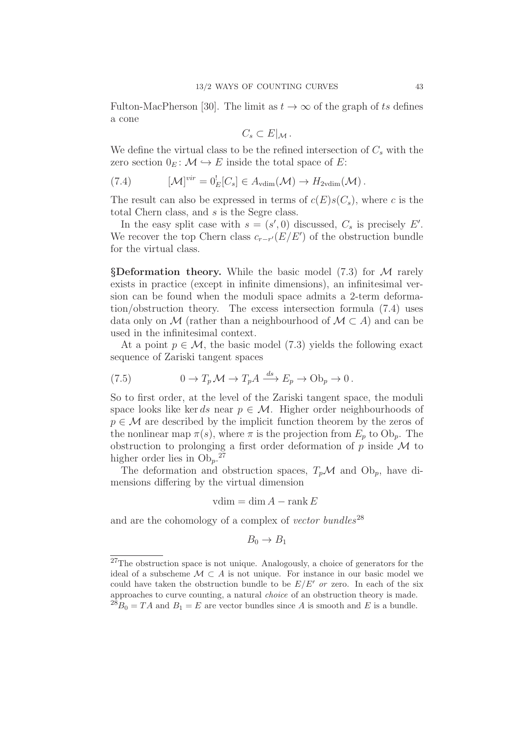Fulton-MacPherson [30]. The limit as $t \to \infty$ of the graph of $ts$ defines a cone

$$C_s \subset E|_{\mathcal{M}}\,.$$

We define the virtual class to be the refined intersection of $C_s$ with the zero section $0_E \colon \mathcal{M} \hookrightarrow E$ inside the total space of $E$:

$$[\mathcal{M}]^{vir} = 0_E^![C_s] \in A_{\mathrm{vdim}}(\mathcal{M}) \to H_{2\mathrm{vdim}}(\mathcal{M})\,. \tag{7.4}$$

The result can also be expressed in terms of $c(E)s(C_s)$, where $c$ is the total Chern class, and $s$ is the Segre class.

In the easy split case with $s = (s', 0)$ discussed, $C_s$ is precisely $E'$. We recover the top Chern class $c_{r-r'}(E/E')$ of the obstruction bundle for the virtual class.

**§Deformation theory.** While the basic model (7.3) for $\mathcal{M}$ rarely exists in practice (except in infinite dimensions), an infinitesimal version can be found when the moduli space admits a 2-term deformation/obstruction theory. The excess intersection formula (7.4) uses data only on $\mathcal{M}$ (rather than a neighbourhood of $\mathcal{M} \subset A$) and can be used in the infinitesimal context.

At a point $p \in \mathcal{M}$, the basic model (7.3) yields the following exact sequence of Zariski tangent spaces

$$0 \to T_p\mathcal{M} \to T_pA \xrightarrow{ds} E_p \to \mathrm{Ob}_p \to 0\,. \tag{7.5}$$

So to first order, at the level of the Zariski tangent space, the moduli space looks like $\ker ds$ near $p \in \mathcal{M}$. Higher order neighbourhoods of $p \in \mathcal{M}$ are described by the implicit function theorem by the zeros of the nonlinear map $\pi(s)$, where $\pi$ is the projection from $E_p$ to $\mathrm{Ob}_p$. The obstruction to prolonging a first order deformation of $p$ inside $\mathcal{M}$ to higher order lies in $\mathrm{Ob}_p$.[27]

The deformation and obstruction spaces, $T_p\mathcal{M}$ and $\mathrm{Ob}_p$, have dimensions differing by the virtual dimension

$$\mathrm{vdim} = \dim A - \operatorname{rank} E$$

and are the cohomology of a complex of *vector bundles*[28]

$$B_0 \to B_1$$

---

[27] The obstruction space is not unique. Analogously, a choice of generators for the ideal of a subscheme $\mathcal{M} \subset A$ is not unique. For instance in our basic model we could have taken the obstruction bundle to be $E/E'$ *or* zero. In each of the six approaches to curve counting, a natural *choice* of an obstruction theory is made.

[28] $B_0 = TA$ and $B_1 = E$ are vector bundles since $A$ is smooth and $E$ is a bundle.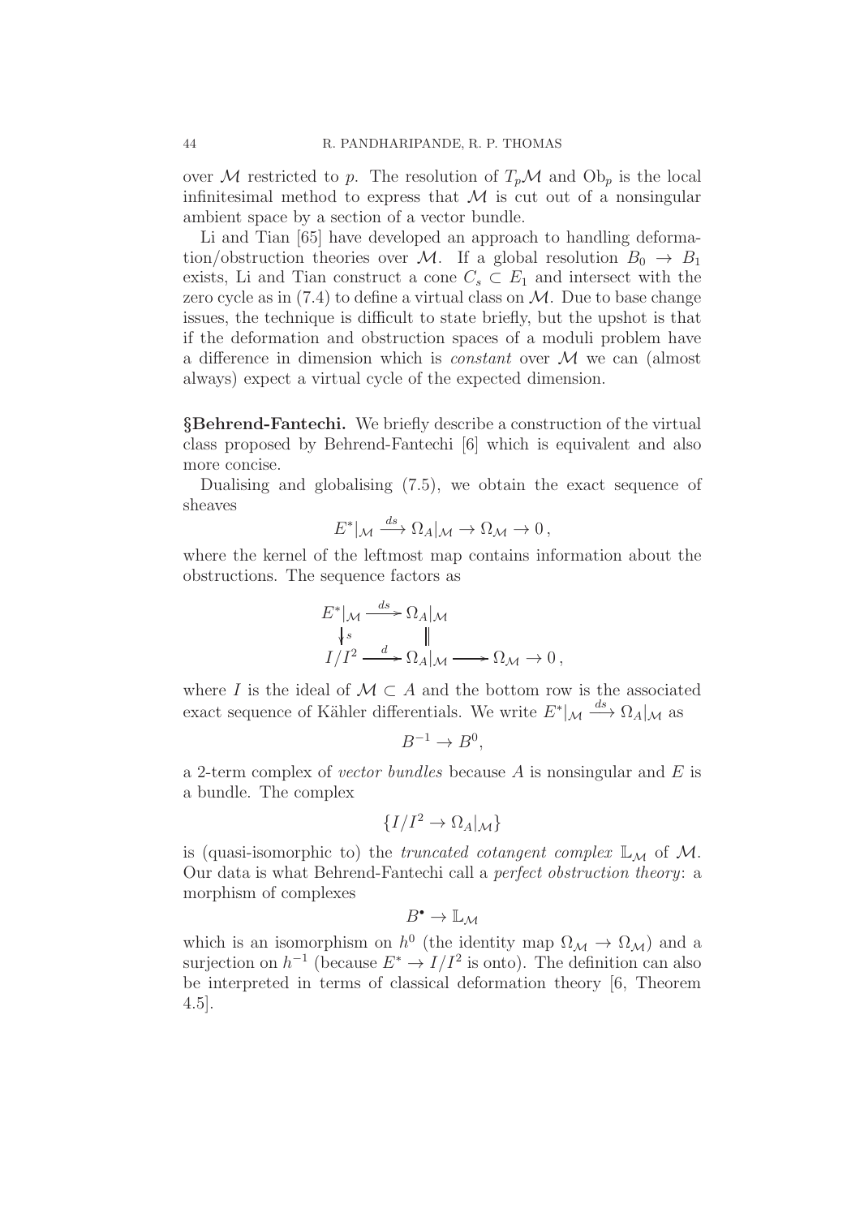over $\mathcal{M}$ restricted to $p$. The resolution of $T_p\mathcal{M}$ and $\mathrm{Ob}_p$ is the local infinitesimal method to express that $\mathcal{M}$ is cut out of a nonsingular ambient space by a section of a vector bundle.

Li and Tian [65] have developed an approach to handling deformation/obstruction theories over $\mathcal{M}$. If a global resolution $B_0 \to B_1$ exists, Li and Tian construct a cone $C_s \subset E_1$ and intersect with the zero cycle as in (7.4) to define a virtual class on $\mathcal{M}$. Due to base change issues, the technique is difficult to state briefly, but the upshot is that if the deformation and obstruction spaces of a moduli problem have a difference in dimension which is *constant* over $\mathcal{M}$ we can (almost always) expect a virtual cycle of the expected dimension.

**§Behrend-Fantechi.** We briefly describe a construction of the virtual class proposed by Behrend-Fantechi [6] which is equivalent and also more concise.

Dualising and globalising (7.5), we obtain the exact sequence of sheaves

$$E^*|_{\mathcal{M}} \xrightarrow{ds} \Omega_A|_{\mathcal{M}} \to \Omega_{\mathcal{M}} \to 0\,,$$

where the kernel of the leftmost map contains information about the obstructions. The sequence factors as

$$\begin{array}{ccccc} E^*|_{\mathcal{M}} & \xrightarrow{ds} & \Omega_A|_{\mathcal{M}} & & \\ \downarrow{\scriptstyle s} & & \| & & \\ I/I^2 & \xrightarrow{d} & \Omega_A|_{\mathcal{M}} & \longrightarrow & \Omega_{\mathcal{M}} \to 0\,, \end{array}$$

where $I$ is the ideal of $\mathcal{M} \subset A$ and the bottom row is the associated exact sequence of Kähler differentials. We write $E^*|_{\mathcal{M}} \xrightarrow{ds} \Omega_A|_{\mathcal{M}}$ as

$$B^{-1} \to B^0,$$

a 2-term complex of *vector bundles* because $A$ is nonsingular and $E$ is a bundle. The complex

$$\{I/I^2 \to \Omega_A|_{\mathcal{M}}\}$$

is (quasi-isomorphic to) the *truncated cotangent complex* $\mathbb{L}_{\mathcal{M}}$ of $\mathcal{M}$. Our data is what Behrend-Fantechi call a *perfect obstruction theory*: a morphism of complexes

$$B^\bullet \to \mathbb{L}_{\mathcal{M}}$$

which is an isomorphism on $h^0$ (the identity map $\Omega_{\mathcal{M}} \to \Omega_{\mathcal{M}}$) and a surjection on $h^{-1}$ (because $E^* \to I/I^2$ is onto). The definition can also be interpreted in terms of classical deformation theory [6, Theorem 4.5].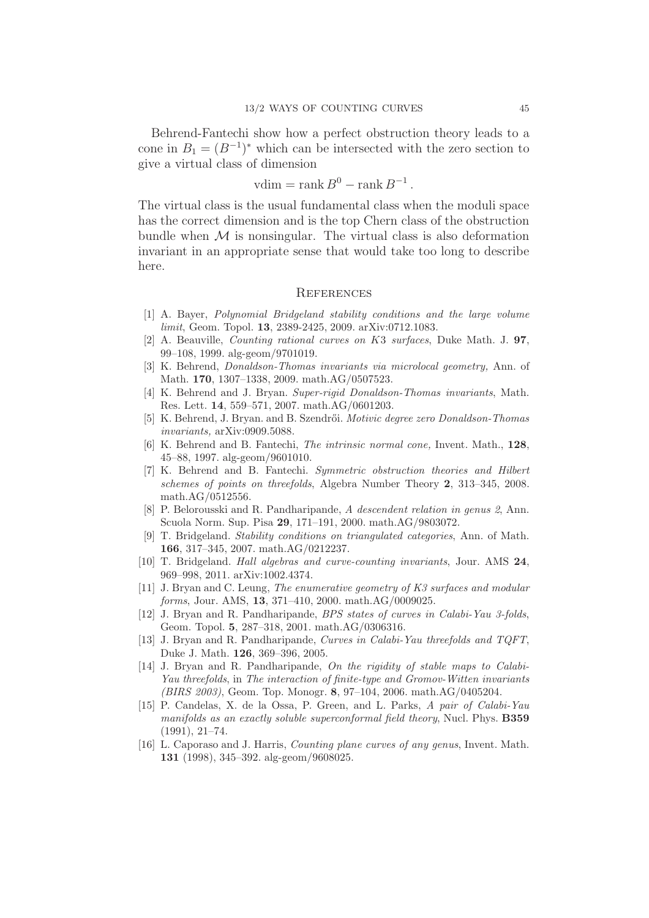Behrend-Fantechi show how a perfect obstruction theory leads to a cone in $B_1 = (B^{-1})^*$ which can be intersected with the zero section to give a virtual class of dimension

$$\text{vdim} = \operatorname{rank} B^0 - \operatorname{rank} B^{-1} .$$

The virtual class is the usual fundamental class when the moduli space has the correct dimension and is the top Chern class of the obstruction bundle when $\mathcal{M}$ is nonsingular. The virtual class is also deformation invariant in an appropriate sense that would take too long to describe here.

## References

[1] A. Bayer, *Polynomial Bridgeland stability conditions and the large volume limit*, Geom. Topol. **13**, 2389-2425, 2009. arXiv:0712.1083.

[2] A. Beauville, *Counting rational curves on K3 surfaces*, Duke Math. J. **97**, 99–108, 1999. alg-geom/9701019.

[3] K. Behrend, *Donaldson-Thomas invariants via microlocal geometry,* Ann. of Math. **170**, 1307–1338, 2009. math.AG/0507523.

[4] K. Behrend and J. Bryan. *Super-rigid Donaldson-Thomas invariants*, Math. Res. Lett. **14**, 559–571, 2007. math.AG/0601203.

[5] K. Behrend, J. Bryan. and B. Szendrői. *Motivic degree zero Donaldson-Thomas invariants,* arXiv:0909.5088.

[6] K. Behrend and B. Fantechi, *The intrinsic normal cone,* Invent. Math., **128**, 45–88, 1997. alg-geom/9601010.

[7] K. Behrend and B. Fantechi. *Symmetric obstruction theories and Hilbert schemes of points on threefolds*, Algebra Number Theory **2**, 313–345, 2008. math.AG/0512556.

[8] P. Belorousski and R. Pandharipande, *A descendent relation in genus 2*, Ann. Scuola Norm. Sup. Pisa **29**, 171–191, 2000. math.AG/9803072.

[9] T. Bridgeland. *Stability conditions on triangulated categories*, Ann. of Math. **166**, 317–345, 2007. math.AG/0212237.

[10] T. Bridgeland. *Hall algebras and curve-counting invariants*, Jour. AMS **24**, 969–998, 2011. arXiv:1002.4374.

[11] J. Bryan and C. Leung, *The enumerative geometry of K3 surfaces and modular forms*, Jour. AMS, **13**, 371–410, 2000. math.AG/0009025.

[12] J. Bryan and R. Pandharipande, *BPS states of curves in Calabi-Yau 3-folds*, Geom. Topol. **5**, 287–318, 2001. math.AG/0306316.

[13] J. Bryan and R. Pandharipande, *Curves in Calabi-Yau threefolds and TQFT*, Duke J. Math. **126**, 369–396, 2005.

[14] J. Bryan and R. Pandharipande, *On the rigidity of stable maps to Calabi-Yau threefolds*, in *The interaction of finite-type and Gromov-Witten invariants (BIRS 2003)*, Geom. Top. Monogr. **8**, 97–104, 2006. math.AG/0405204.

[15] P. Candelas, X. de la Ossa, P. Green, and L. Parks, *A pair of Calabi-Yau manifolds as an exactly soluble superconformal field theory*, Nucl. Phys. **B359** (1991), 21–74.

[16] L. Caporaso and J. Harris, *Counting plane curves of any genus*, Invent. Math. **131** (1998), 345–392. alg-geom/9608025.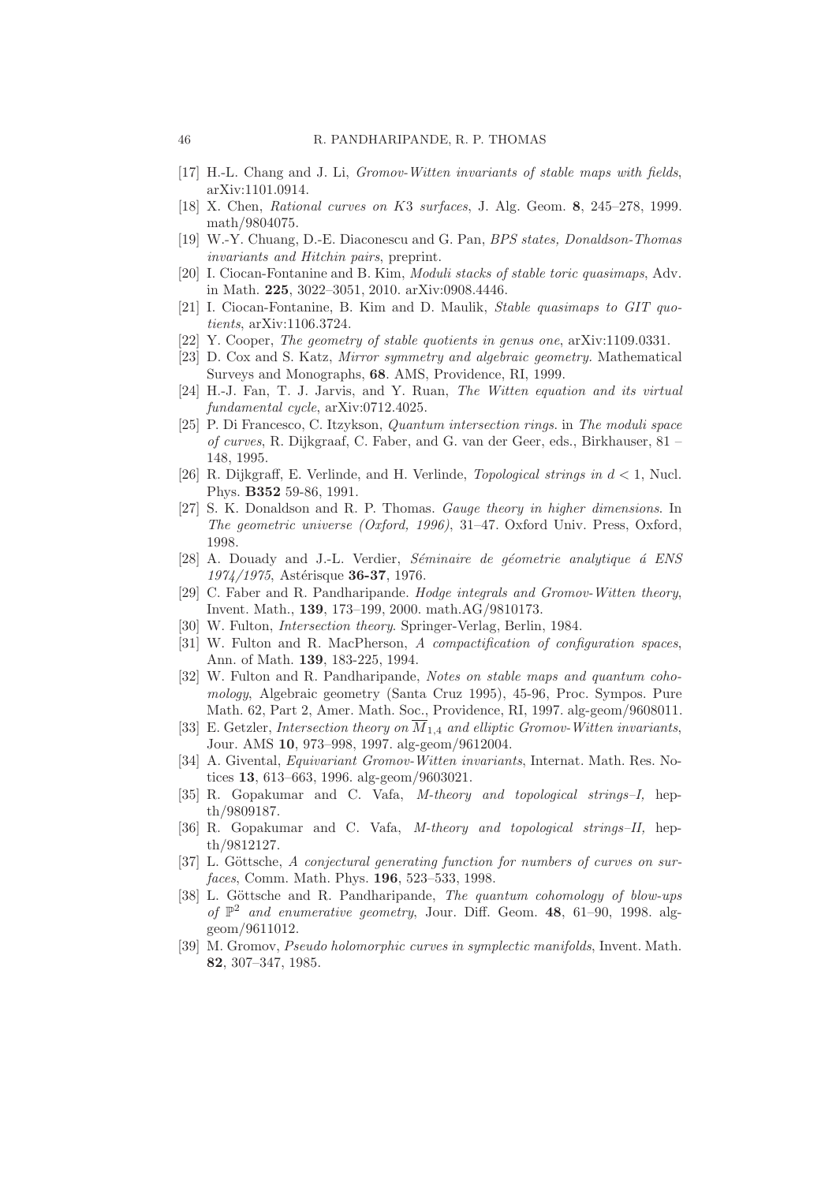[17] H.-L. Chang and J. Li, *Gromov-Witten invariants of stable maps with fields*, arXiv:1101.0914.

[18] X. Chen, *Rational curves on K3 surfaces*, J. Alg. Geom. **8**, 245–278, 1999. math/9804075.

[19] W.-Y. Chuang, D.-E. Diaconescu and G. Pan, *BPS states, Donaldson-Thomas invariants and Hitchin pairs*, preprint.

[20] I. Ciocan-Fontanine and B. Kim, *Moduli stacks of stable toric quasimaps*, Adv. in Math. **225**, 3022–3051, 2010. arXiv:0908.4446.

[21] I. Ciocan-Fontanine, B. Kim and D. Maulik, *Stable quasimaps to GIT quotients*, arXiv:1106.3724.

[22] Y. Cooper, *The geometry of stable quotients in genus one*, arXiv:1109.0331.

[23] D. Cox and S. Katz, *Mirror symmetry and algebraic geometry.* Mathematical Surveys and Monographs, **68**. AMS, Providence, RI, 1999.

[24] H.-J. Fan, T. J. Jarvis, and Y. Ruan, *The Witten equation and its virtual fundamental cycle*, arXiv:0712.4025.

[25] P. Di Francesco, C. Itzykson, *Quantum intersection rings*. in *The moduli space of curves*, R. Dijkgraaf, C. Faber, and G. van der Geer, eds., Birkhauser, 81 – 148, 1995.

[26] R. Dijkgraff, E. Verlinde, and H. Verlinde, *Topological strings in $d < 1$*, Nucl. Phys. **B352** 59-86, 1991.

[27] S. K. Donaldson and R. P. Thomas. *Gauge theory in higher dimensions*. In *The geometric universe (Oxford, 1996)*, 31–47. Oxford Univ. Press, Oxford, 1998.

[28] A. Douady and J.-L. Verdier, *Séminaire de géometrie analytique á ENS 1974/1975*, Astérisque **36-37**, 1976.

[29] C. Faber and R. Pandharipande. *Hodge integrals and Gromov-Witten theory*, Invent. Math., **139**, 173–199, 2000. math.AG/9810173.

[30] W. Fulton, *Intersection theory*. Springer-Verlag, Berlin, 1984.

[31] W. Fulton and R. MacPherson, *A compactification of configuration spaces*, Ann. of Math. **139**, 183-225, 1994.

[32] W. Fulton and R. Pandharipande, *Notes on stable maps and quantum cohomology*, Algebraic geometry (Santa Cruz 1995), 45-96, Proc. Sympos. Pure Math. 62, Part 2, Amer. Math. Soc., Providence, RI, 1997. alg-geom/9608011.

[33] E. Getzler, *Intersection theory on $\overline{M}_{1,4}$ and elliptic Gromov-Witten invariants*, Jour. AMS **10**, 973–998, 1997. alg-geom/9612004.

[34] A. Givental, *Equivariant Gromov-Witten invariants*, Internat. Math. Res. Notices **13**, 613–663, 1996. alg-geom/9603021.

[35] R. Gopakumar and C. Vafa, *M-theory and topological strings–I,* hep-th/9809187.

[36] R. Gopakumar and C. Vafa, *M-theory and topological strings–II,* hep-th/9812127.

[37] L. Göttsche, *A conjectural generating function for numbers of curves on surfaces*, Comm. Math. Phys. **196**, 523–533, 1998.

[38] L. Göttsche and R. Pandharipande, *The quantum cohomology of blow-ups of $\mathbb{P}^2$ and enumerative geometry*, Jour. Diff. Geom. **48**, 61–90, 1998. alg-geom/9611012.

[39] M. Gromov, *Pseudo holomorphic curves in symplectic manifolds*, Invent. Math. **82**, 307–347, 1985.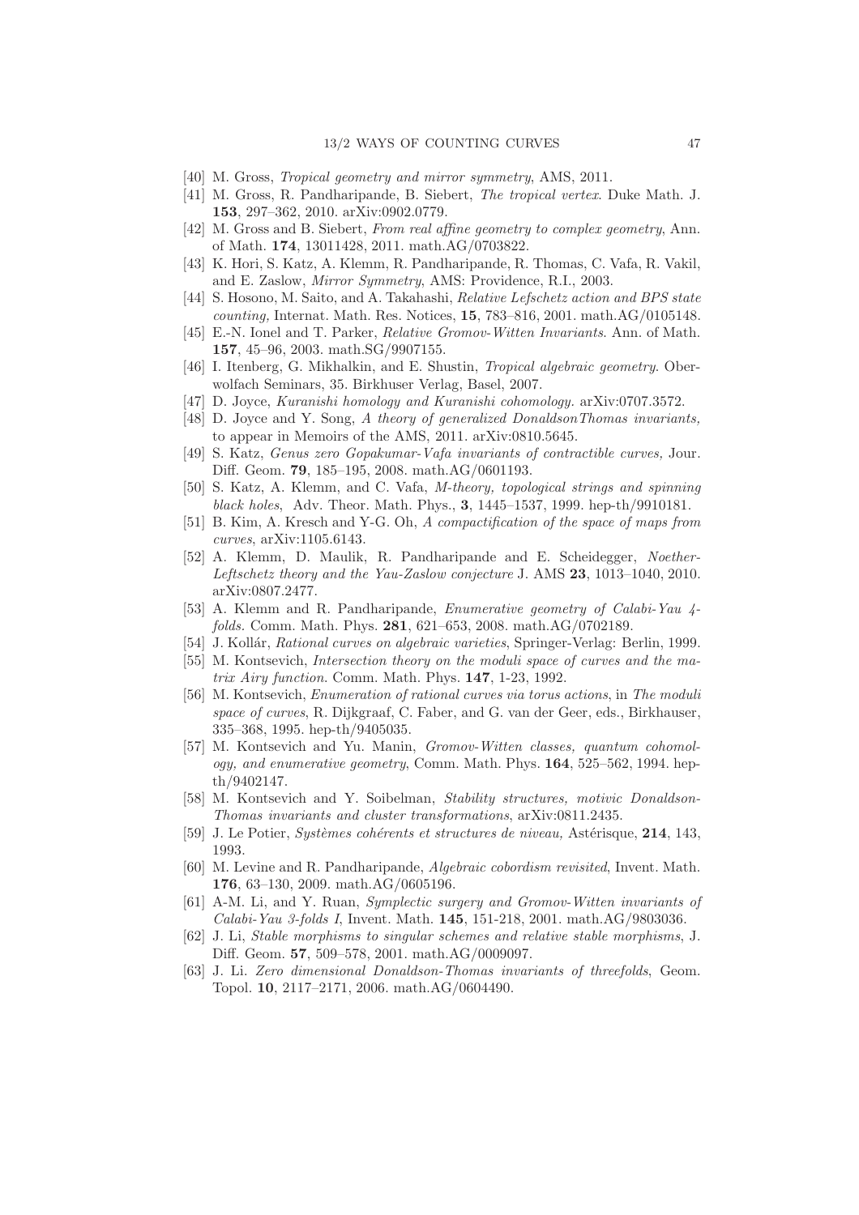[40] M. Gross, *Tropical geometry and mirror symmetry*, AMS, 2011.

[41] M. Gross, R. Pandharipande, B. Siebert, *The tropical vertex*. Duke Math. J. **153**, 297–362, 2010. arXiv:0902.0779.

[42] M. Gross and B. Siebert, *From real affine geometry to complex geometry*, Ann. of Math. **174**, 13011428, 2011. math.AG/0703822.

[43] K. Hori, S. Katz, A. Klemm, R. Pandharipande, R. Thomas, C. Vafa, R. Vakil, and E. Zaslow, *Mirror Symmetry*, AMS: Providence, R.I., 2003.

[44] S. Hosono, M. Saito, and A. Takahashi, *Relative Lefschetz action and BPS state counting,* Internat. Math. Res. Notices, **15**, 783–816, 2001. math.AG/0105148.

[45] E.-N. Ionel and T. Parker, *Relative Gromov-Witten Invariants*. Ann. of Math. **157**, 45–96, 2003. math.SG/9907155.

[46] I. Itenberg, G. Mikhalkin, and E. Shustin, *Tropical algebraic geometry*. Oberwolfach Seminars, 35. Birkhuser Verlag, Basel, 2007.

[47] D. Joyce, *Kuranishi homology and Kuranishi cohomology.* arXiv:0707.3572.

[48] D. Joyce and Y. Song, *A theory of generalized DonaldsonThomas invariants,* to appear in Memoirs of the AMS, 2011. arXiv:0810.5645.

[49] S. Katz, *Genus zero Gopakumar-Vafa invariants of contractible curves,* Jour. Diff. Geom. **79**, 185–195, 2008. math.AG/0601193.

[50] S. Katz, A. Klemm, and C. Vafa, *M-theory, topological strings and spinning black holes*, Adv. Theor. Math. Phys., **3**, 1445–1537, 1999. hep-th/9910181.

[51] B. Kim, A. Kresch and Y-G. Oh, *A compactification of the space of maps from curves*, arXiv:1105.6143.

[52] A. Klemm, D. Maulik, R. Pandharipande and E. Scheidegger, *Noether-Leftschetz theory and the Yau-Zaslow conjecture* J. AMS **23**, 1013–1040, 2010. arXiv:0807.2477.

[53] A. Klemm and R. Pandharipande, *Enumerative geometry of Calabi-Yau 4-folds*. Comm. Math. Phys. **281**, 621–653, 2008. math.AG/0702189.

[54] J. Kollár, *Rational curves on algebraic varieties*, Springer-Verlag: Berlin, 1999.

[55] M. Kontsevich, *Intersection theory on the moduli space of curves and the matrix Airy function*. Comm. Math. Phys. **147**, 1-23, 1992.

[56] M. Kontsevich, *Enumeration of rational curves via torus actions*, in *The moduli space of curves*, R. Dijkgraaf, C. Faber, and G. van der Geer, eds., Birkhauser, 335–368, 1995. hep-th/9405035.

[57] M. Kontsevich and Yu. Manin, *Gromov-Witten classes, quantum cohomology, and enumerative geometry*, Comm. Math. Phys. **164**, 525–562, 1994. hep-th/9402147.

[58] M. Kontsevich and Y. Soibelman, *Stability structures, motivic Donaldson-Thomas invariants and cluster transformations*, arXiv:0811.2435.

[59] J. Le Potier, *Systèmes cohérents et structures de niveau,* Astérisque, **214**, 143, 1993.

[60] M. Levine and R. Pandharipande, *Algebraic cobordism revisited*, Invent. Math. **176**, 63–130, 2009. math.AG/0605196.

[61] A-M. Li, and Y. Ruan, *Symplectic surgery and Gromov-Witten invariants of Calabi-Yau 3-folds I*, Invent. Math. **145**, 151-218, 2001. math.AG/9803036.

[62] J. Li, *Stable morphisms to singular schemes and relative stable morphisms*, J. Diff. Geom. **57**, 509–578, 2001. math.AG/0009097.

[63] J. Li. *Zero dimensional Donaldson-Thomas invariants of threefolds*, Geom. Topol. **10**, 2117–2171, 2006. math.AG/0604490.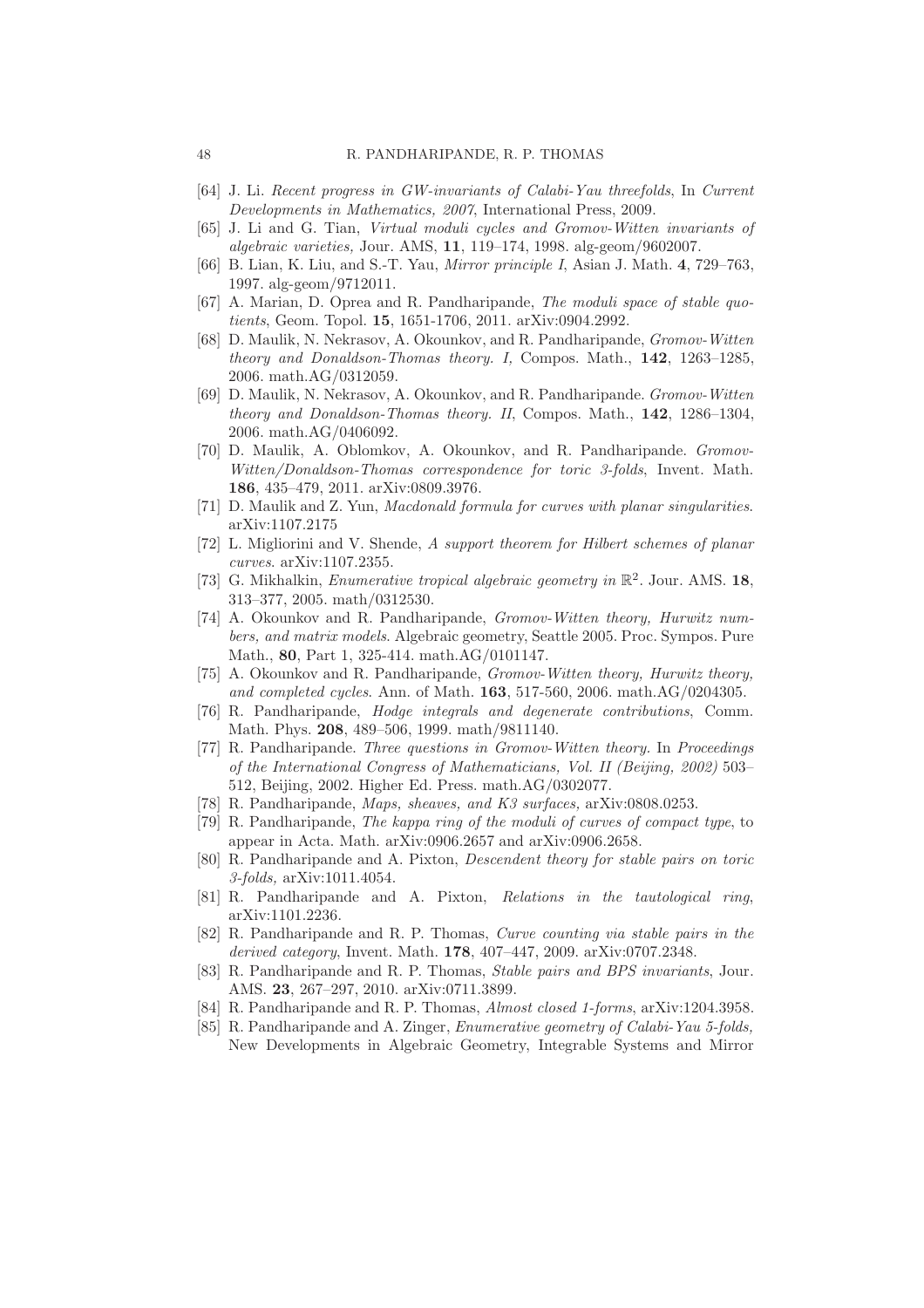- [64] J. Li. *Recent progress in GW-invariants of Calabi-Yau threefolds*, In *Current Developments in Mathematics, 2007*, International Press, 2009.
- [65] J. Li and G. Tian, *Virtual moduli cycles and Gromov-Witten invariants of algebraic varieties,* Jour. AMS, **11**, 119–174, 1998. alg-geom/9602007.
- [66] B. Lian, K. Liu, and S.-T. Yau, *Mirror principle I*, Asian J. Math. **4**, 729–763, 1997. alg-geom/9712011.
- [67] A. Marian, D. Oprea and R. Pandharipande, *The moduli space of stable quotients*, Geom. Topol. **15**, 1651-1706, 2011. arXiv:0904.2992.
- [68] D. Maulik, N. Nekrasov, A. Okounkov, and R. Pandharipande, *Gromov-Witten theory and Donaldson-Thomas theory. I,* Compos. Math., **142**, 1263–1285, 2006. math.AG/0312059.
- [69] D. Maulik, N. Nekrasov, A. Okounkov, and R. Pandharipande. *Gromov-Witten theory and Donaldson-Thomas theory. II*, Compos. Math., **142**, 1286–1304, 2006. math.AG/0406092.
- [70] D. Maulik, A. Oblomkov, A. Okounkov, and R. Pandharipande. *Gromov-Witten/Donaldson-Thomas correspondence for toric 3-folds*, Invent. Math. **186**, 435–479, 2011. arXiv:0809.3976.
- [71] D. Maulik and Z. Yun, *Macdonald formula for curves with planar singularities*. arXiv:1107.2175
- [72] L. Migliorini and V. Shende, *A support theorem for Hilbert schemes of planar curves*. arXiv:1107.2355.
- [73] G. Mikhalkin, *Enumerative tropical algebraic geometry in* $\mathbb{R}^2$. Jour. AMS. **18**, 313–377, 2005. math/0312530.
- [74] A. Okounkov and R. Pandharipande, *Gromov-Witten theory, Hurwitz numbers, and matrix models*. Algebraic geometry, Seattle 2005. Proc. Sympos. Pure Math., **80**, Part 1, 325-414. math.AG/0101147.
- [75] A. Okounkov and R. Pandharipande, *Gromov-Witten theory, Hurwitz theory, and completed cycles*. Ann. of Math. **163**, 517-560, 2006. math.AG/0204305.
- [76] R. Pandharipande, *Hodge integrals and degenerate contributions*, Comm. Math. Phys. **208**, 489–506, 1999. math/9811140.
- [77] R. Pandharipande. *Three questions in Gromov-Witten theory.* In *Proceedings of the International Congress of Mathematicians, Vol. II (Beijing, 2002)* 503–512, Beijing, 2002. Higher Ed. Press. math.AG/0302077.
- [78] R. Pandharipande, *Maps, sheaves, and K3 surfaces,* arXiv:0808.0253.
- [79] R. Pandharipande, *The kappa ring of the moduli of curves of compact type*, to appear in Acta. Math. arXiv:0906.2657 and arXiv:0906.2658.
- [80] R. Pandharipande and A. Pixton, *Descendent theory for stable pairs on toric 3-folds,* arXiv:1011.4054.
- [81] R. Pandharipande and A. Pixton, *Relations in the tautological ring*, arXiv:1101.2236.
- [82] R. Pandharipande and R. P. Thomas, *Curve counting via stable pairs in the derived category*, Invent. Math. **178**, 407–447, 2009. arXiv:0707.2348.
- [83] R. Pandharipande and R. P. Thomas, *Stable pairs and BPS invariants*, Jour. AMS. **23**, 267–297, 2010. arXiv:0711.3899.
- [84] R. Pandharipande and R. P. Thomas, *Almost closed 1-forms*, arXiv:1204.3958.
- [85] R. Pandharipande and A. Zinger, *Enumerative geometry of Calabi-Yau 5-folds,* New Developments in Algebraic Geometry, Integrable Systems and Mirror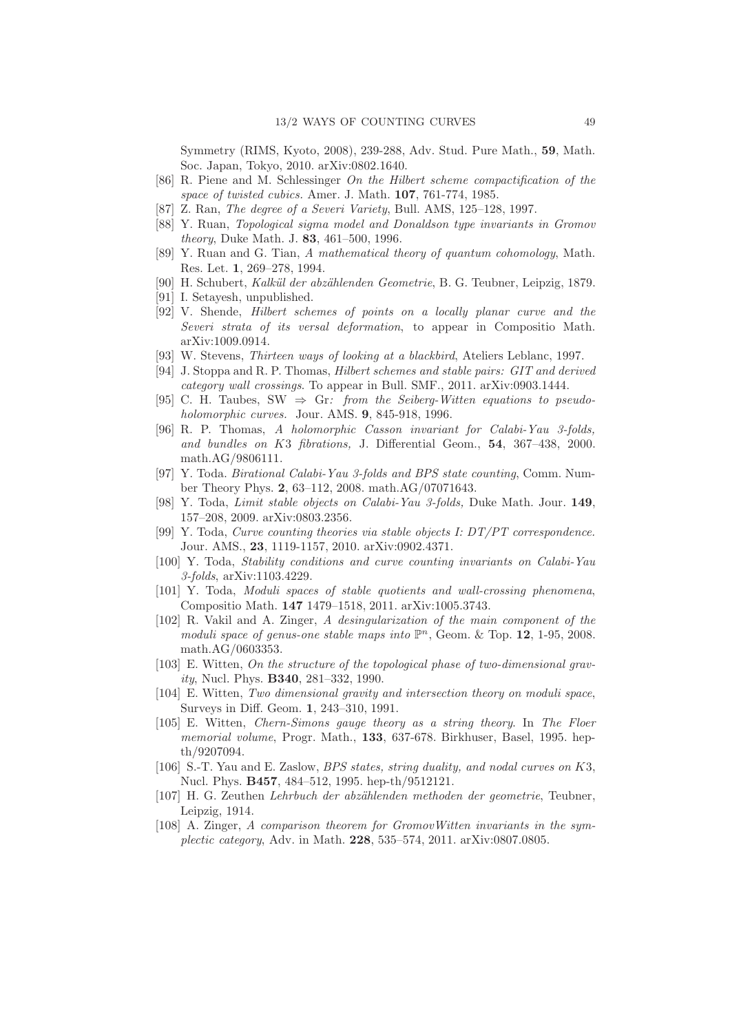Symmetry (RIMS, Kyoto, 2008), 239-288, Adv. Stud. Pure Math., **59**, Math. Soc. Japan, Tokyo, 2010. arXiv:0802.1640.

[86] R. Piene and M. Schlessinger *On the Hilbert scheme compactification of the space of twisted cubics.* Amer. J. Math. **107**, 761-774, 1985.

[87] Z. Ran, *The degree of a Severi Variety*, Bull. AMS, 125–128, 1997.

[88] Y. Ruan, *Topological sigma model and Donaldson type invariants in Gromov theory*, Duke Math. J. **83**, 461–500, 1996.

[89] Y. Ruan and G. Tian, *A mathematical theory of quantum cohomology*, Math. Res. Let. **1**, 269–278, 1994.

[90] H. Schubert, *Kalkül der abzählenden Geometrie*, B. G. Teubner, Leipzig, 1879.

[91] I. Setayesh, unpublished.

[92] V. Shende, *Hilbert schemes of points on a locally planar curve and the Severi strata of its versal deformation*, to appear in Compositio Math. arXiv:1009.0914.

[93] W. Stevens, *Thirteen ways of looking at a blackbird*, Ateliers Leblanc, 1997.

[94] J. Stoppa and R. P. Thomas, *Hilbert schemes and stable pairs: GIT and derived category wall crossings*. To appear in Bull. SMF., 2011. arXiv:0903.1444.

[95] C. H. Taubes, SW $\Rightarrow$ Gr*: from the Seiberg-Witten equations to pseudo-holomorphic curves.* Jour. AMS. **9**, 845-918, 1996.

[96] R. P. Thomas, *A holomorphic Casson invariant for Calabi-Yau 3-folds, and bundles on* $K3$ *fibrations,* J. Differential Geom., **54**, 367–438, 2000. math.AG/9806111.

[97] Y. Toda. *Birational Calabi-Yau 3-folds and BPS state counting*, Comm. Number Theory Phys. **2**, 63–112, 2008. math.AG/07071643.

[98] Y. Toda, *Limit stable objects on Calabi-Yau 3-folds,* Duke Math. Jour. **149**, 157–208, 2009. arXiv:0803.2356.

[99] Y. Toda, *Curve counting theories via stable objects I: DT/PT correspondence.* Jour. AMS., **23**, 1119-1157, 2010. arXiv:0902.4371.

[100] Y. Toda, *Stability conditions and curve counting invariants on Calabi-Yau 3-folds*, arXiv:1103.4229.

[101] Y. Toda, *Moduli spaces of stable quotients and wall-crossing phenomena*, Compositio Math. **147** 1479–1518, 2011. arXiv:1005.3743.

[102] R. Vakil and A. Zinger, *A desingularization of the main component of the moduli space of genus-one stable maps into* $\mathbb{P}^n$, Geom. & Top. **12**, 1-95, 2008. math.AG/0603353.

[103] E. Witten, *On the structure of the topological phase of two-dimensional gravity*, Nucl. Phys. **B340**, 281–332, 1990.

[104] E. Witten, *Two dimensional gravity and intersection theory on moduli space*, Surveys in Diff. Geom. **1**, 243–310, 1991.

[105] E. Witten, *Chern-Simons gauge theory as a string theory*. In *The Floer memorial volume*, Progr. Math., **133**, 637-678. Birkhuser, Basel, 1995. hep-th/9207094.

[106] S.-T. Yau and E. Zaslow, *BPS states, string duality, and nodal curves on* $K3$, Nucl. Phys. **B457**, 484–512, 1995. hep-th/9512121.

[107] H. G. Zeuthen *Lehrbuch der abzählenden methoden der geometrie*, Teubner, Leipzig, 1914.

[108] A. Zinger, *A comparison theorem for GromovWitten invariants in the symplectic category*, Adv. in Math. **228**, 535–574, 2011. arXiv:0807.0805.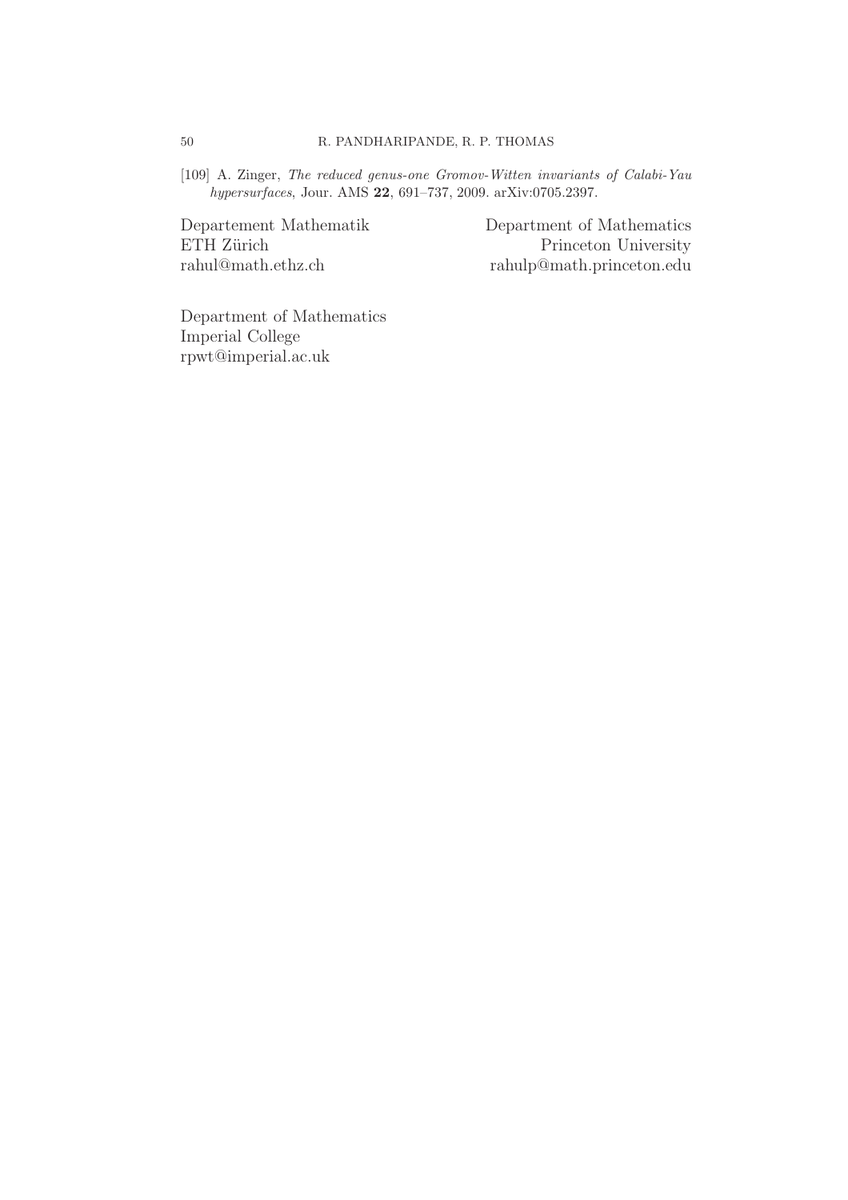[109] A. Zinger, *The reduced genus-one Gromov-Witten invariants of Calabi-Yau hypersurfaces*, Jour. AMS **22**, 691–737, 2009. arXiv:0705.2397.

Departement Mathematik
ETH Zürich
rahul@math.ethz.ch

Department of Mathematics
Princeton University
rahulp@math.princeton.edu

Department of Mathematics
Imperial College
rpwt@imperial.ac.uk